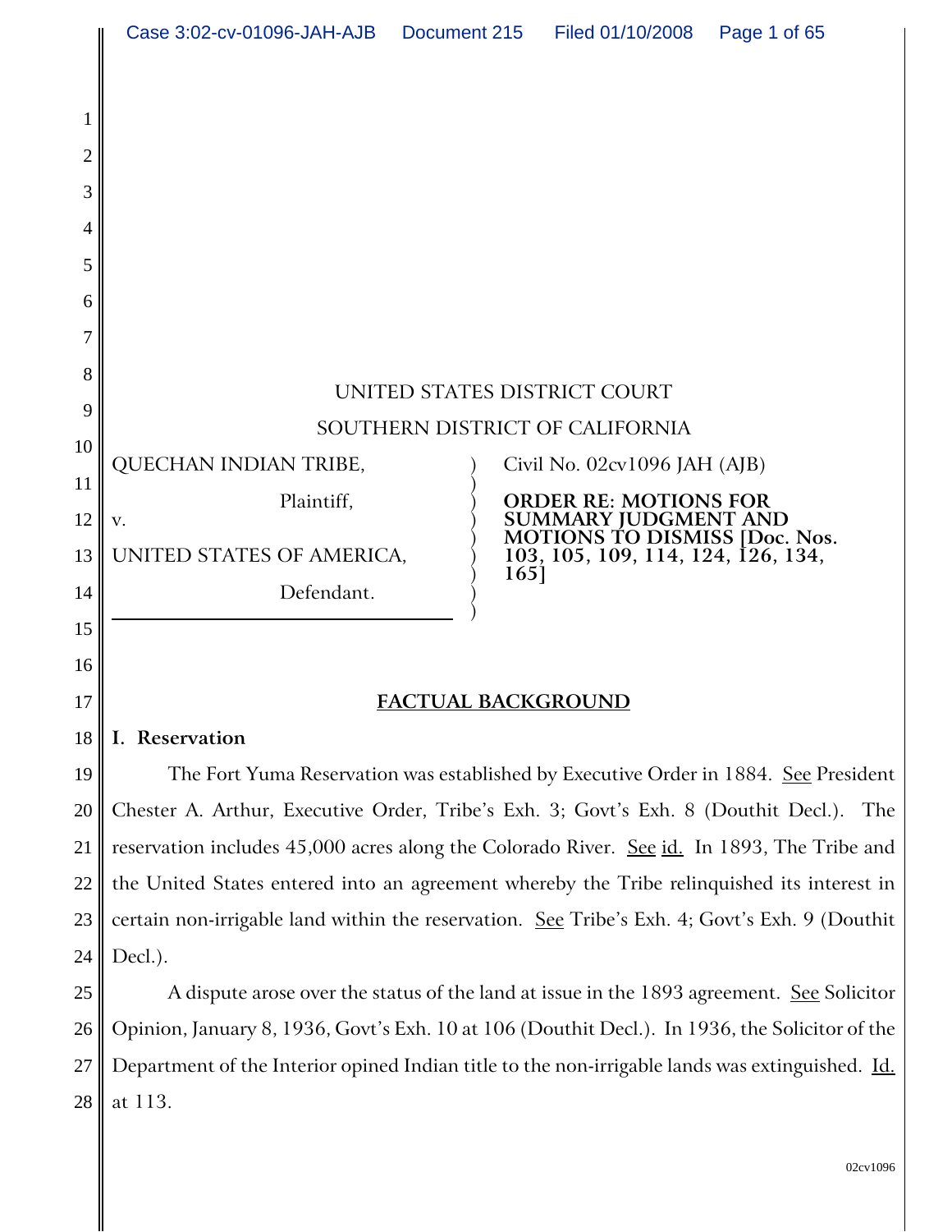UNITED STATES DISTRICT COURT

SOUTHERN DISTRICT OF CALIFORNIA

| | | |
|---|---|---|
| QUECHAN INDIAN TRIBE,<br><br>Plaintiff,<br><br>v.<br><br>UNITED STATES OF AMERICA,<br><br>Defendant. | ) | Civil No. 02cv1096 JAH (AJB)<br><br>**ORDER RE: MOTIONS FOR SUMMARY JUDGMENT AND MOTIONS TO DISMISS [Doc. Nos. 103, 105, 109, 114, 124, 126, 134, 165]** |

## FACTUAL BACKGROUND

### I. Reservation

The Fort Yuma Reservation was established by Executive Order in 1884. See President Chester A. Arthur, Executive Order, Tribe's Exh. 3; Govt's Exh. 8 (Douthit Decl.). The reservation includes 45,000 acres along the Colorado River. See id. In 1893, The Tribe and the United States entered into an agreement whereby the Tribe relinquished its interest in certain non-irrigable land within the reservation. See Tribe's Exh. 4; Govt's Exh. 9 (Douthit Decl.).

A dispute arose over the status of the land at issue in the 1893 agreement. See Solicitor Opinion, January 8, 1936, Govt's Exh. 10 at 106 (Douthit Decl.). In 1936, the Solicitor of the Department of the Interior opined Indian title to the non-irrigable lands was extinguished. Id. at 113.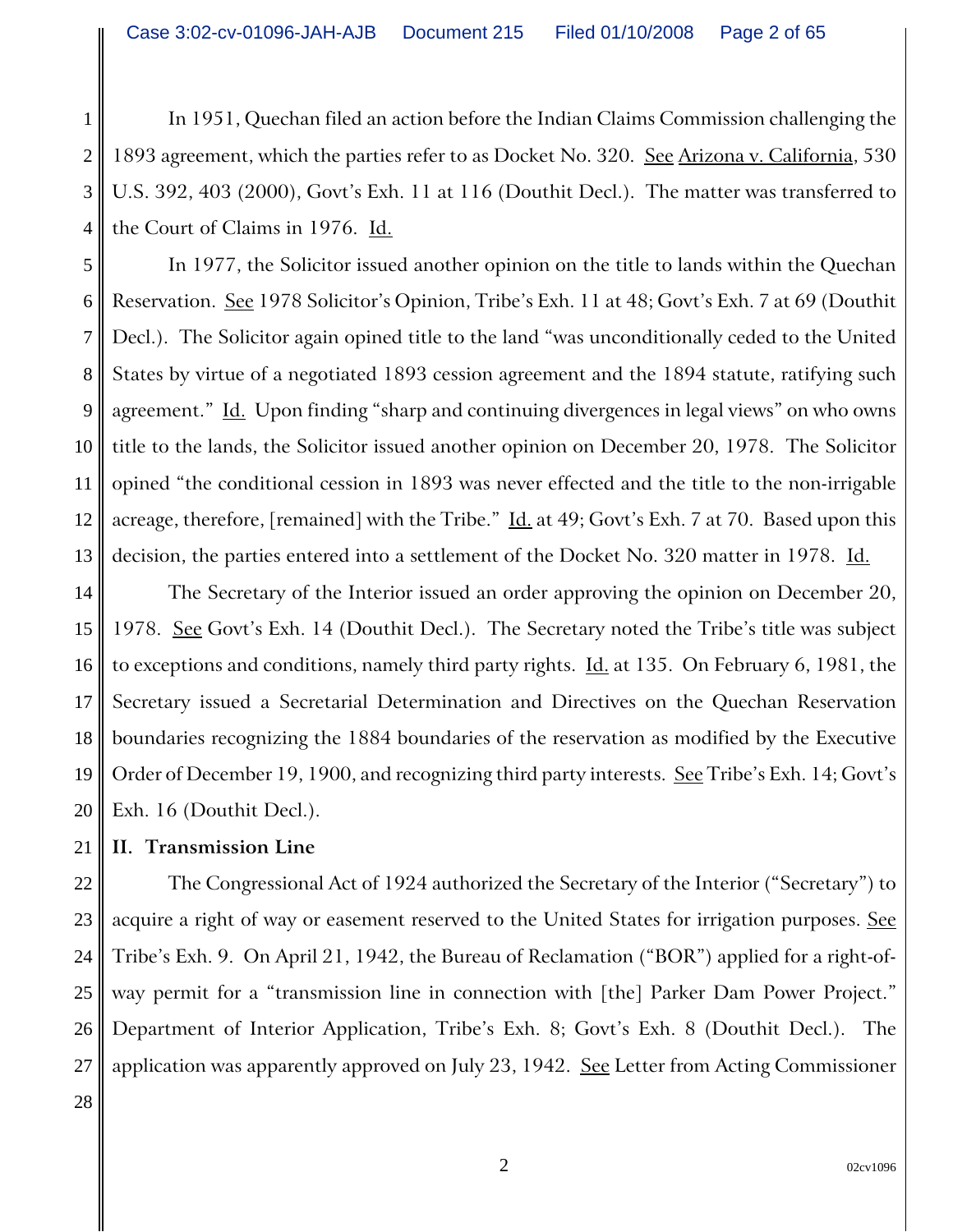In 1951, Quechan filed an action before the Indian Claims Commission challenging the 1893 agreement, which the parties refer to as Docket No. 320. See Arizona v. California, 530 U.S. 392, 403 (2000), Govt's Exh. 11 at 116 (Douthit Decl.). The matter was transferred to the Court of Claims in 1976. Id.

In 1977, the Solicitor issued another opinion on the title to lands within the Quechan Reservation. See 1978 Solicitor's Opinion, Tribe's Exh. 11 at 48; Govt's Exh. 7 at 69 (Douthit Decl.). The Solicitor again opined title to the land "was unconditionally ceded to the United States by virtue of a negotiated 1893 cession agreement and the 1894 statute, ratifying such agreement." Id. Upon finding "sharp and continuing divergences in legal views" on who owns title to the lands, the Solicitor issued another opinion on December 20, 1978. The Solicitor opined "the conditional cession in 1893 was never effected and the title to the non-irrigable acreage, therefore, [remained] with the Tribe." Id. at 49; Govt's Exh. 7 at 70. Based upon this decision, the parties entered into a settlement of the Docket No. 320 matter in 1978. Id.

The Secretary of the Interior issued an order approving the opinion on December 20, 1978. See Govt's Exh. 14 (Douthit Decl.). The Secretary noted the Tribe's title was subject to exceptions and conditions, namely third party rights. Id. at 135. On February 6, 1981, the Secretary issued a Secretarial Determination and Directives on the Quechan Reservation boundaries recognizing the 1884 boundaries of the reservation as modified by the Executive Order of December 19, 1900, and recognizing third party interests. See Tribe's Exh. 14; Govt's Exh. 16 (Douthit Decl.).

## II. Transmission Line

The Congressional Act of 1924 authorized the Secretary of the Interior ("Secretary") to acquire a right of way or easement reserved to the United States for irrigation purposes. See Tribe's Exh. 9. On April 21, 1942, the Bureau of Reclamation ("BOR") applied for a right-of-way permit for a "transmission line in connection with [the] Parker Dam Power Project." Department of Interior Application, Tribe's Exh. 8; Govt's Exh. 8 (Douthit Decl.). The application was apparently approved on July 23, 1942. See Letter from Acting Commissioner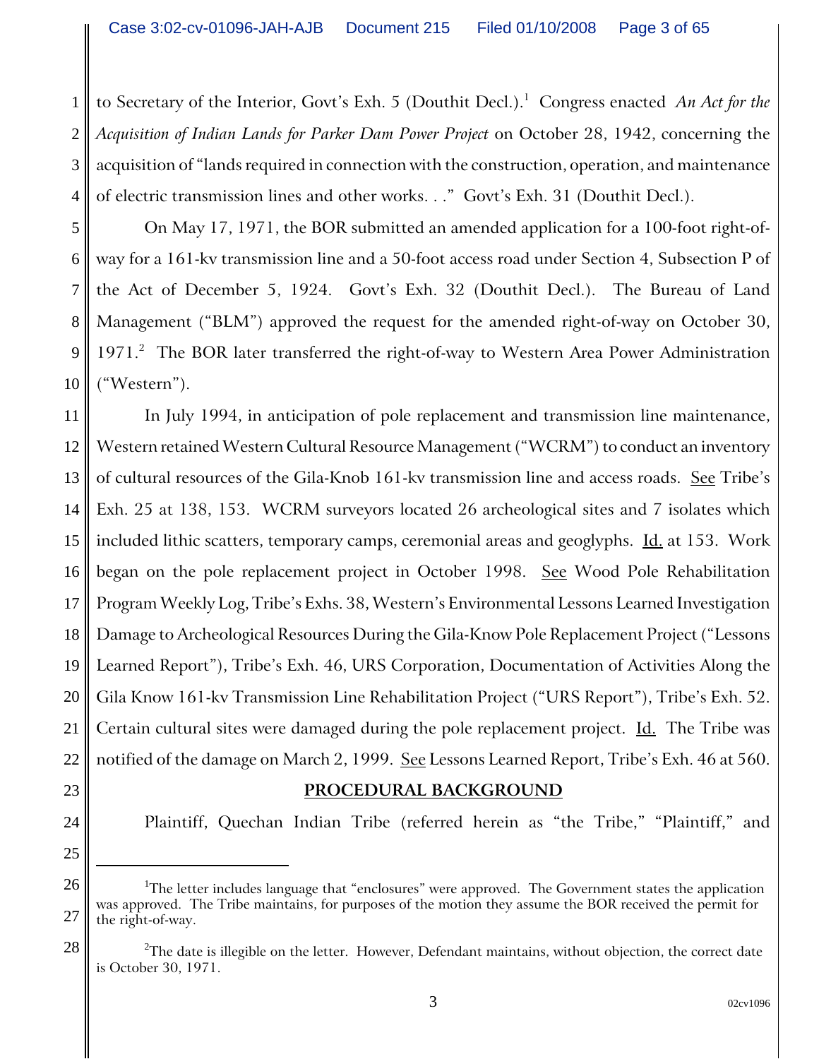to Secretary of the Interior, Govt's Exh. 5 (Douthit Decl.).[1] Congress enacted *An Act for the Acquisition of Indian Lands for Parker Dam Power Project* on October 28, 1942, concerning the acquisition of "lands required in connection with the construction, operation, and maintenance of electric transmission lines and other works. . ." Govt's Exh. 31 (Douthit Decl.).

On May 17, 1971, the BOR submitted an amended application for a 100-foot right-of-way for a 161-kv transmission line and a 50-foot access road under Section 4, Subsection P of the Act of December 5, 1924. Govt's Exh. 32 (Douthit Decl.). The Bureau of Land Management ("BLM") approved the request for the amended right-of-way on October 30, 1971.[2] The BOR later transferred the right-of-way to Western Area Power Administration ("Western").

In July 1994, in anticipation of pole replacement and transmission line maintenance, Western retained Western Cultural Resource Management ("WCRM") to conduct an inventory of cultural resources of the Gila-Knob 161-kv transmission line and access roads. See Tribe's Exh. 25 at 138, 153. WCRM surveyors located 26 archeological sites and 7 isolates which included lithic scatters, temporary camps, ceremonial areas and geoglyphs. Id. at 153. Work began on the pole replacement project in October 1998. See Wood Pole Rehabilitation Program Weekly Log, Tribe's Exhs. 38, Western's Environmental Lessons Learned Investigation Damage to Archeological Resources During the Gila-Know Pole Replacement Project ("Lessons Learned Report"), Tribe's Exh. 46, URS Corporation, Documentation of Activities Along the Gila Know 161-kv Transmission Line Rehabilitation Project ("URS Report"), Tribe's Exh. 52. Certain cultural sites were damaged during the pole replacement project. Id. The Tribe was notified of the damage on March 2, 1999. See Lessons Learned Report, Tribe's Exh. 46 at 560.

## PROCEDURAL BACKGROUND

Plaintiff, Quechan Indian Tribe (referred herein as "the Tribe," "Plaintiff," and

---

[1] The letter includes language that "enclosures" were approved. The Government states the application was approved. The Tribe maintains, for purposes of the motion they assume the BOR received the permit for the right-of-way.

[2] The date is illegible on the letter. However, Defendant maintains, without objection, the correct date is October 30, 1971.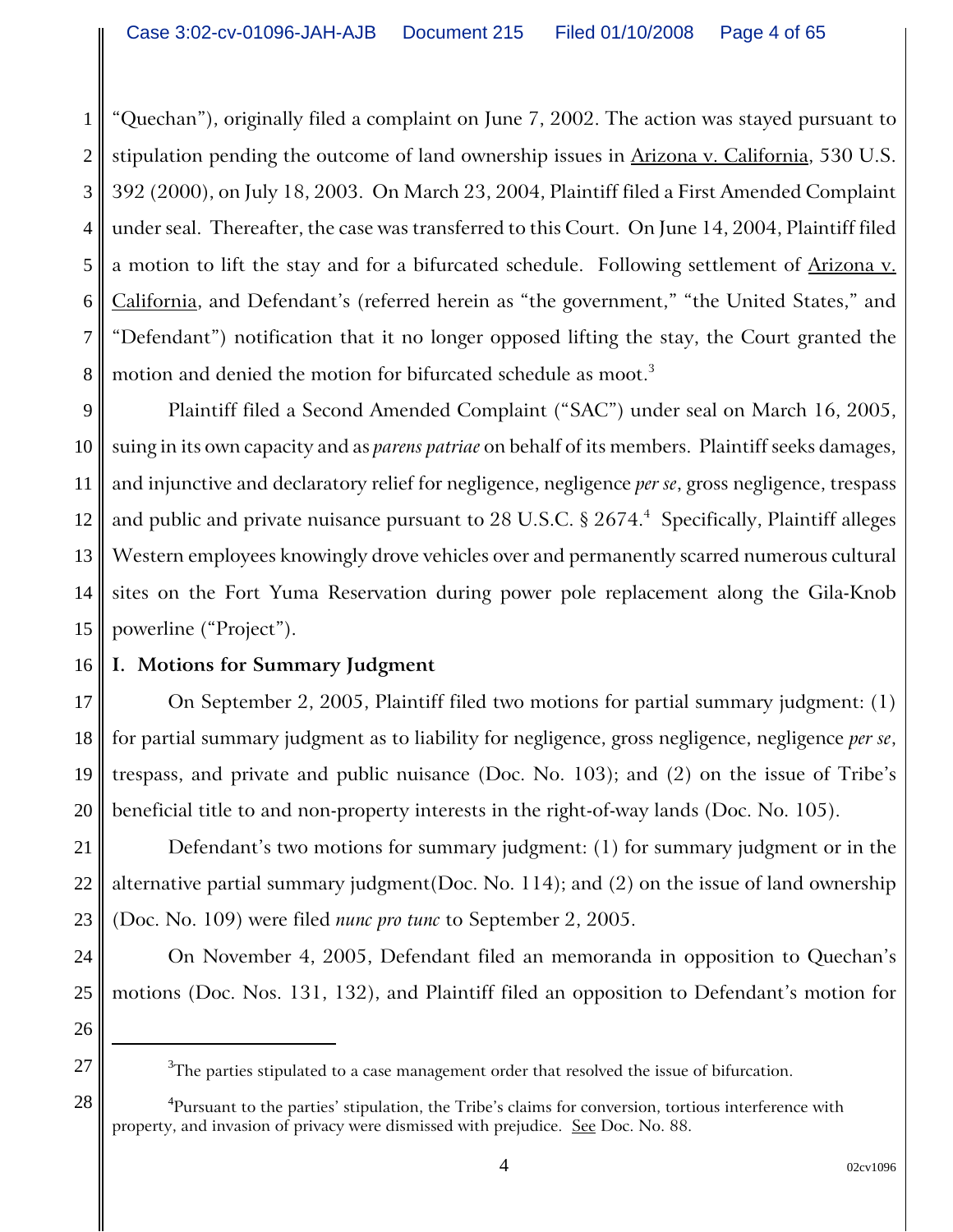"Quechan"), originally filed a complaint on June 7, 2002. The action was stayed pursuant to stipulation pending the outcome of land ownership issues in Arizona v. California, 530 U.S. 392 (2000), on July 18, 2003. On March 23, 2004, Plaintiff filed a First Amended Complaint under seal. Thereafter, the case was transferred to this Court. On June 14, 2004, Plaintiff filed a motion to lift the stay and for a bifurcated schedule. Following settlement of Arizona v. California, and Defendant's (referred herein as "the government," "the United States," and "Defendant") notification that it no longer opposed lifting the stay, the Court granted the motion and denied the motion for bifurcated schedule as moot.[3]

Plaintiff filed a Second Amended Complaint ("SAC") under seal on March 16, 2005, suing in its own capacity and as *parens patriae* on behalf of its members. Plaintiff seeks damages, and injunctive and declaratory relief for negligence, negligence *per se*, gross negligence, trespass and public and private nuisance pursuant to 28 U.S.C. § 2674.[4] Specifically, Plaintiff alleges Western employees knowingly drove vehicles over and permanently scarred numerous cultural sites on the Fort Yuma Reservation during power pole replacement along the Gila-Knob powerline ("Project").

## I. Motions for Summary Judgment

On September 2, 2005, Plaintiff filed two motions for partial summary judgment: (1) for partial summary judgment as to liability for negligence, gross negligence, negligence *per se*, trespass, and private and public nuisance (Doc. No. 103); and (2) on the issue of Tribe's beneficial title to and non-property interests in the right-of-way lands (Doc. No. 105).

Defendant's two motions for summary judgment: (1) for summary judgment or in the alternative partial summary judgment(Doc. No. 114); and (2) on the issue of land ownership (Doc. No. 109) were filed *nunc pro tunc* to September 2, 2005.

On November 4, 2005, Defendant filed an memoranda in opposition to Quechan's motions (Doc. Nos. 131, 132), and Plaintiff filed an opposition to Defendant's motion for

---

[3] The parties stipulated to a case management order that resolved the issue of bifurcation.

[4] Pursuant to the parties' stipulation, the Tribe's claims for conversion, tortious interference with property, and invasion of privacy were dismissed with prejudice. See Doc. No. 88.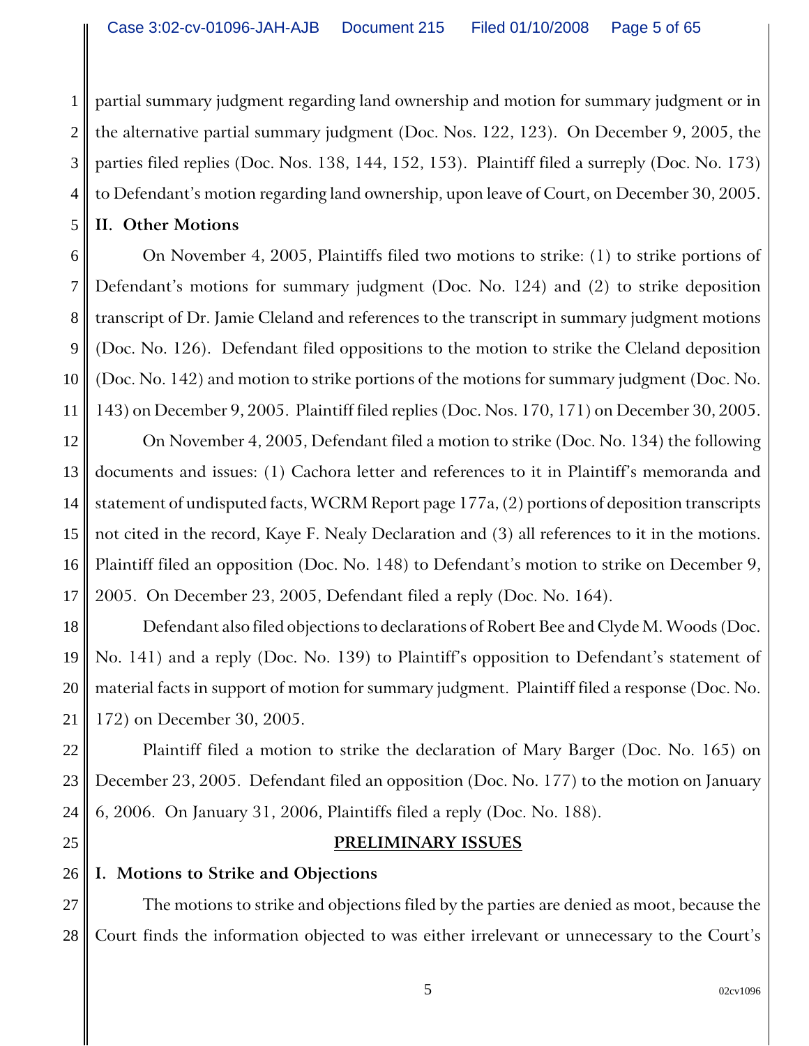partial summary judgment regarding land ownership and motion for summary judgment or in the alternative partial summary judgment (Doc. Nos. 122, 123). On December 9, 2005, the parties filed replies (Doc. Nos. 138, 144, 152, 153). Plaintiff filed a surreply (Doc. No. 173) to Defendant's motion regarding land ownership, upon leave of Court, on December 30, 2005.

**II. Other Motions**

On November 4, 2005, Plaintiffs filed two motions to strike: (1) to strike portions of Defendant's motions for summary judgment (Doc. No. 124) and (2) to strike deposition transcript of Dr. Jamie Cleland and references to the transcript in summary judgment motions (Doc. No. 126). Defendant filed oppositions to the motion to strike the Cleland deposition (Doc. No. 142) and motion to strike portions of the motions for summary judgment (Doc. No. 143) on December 9, 2005. Plaintiff filed replies (Doc. Nos. 170, 171) on December 30, 2005.

On November 4, 2005, Defendant filed a motion to strike (Doc. No. 134) the following documents and issues: (1) Cachora letter and references to it in Plaintiff's memoranda and statement of undisputed facts, WCRM Report page 177a, (2) portions of deposition transcripts not cited in the record, Kaye F. Nealy Declaration and (3) all references to it in the motions. Plaintiff filed an opposition (Doc. No. 148) to Defendant's motion to strike on December 9, 2005. On December 23, 2005, Defendant filed a reply (Doc. No. 164).

Defendant also filed objections to declarations of Robert Bee and Clyde M. Woods (Doc. No. 141) and a reply (Doc. No. 139) to Plaintiff's opposition to Defendant's statement of material facts in support of motion for summary judgment. Plaintiff filed a response (Doc. No. 172) on December 30, 2005.

Plaintiff filed a motion to strike the declaration of Mary Barger (Doc. No. 165) on December 23, 2005. Defendant filed an opposition (Doc. No. 177) to the motion on January 6, 2006. On January 31, 2006, Plaintiffs filed a reply (Doc. No. 188).

## PRELIMINARY ISSUES

**I. Motions to Strike and Objections**

The motions to strike and objections filed by the parties are denied as moot, because the Court finds the information objected to was either irrelevant or unnecessary to the Court's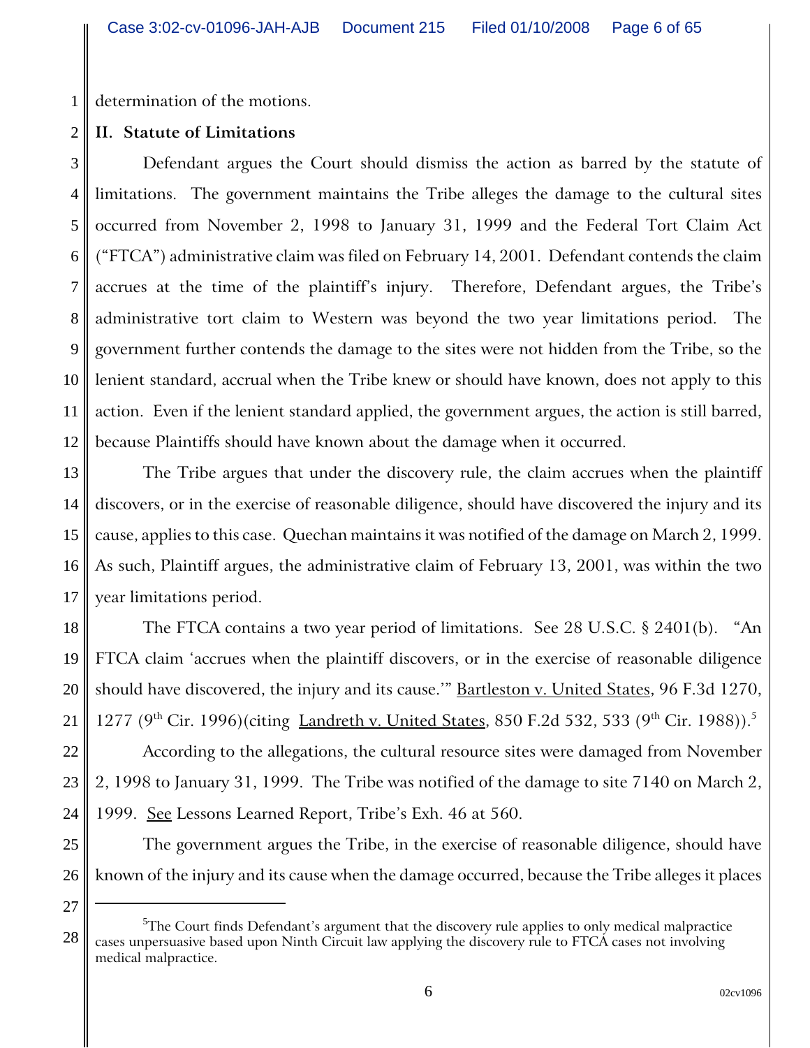determination of the motions.

**II. Statute of Limitations**

Defendant argues the Court should dismiss the action as barred by the statute of limitations. The government maintains the Tribe alleges the damage to the cultural sites occurred from November 2, 1998 to January 31, 1999 and the Federal Tort Claim Act ("FTCA") administrative claim was filed on February 14, 2001. Defendant contends the claim accrues at the time of the plaintiff's injury. Therefore, Defendant argues, the Tribe's administrative tort claim to Western was beyond the two year limitations period. The government further contends the damage to the sites were not hidden from the Tribe, so the lenient standard, accrual when the Tribe knew or should have known, does not apply to this action. Even if the lenient standard applied, the government argues, the action is still barred, because Plaintiffs should have known about the damage when it occurred.

The Tribe argues that under the discovery rule, the claim accrues when the plaintiff discovers, or in the exercise of reasonable diligence, should have discovered the injury and its cause, applies to this case. Quechan maintains it was notified of the damage on March 2, 1999. As such, Plaintiff argues, the administrative claim of February 13, 2001, was within the two year limitations period.

The FTCA contains a two year period of limitations. See 28 U.S.C. § 2401(b). "An FTCA claim 'accrues when the plaintiff discovers, or in the exercise of reasonable diligence should have discovered, the injury and its cause.'" Bartleston v. United States, 96 F.3d 1270, 1277 (9th Cir. 1996)(citing Landreth v. United States, 850 F.2d 532, 533 (9th Cir. 1988)).[5]

According to the allegations, the cultural resource sites were damaged from November 2, 1998 to January 31, 1999. The Tribe was notified of the damage to site 7140 on March 2, 1999. See Lessons Learned Report, Tribe's Exh. 46 at 560.

The government argues the Tribe, in the exercise of reasonable diligence, should have known of the injury and its cause when the damage occurred, because the Tribe alleges it places

---

[5]The Court finds Defendant's argument that the discovery rule applies to only medical malpractice cases unpersuasive based upon Ninth Circuit law applying the discovery rule to FTCA cases not involving medical malpractice.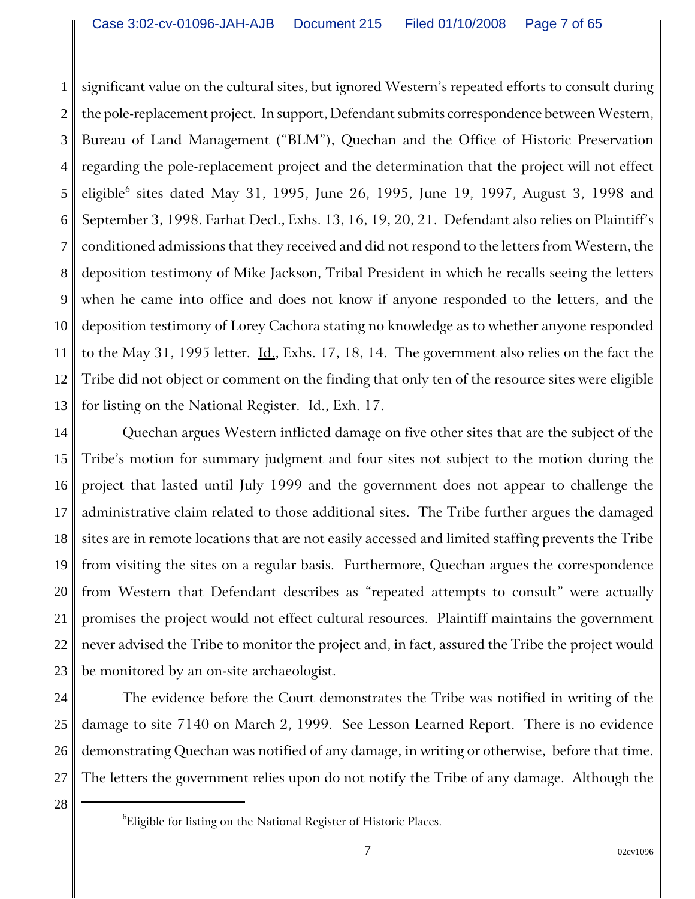significant value on the cultural sites, but ignored Western's repeated efforts to consult during the pole-replacement project. In support, Defendant submits correspondence between Western, Bureau of Land Management ("BLM"), Quechan and the Office of Historic Preservation regarding the pole-replacement project and the determination that the project will not effect eligible[6] sites dated May 31, 1995, June 26, 1995, June 19, 1997, August 3, 1998 and September 3, 1998. Farhat Decl., Exhs. 13, 16, 19, 20, 21. Defendant also relies on Plaintiff's conditioned admissions that they received and did not respond to the letters from Western, the deposition testimony of Mike Jackson, Tribal President in which he recalls seeing the letters when he came into office and does not know if anyone responded to the letters, and the deposition testimony of Lorey Cachora stating no knowledge as to whether anyone responded to the May 31, 1995 letter. Id., Exhs. 17, 18, 14. The government also relies on the fact the Tribe did not object or comment on the finding that only ten of the resource sites were eligible for listing on the National Register. Id., Exh. 17.

Quechan argues Western inflicted damage on five other sites that are the subject of the Tribe's motion for summary judgment and four sites not subject to the motion during the project that lasted until July 1999 and the government does not appear to challenge the administrative claim related to those additional sites. The Tribe further argues the damaged sites are in remote locations that are not easily accessed and limited staffing prevents the Tribe from visiting the sites on a regular basis. Furthermore, Quechan argues the correspondence from Western that Defendant describes as "repeated attempts to consult" were actually promises the project would not effect cultural resources. Plaintiff maintains the government never advised the Tribe to monitor the project and, in fact, assured the Tribe the project would be monitored by an on-site archaeologist.

The evidence before the Court demonstrates the Tribe was notified in writing of the damage to site 7140 on March 2, 1999. See Lesson Learned Report. There is no evidence demonstrating Quechan was notified of any damage, in writing or otherwise, before that time. The letters the government relies upon do not notify the Tribe of any damage. Although the

[6] Eligible for listing on the National Register of Historic Places.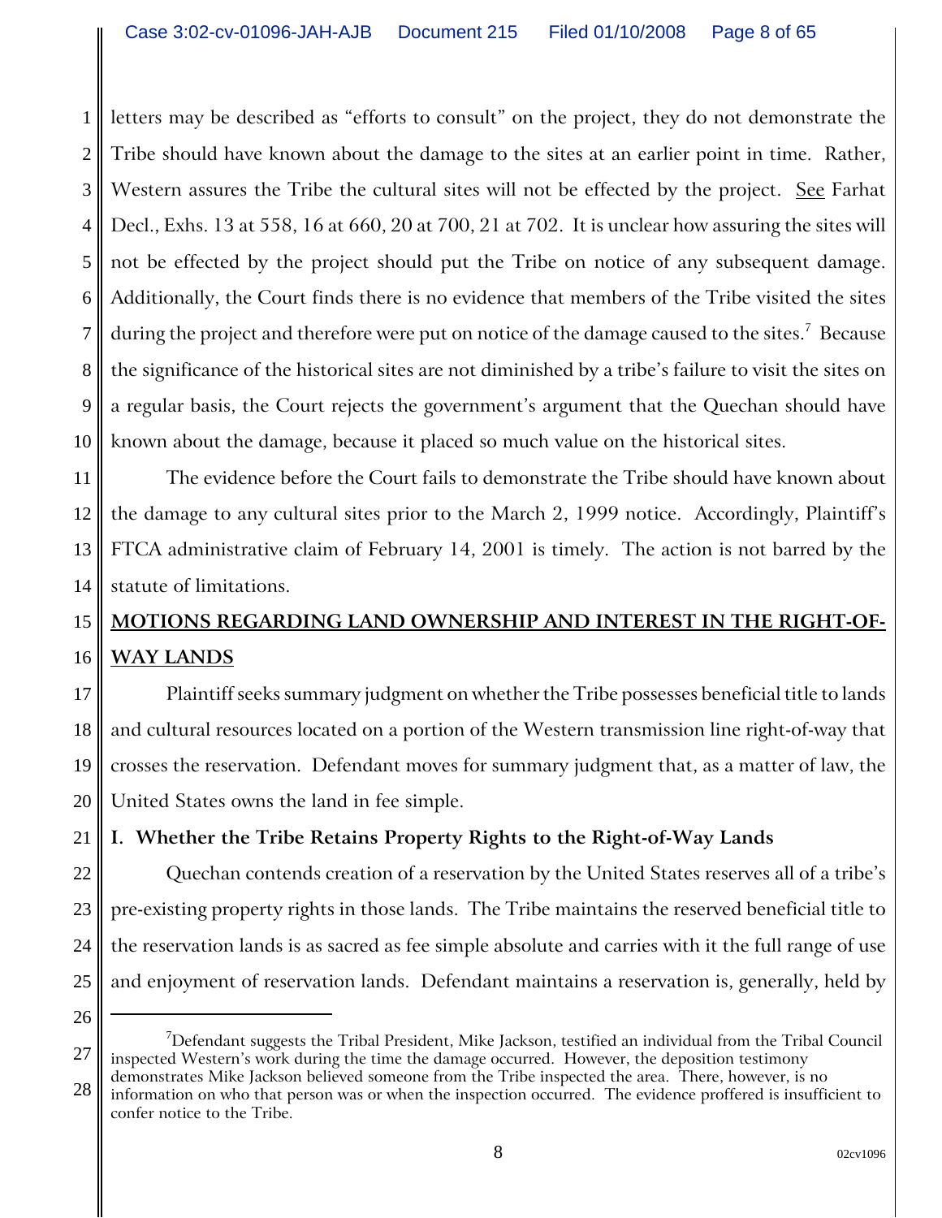letters may be described as "efforts to consult" on the project, they do not demonstrate the Tribe should have known about the damage to the sites at an earlier point in time. Rather, Western assures the Tribe the cultural sites will not be effected by the project. See Farhat Decl., Exhs. 13 at 558, 16 at 660, 20 at 700, 21 at 702. It is unclear how assuring the sites will not be effected by the project should put the Tribe on notice of any subsequent damage. Additionally, the Court finds there is no evidence that members of the Tribe visited the sites during the project and therefore were put on notice of the damage caused to the sites.[7] Because the significance of the historical sites are not diminished by a tribe's failure to visit the sites on a regular basis, the Court rejects the government's argument that the Quechan should have known about the damage, because it placed so much value on the historical sites.

The evidence before the Court fails to demonstrate the Tribe should have known about the damage to any cultural sites prior to the March 2, 1999 notice. Accordingly, Plaintiff's FTCA administrative claim of February 14, 2001 is timely. The action is not barred by the statute of limitations.

## MOTIONS REGARDING LAND OWNERSHIP AND INTEREST IN THE RIGHT-OF-WAY LANDS

Plaintiff seeks summary judgment on whether the Tribe possesses beneficial title to lands and cultural resources located on a portion of the Western transmission line right-of-way that crosses the reservation. Defendant moves for summary judgment that, as a matter of law, the United States owns the land in fee simple.

### I. Whether the Tribe Retains Property Rights to the Right-of-Way Lands

Quechan contends creation of a reservation by the United States reserves all of a tribe's pre-existing property rights in those lands. The Tribe maintains the reserved beneficial title to the reservation lands is as sacred as fee simple absolute and carries with it the full range of use and enjoyment of reservation lands. Defendant maintains a reservation is, generally, held by

---

[7] Defendant suggests the Tribal President, Mike Jackson, testified an individual from the Tribal Council inspected Western's work during the time the damage occurred. However, the deposition testimony demonstrates Mike Jackson believed someone from the Tribe inspected the area. There, however, is no information on who that person was or when the inspection occurred. The evidence proffered is insufficient to confer notice to the Tribe.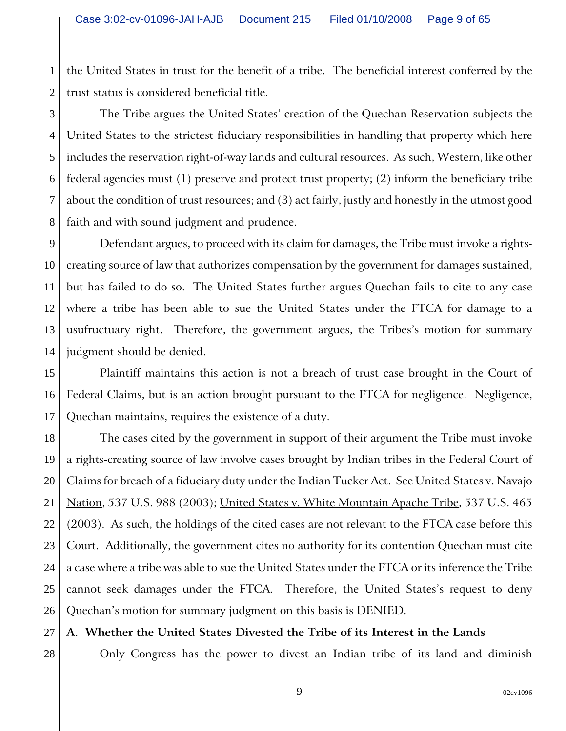the United States in trust for the benefit of a tribe. The beneficial interest conferred by the trust status is considered beneficial title.

The Tribe argues the United States' creation of the Quechan Reservation subjects the United States to the strictest fiduciary responsibilities in handling that property which here includes the reservation right-of-way lands and cultural resources. As such, Western, like other federal agencies must (1) preserve and protect trust property; (2) inform the beneficiary tribe about the condition of trust resources; and (3) act fairly, justly and honestly in the utmost good faith and with sound judgment and prudence.

Defendant argues, to proceed with its claim for damages, the Tribe must invoke a rights-creating source of law that authorizes compensation by the government for damages sustained, but has failed to do so. The United States further argues Quechan fails to cite to any case where a tribe has been able to sue the United States under the FTCA for damage to a usufructuary right. Therefore, the government argues, the Tribes's motion for summary judgment should be denied.

Plaintiff maintains this action is not a breach of trust case brought in the Court of Federal Claims, but is an action brought pursuant to the FTCA for negligence. Negligence, Quechan maintains, requires the existence of a duty.

The cases cited by the government in support of their argument the Tribe must invoke a rights-creating source of law involve cases brought by Indian tribes in the Federal Court of Claims for breach of a fiduciary duty under the Indian Tucker Act. See United States v. Navajo Nation, 537 U.S. 988 (2003); United States v. White Mountain Apache Tribe, 537 U.S. 465 (2003). As such, the holdings of the cited cases are not relevant to the FTCA case before this Court. Additionally, the government cites no authority for its contention Quechan must cite a case where a tribe was able to sue the United States under the FTCA or its inference the Tribe cannot seek damages under the FTCA. Therefore, the United States's request to deny Quechan's motion for summary judgment on this basis is DENIED.

**A. Whether the United States Divested the Tribe of its Interest in the Lands**

Only Congress has the power to divest an Indian tribe of its land and diminish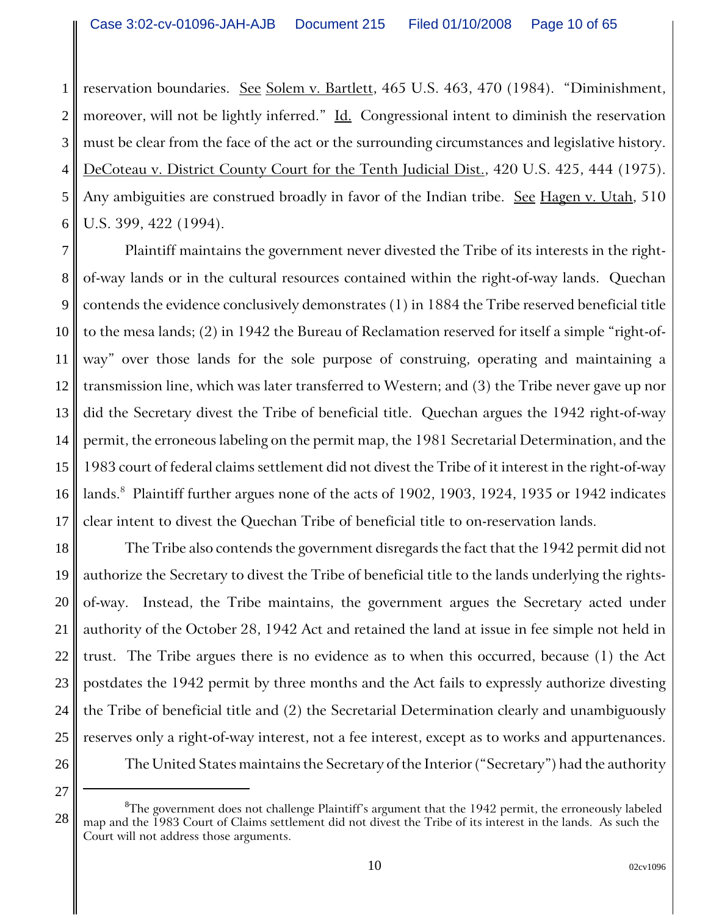reservation boundaries. See Solem v. Bartlett, 465 U.S. 463, 470 (1984). "Diminishment, moreover, will not be lightly inferred." Id. Congressional intent to diminish the reservation must be clear from the face of the act or the surrounding circumstances and legislative history. DeCoteau v. District County Court for the Tenth Judicial Dist., 420 U.S. 425, 444 (1975). Any ambiguities are construed broadly in favor of the Indian tribe. See Hagen v. Utah, 510 U.S. 399, 422 (1994).

Plaintiff maintains the government never divested the Tribe of its interests in the right-of-way lands or in the cultural resources contained within the right-of-way lands. Quechan contends the evidence conclusively demonstrates (1) in 1884 the Tribe reserved beneficial title to the mesa lands; (2) in 1942 the Bureau of Reclamation reserved for itself a simple "right-of-way" over those lands for the sole purpose of construing, operating and maintaining a transmission line, which was later transferred to Western; and (3) the Tribe never gave up nor did the Secretary divest the Tribe of beneficial title. Quechan argues the 1942 right-of-way permit, the erroneous labeling on the permit map, the 1981 Secretarial Determination, and the 1983 court of federal claims settlement did not divest the Tribe of it interest in the right-of-way lands.[8] Plaintiff further argues none of the acts of 1902, 1903, 1924, 1935 or 1942 indicates clear intent to divest the Quechan Tribe of beneficial title to on-reservation lands.

The Tribe also contends the government disregards the fact that the 1942 permit did not authorize the Secretary to divest the Tribe of beneficial title to the lands underlying the rights-of-way. Instead, the Tribe maintains, the government argues the Secretary acted under authority of the October 28, 1942 Act and retained the land at issue in fee simple not held in trust. The Tribe argues there is no evidence as to when this occurred, because (1) the Act postdates the 1942 permit by three months and the Act fails to expressly authorize divesting the Tribe of beneficial title and (2) the Secretarial Determination clearly and unambiguously reserves only a right-of-way interest, not a fee interest, except as to works and appurtenances.

The United States maintains the Secretary of the Interior ("Secretary") had the authority

---

[8]The government does not challenge Plaintiff's argument that the 1942 permit, the erroneously labeled map and the 1983 Court of Claims settlement did not divest the Tribe of its interest in the lands. As such the Court will not address those arguments.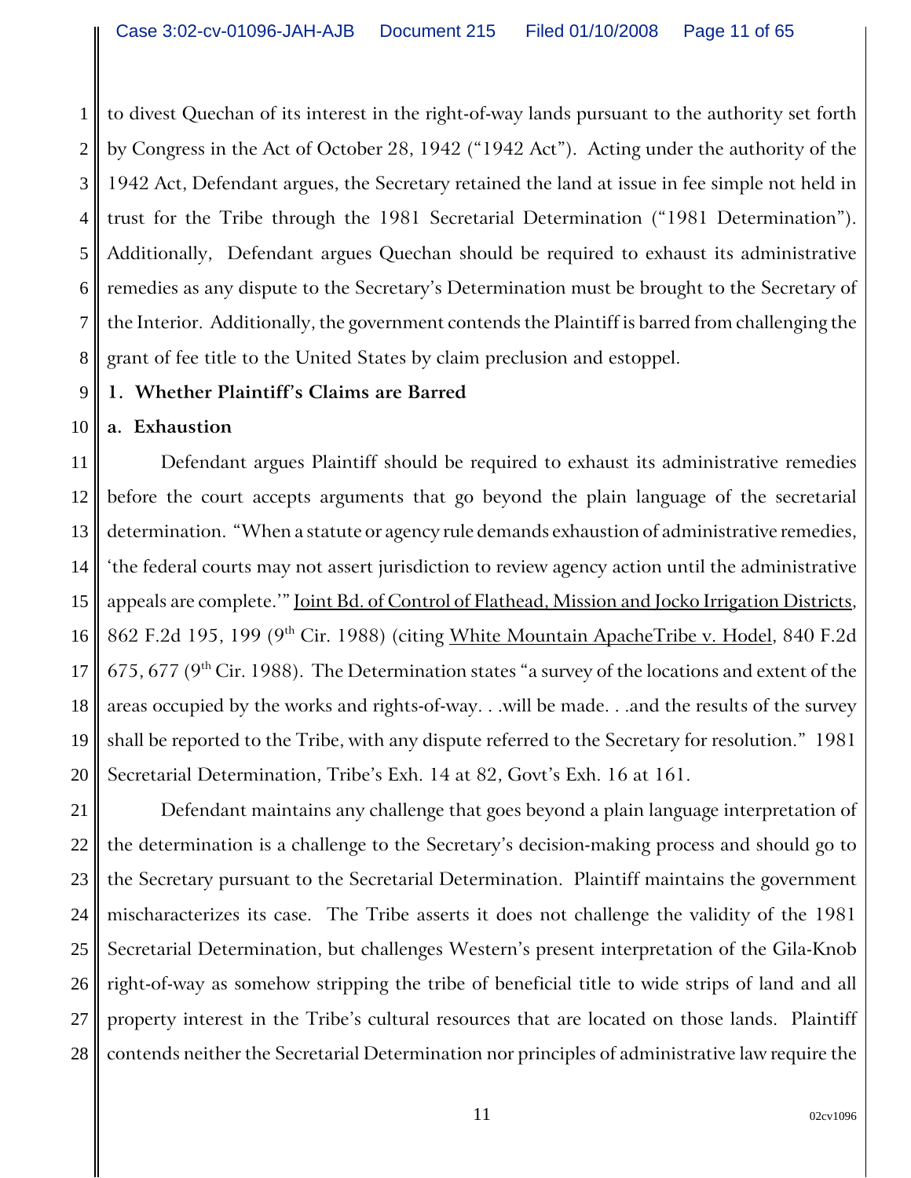to divest Quechan of its interest in the right-of-way lands pursuant to the authority set forth by Congress in the Act of October 28, 1942 ("1942 Act"). Acting under the authority of the 1942 Act, Defendant argues, the Secretary retained the land at issue in fee simple not held in trust for the Tribe through the 1981 Secretarial Determination ("1981 Determination"). Additionally, Defendant argues Quechan should be required to exhaust its administrative remedies as any dispute to the Secretary's Determination must be brought to the Secretary of the Interior. Additionally, the government contends the Plaintiff is barred from challenging the grant of fee title to the United States by claim preclusion and estoppel.

**1. Whether Plaintiff's Claims are Barred**

**a. Exhaustion**

Defendant argues Plaintiff should be required to exhaust its administrative remedies before the court accepts arguments that go beyond the plain language of the secretarial determination. "When a statute or agency rule demands exhaustion of administrative remedies, 'the federal courts may not assert jurisdiction to review agency action until the administrative appeals are complete.'" Joint Bd. of Control of Flathead, Mission and Jocko Irrigation Districts, 862 F.2d 195, 199 (9th Cir. 1988) (citing White Mountain ApacheTribe v. Hodel, 840 F.2d 675, 677 (9th Cir. 1988). The Determination states "a survey of the locations and extent of the areas occupied by the works and rights-of-way. . .will be made. . .and the results of the survey shall be reported to the Tribe, with any dispute referred to the Secretary for resolution." 1981 Secretarial Determination, Tribe's Exh. 14 at 82, Govt's Exh. 16 at 161.

Defendant maintains any challenge that goes beyond a plain language interpretation of the determination is a challenge to the Secretary's decision-making process and should go to the Secretary pursuant to the Secretarial Determination. Plaintiff maintains the government mischaracterizes its case. The Tribe asserts it does not challenge the validity of the 1981 Secretarial Determination, but challenges Western's present interpretation of the Gila-Knob right-of-way as somehow stripping the tribe of beneficial title to wide strips of land and all property interest in the Tribe's cultural resources that are located on those lands. Plaintiff contends neither the Secretarial Determination nor principles of administrative law require the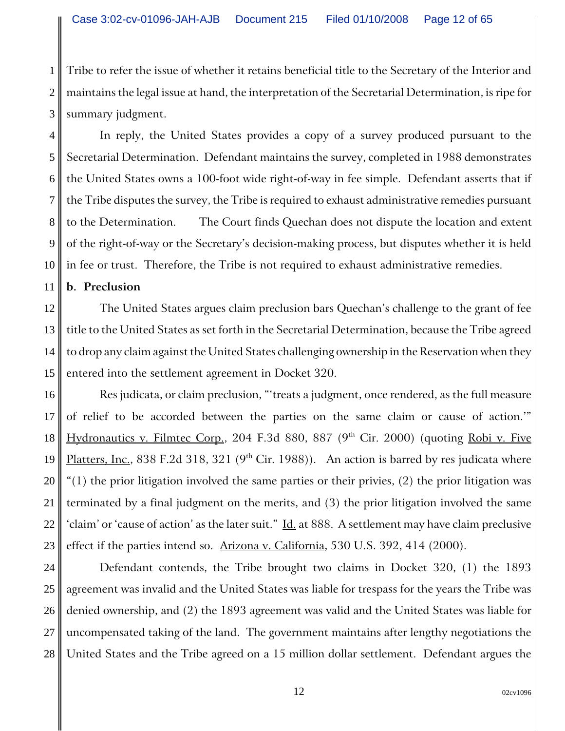Tribe to refer the issue of whether it retains beneficial title to the Secretary of the Interior and maintains the legal issue at hand, the interpretation of the Secretarial Determination, is ripe for summary judgment.

In reply, the United States provides a copy of a survey produced pursuant to the Secretarial Determination. Defendant maintains the survey, completed in 1988 demonstrates the United States owns a 100-foot wide right-of-way in fee simple. Defendant asserts that if the Tribe disputes the survey, the Tribe is required to exhaust administrative remedies pursuant to the Determination. The Court finds Quechan does not dispute the location and extent of the right-of-way or the Secretary's decision-making process, but disputes whether it is held in fee or trust. Therefore, the Tribe is not required to exhaust administrative remedies.

**b. Preclusion**

The United States argues claim preclusion bars Quechan's challenge to the grant of fee title to the United States as set forth in the Secretarial Determination, because the Tribe agreed to drop any claim against the United States challenging ownership in the Reservation when they entered into the settlement agreement in Docket 320.

Res judicata, or claim preclusion, "'treats a judgment, once rendered, as the full measure of relief to be accorded between the parties on the same claim or cause of action.'" Hydronautics v. Filmtec Corp., 204 F.3d 880, 887 (9th Cir. 2000) (quoting Robi v. Five Platters, Inc., 838 F.2d 318, 321 (9th Cir. 1988)). An action is barred by res judicata where "(1) the prior litigation involved the same parties or their privies, (2) the prior litigation was terminated by a final judgment on the merits, and (3) the prior litigation involved the same 'claim' or 'cause of action' as the later suit." Id. at 888. A settlement may have claim preclusive effect if the parties intend so. Arizona v. California, 530 U.S. 392, 414 (2000).

Defendant contends, the Tribe brought two claims in Docket 320, (1) the 1893 agreement was invalid and the United States was liable for trespass for the years the Tribe was denied ownership, and (2) the 1893 agreement was valid and the United States was liable for uncompensated taking of the land. The government maintains after lengthy negotiations the United States and the Tribe agreed on a 15 million dollar settlement. Defendant argues the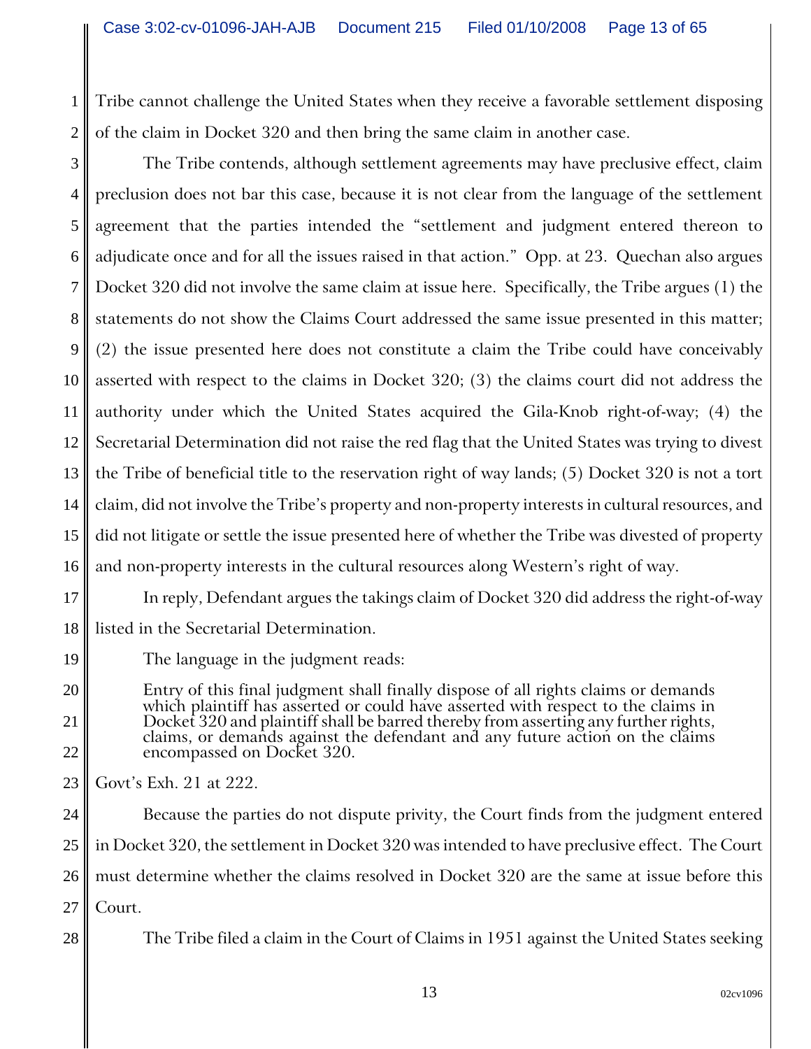Tribe cannot challenge the United States when they receive a favorable settlement disposing of the claim in Docket 320 and then bring the same claim in another case.

The Tribe contends, although settlement agreements may have preclusive effect, claim preclusion does not bar this case, because it is not clear from the language of the settlement agreement that the parties intended the "settlement and judgment entered thereon to adjudicate once and for all the issues raised in that action." Opp. at 23. Quechan also argues Docket 320 did not involve the same claim at issue here. Specifically, the Tribe argues (1) the statements do not show the Claims Court addressed the same issue presented in this matter; (2) the issue presented here does not constitute a claim the Tribe could have conceivably asserted with respect to the claims in Docket 320; (3) the claims court did not address the authority under which the United States acquired the Gila-Knob right-of-way; (4) the Secretarial Determination did not raise the red flag that the United States was trying to divest the Tribe of beneficial title to the reservation right of way lands; (5) Docket 320 is not a tort claim, did not involve the Tribe's property and non-property interests in cultural resources, and did not litigate or settle the issue presented here of whether the Tribe was divested of property and non-property interests in the cultural resources along Western's right of way.

In reply, Defendant argues the takings claim of Docket 320 did address the right-of-way listed in the Secretarial Determination.

The language in the judgment reads:

> Entry of this final judgment shall finally dispose of all rights claims or demands which plaintiff has asserted or could have asserted with respect to the claims in Docket 320 and plaintiff shall be barred thereby from asserting any further rights, claims, or demands against the defendant and any future action on the claims encompassed on Docket 320.

Govt's Exh. 21 at 222.

Because the parties do not dispute privity, the Court finds from the judgment entered in Docket 320, the settlement in Docket 320 was intended to have preclusive effect. The Court must determine whether the claims resolved in Docket 320 are the same at issue before this Court.

The Tribe filed a claim in the Court of Claims in 1951 against the United States seeking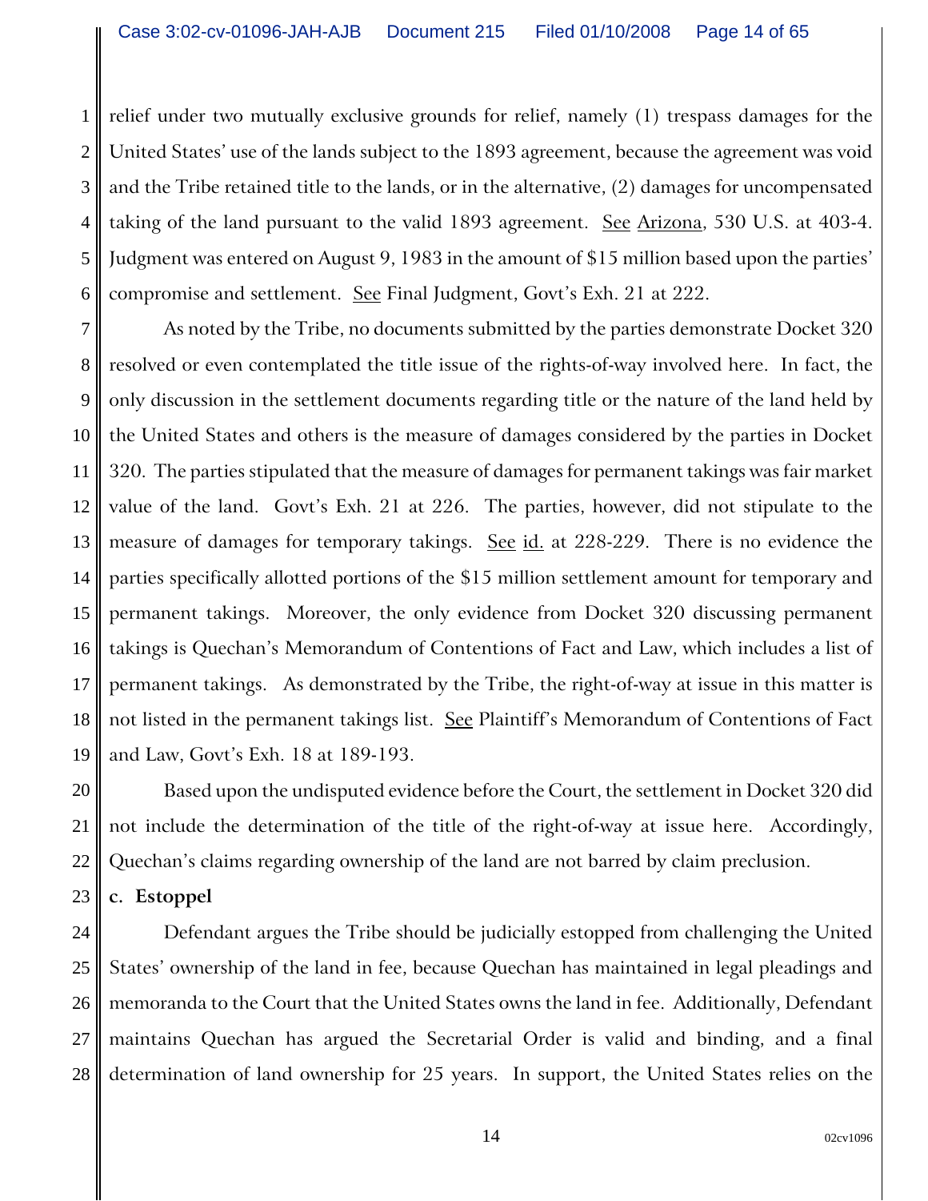relief under two mutually exclusive grounds for relief, namely (1) trespass damages for the United States' use of the lands subject to the 1893 agreement, because the agreement was void and the Tribe retained title to the lands, or in the alternative, (2) damages for uncompensated taking of the land pursuant to the valid 1893 agreement. See Arizona, 530 U.S. at 403-4. Judgment was entered on August 9, 1983 in the amount of $15 million based upon the parties' compromise and settlement. See Final Judgment, Govt's Exh. 21 at 222.

As noted by the Tribe, no documents submitted by the parties demonstrate Docket 320 resolved or even contemplated the title issue of the rights-of-way involved here. In fact, the only discussion in the settlement documents regarding title or the nature of the land held by the United States and others is the measure of damages considered by the parties in Docket 320. The parties stipulated that the measure of damages for permanent takings was fair market value of the land. Govt's Exh. 21 at 226. The parties, however, did not stipulate to the measure of damages for temporary takings. See id. at 228-229. There is no evidence the parties specifically allotted portions of the $15 million settlement amount for temporary and permanent takings. Moreover, the only evidence from Docket 320 discussing permanent takings is Quechan's Memorandum of Contentions of Fact and Law, which includes a list of permanent takings. As demonstrated by the Tribe, the right-of-way at issue in this matter is not listed in the permanent takings list. See Plaintiff's Memorandum of Contentions of Fact and Law, Govt's Exh. 18 at 189-193.

Based upon the undisputed evidence before the Court, the settlement in Docket 320 did not include the determination of the title of the right-of-way at issue here. Accordingly, Quechan's claims regarding ownership of the land are not barred by claim preclusion.

**c. Estoppel**

Defendant argues the Tribe should be judicially estopped from challenging the United States' ownership of the land in fee, because Quechan has maintained in legal pleadings and memoranda to the Court that the United States owns the land in fee. Additionally, Defendant maintains Quechan has argued the Secretarial Order is valid and binding, and a final determination of land ownership for 25 years. In support, the United States relies on the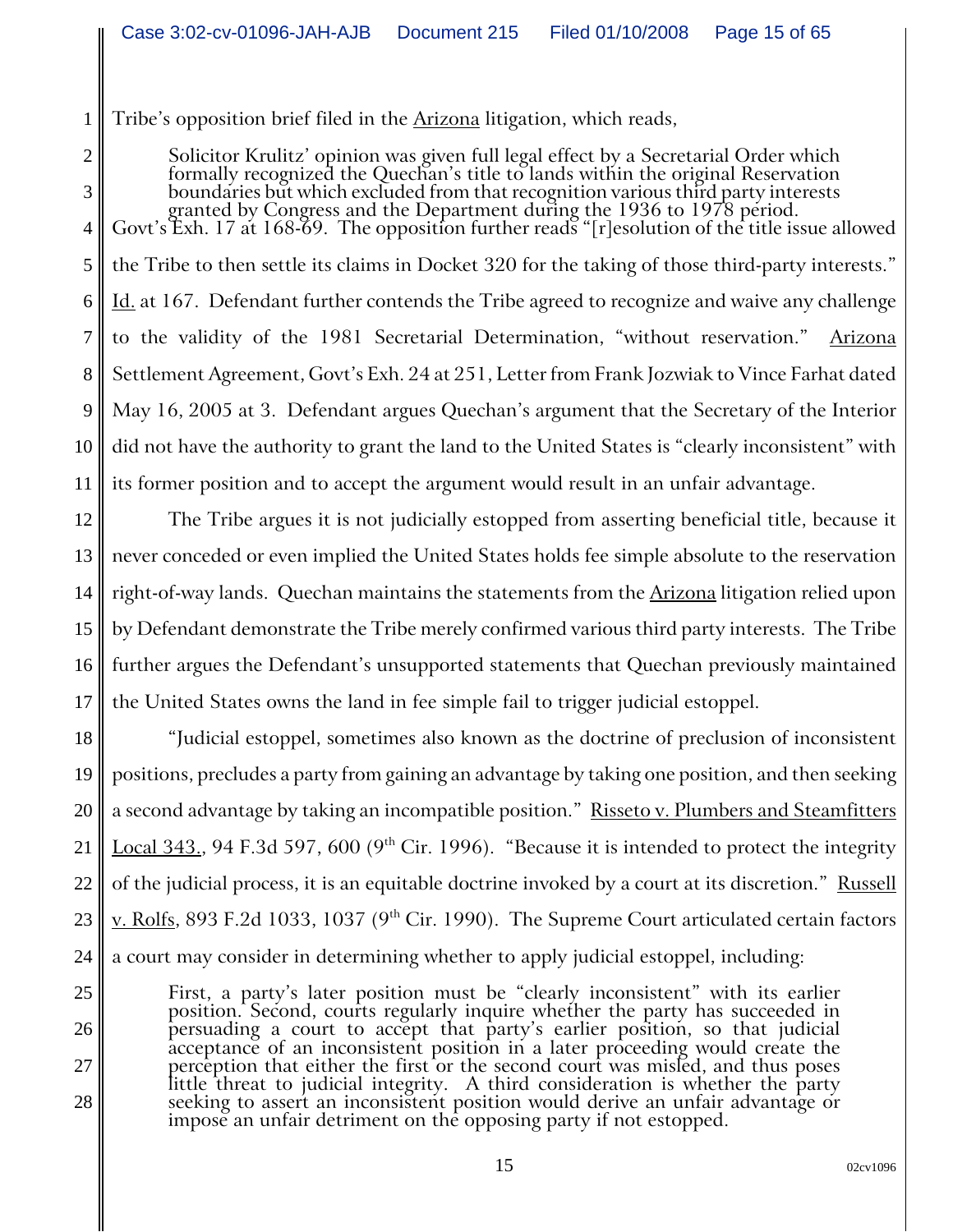Tribe's opposition brief filed in the Arizona litigation, which reads,

> Solicitor Krulitz' opinion was given full legal effect by a Secretarial Order which formally recognized the Quechan's title to lands within the original Reservation boundaries but which excluded from that recognition various third party interests granted by Congress and the Department during the 1936 to 1978 period.

Govt's Exh. 17 at 168-69. The opposition further reads "[r]esolution of the title issue allowed the Tribe to then settle its claims in Docket 320 for the taking of those third-party interests." Id. at 167. Defendant further contends the Tribe agreed to recognize and waive any challenge to the validity of the 1981 Secretarial Determination, "without reservation." Arizona Settlement Agreement, Govt's Exh. 24 at 251, Letter from Frank Jozwiak to Vince Farhat dated May 16, 2005 at 3. Defendant argues Quechan's argument that the Secretary of the Interior did not have the authority to grant the land to the United States is "clearly inconsistent" with its former position and to accept the argument would result in an unfair advantage.

The Tribe argues it is not judicially estopped from asserting beneficial title, because it never conceded or even implied the United States holds fee simple absolute to the reservation right-of-way lands. Quechan maintains the statements from the Arizona litigation relied upon by Defendant demonstrate the Tribe merely confirmed various third party interests. The Tribe further argues the Defendant's unsupported statements that Quechan previously maintained the United States owns the land in fee simple fail to trigger judicial estoppel.

"Judicial estoppel, sometimes also known as the doctrine of preclusion of inconsistent positions, precludes a party from gaining an advantage by taking one position, and then seeking a second advantage by taking an incompatible position." Risseto v. Plumbers and Steamfitters Local 343., 94 F.3d 597, 600 (9th Cir. 1996). "Because it is intended to protect the integrity of the judicial process, it is an equitable doctrine invoked by a court at its discretion." Russell v. Rolfs, 893 F.2d 1033, 1037 (9th Cir. 1990). The Supreme Court articulated certain factors a court may consider in determining whether to apply judicial estoppel, including:

> First, a party's later position must be "clearly inconsistent" with its earlier position. Second, courts regularly inquire whether the party has succeeded in persuading a court to accept that party's earlier position, so that judicial acceptance of an inconsistent position in a later proceeding would create the perception that either the first or the second court was misled, and thus poses little threat to judicial integrity. A third consideration is whether the party seeking to assert an inconsistent position would derive an unfair advantage or impose an unfair detriment on the opposing party if not estopped.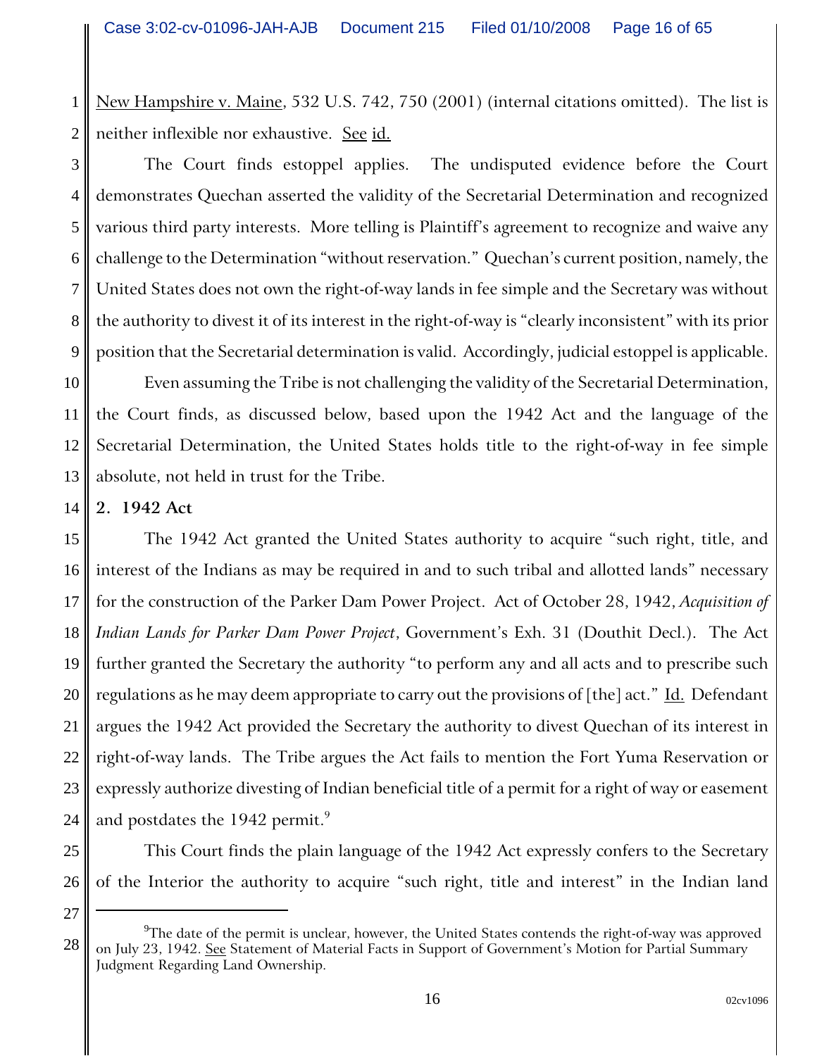New Hampshire v. Maine, 532 U.S. 742, 750 (2001) (internal citations omitted). The list is neither inflexible nor exhaustive. See id.

The Court finds estoppel applies. The undisputed evidence before the Court demonstrates Quechan asserted the validity of the Secretarial Determination and recognized various third party interests. More telling is Plaintiff's agreement to recognize and waive any challenge to the Determination "without reservation." Quechan's current position, namely, the United States does not own the right-of-way lands in fee simple and the Secretary was without the authority to divest it of its interest in the right-of-way is "clearly inconsistent" with its prior position that the Secretarial determination is valid. Accordingly, judicial estoppel is applicable.

Even assuming the Tribe is not challenging the validity of the Secretarial Determination, the Court finds, as discussed below, based upon the 1942 Act and the language of the Secretarial Determination, the United States holds title to the right-of-way in fee simple absolute, not held in trust for the Tribe.

**2. 1942 Act**

The 1942 Act granted the United States authority to acquire "such right, title, and interest of the Indians as may be required in and to such tribal and allotted lands" necessary for the construction of the Parker Dam Power Project. Act of October 28, 1942, *Acquisition of Indian Lands for Parker Dam Power Project*, Government's Exh. 31 (Douthit Decl.). The Act further granted the Secretary the authority "to perform any and all acts and to prescribe such regulations as he may deem appropriate to carry out the provisions of [the] act." Id. Defendant argues the 1942 Act provided the Secretary the authority to divest Quechan of its interest in right-of-way lands. The Tribe argues the Act fails to mention the Fort Yuma Reservation or expressly authorize divesting of Indian beneficial title of a permit for a right of way or easement and postdates the 1942 permit.[9]

This Court finds the plain language of the 1942 Act expressly confers to the Secretary of the Interior the authority to acquire "such right, title and interest" in the Indian land

[9]The date of the permit is unclear, however, the United States contends the right-of-way was approved on July 23, 1942. See Statement of Material Facts in Support of Government's Motion for Partial Summary Judgment Regarding Land Ownership.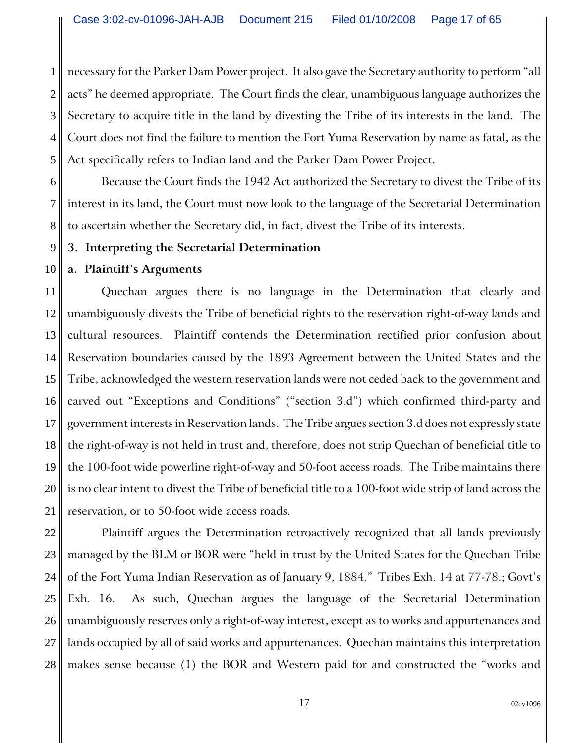necessary for the Parker Dam Power project. It also gave the Secretary authority to perform "all acts" he deemed appropriate. The Court finds the clear, unambiguous language authorizes the Secretary to acquire title in the land by divesting the Tribe of its interests in the land. The Court does not find the failure to mention the Fort Yuma Reservation by name as fatal, as the Act specifically refers to Indian land and the Parker Dam Power Project.

Because the Court finds the 1942 Act authorized the Secretary to divest the Tribe of its interest in its land, the Court must now look to the language of the Secretarial Determination to ascertain whether the Secretary did, in fact, divest the Tribe of its interests.

**3. Interpreting the Secretarial Determination**

**a. Plaintiff's Arguments**

Quechan argues there is no language in the Determination that clearly and unambiguously divests the Tribe of beneficial rights to the reservation right-of-way lands and cultural resources. Plaintiff contends the Determination rectified prior confusion about Reservation boundaries caused by the 1893 Agreement between the United States and the Tribe, acknowledged the western reservation lands were not ceded back to the government and carved out "Exceptions and Conditions" ("section 3.d") which confirmed third-party and government interests in Reservation lands. The Tribe argues section 3.d does not expressly state the right-of-way is not held in trust and, therefore, does not strip Quechan of beneficial title to the 100-foot wide powerline right-of-way and 50-foot access roads. The Tribe maintains there is no clear intent to divest the Tribe of beneficial title to a 100-foot wide strip of land across the reservation, or to 50-foot wide access roads.

Plaintiff argues the Determination retroactively recognized that all lands previously managed by the BLM or BOR were "held in trust by the United States for the Quechan Tribe of the Fort Yuma Indian Reservation as of January 9, 1884." Tribes Exh. 14 at 77-78.; Govt's Exh. 16. As such, Quechan argues the language of the Secretarial Determination unambiguously reserves only a right-of-way interest, except as to works and appurtenances and lands occupied by all of said works and appurtenances. Quechan maintains this interpretation makes sense because (1) the BOR and Western paid for and constructed the "works and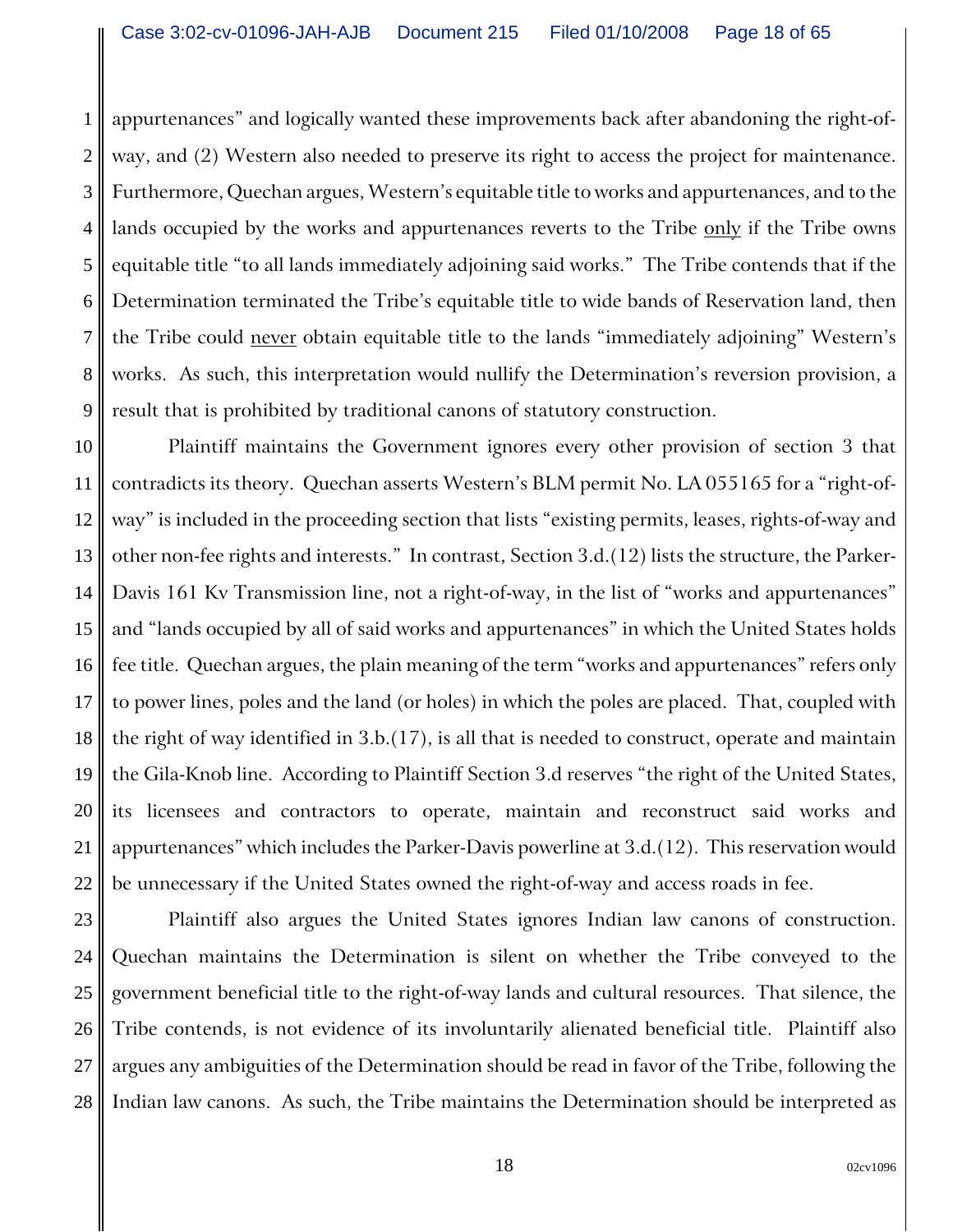appurtenances" and logically wanted these improvements back after abandoning the right-of-way, and (2) Western also needed to preserve its right to access the project for maintenance. Furthermore, Quechan argues, Western's equitable title to works and appurtenances, and to the lands occupied by the works and appurtenances reverts to the Tribe <u>only</u> if the Tribe owns equitable title "to all lands immediately adjoining said works." The Tribe contends that if the Determination terminated the Tribe's equitable title to wide bands of Reservation land, then the Tribe could <u>never</u> obtain equitable title to the lands "immediately adjoining" Western's works. As such, this interpretation would nullify the Determination's reversion provision, a result that is prohibited by traditional canons of statutory construction.

Plaintiff maintains the Government ignores every other provision of section 3 that contradicts its theory. Quechan asserts Western's BLM permit No. LA 055165 for a "right-of-way" is included in the proceeding section that lists "existing permits, leases, rights-of-way and other non-fee rights and interests." In contrast, Section 3.d.(12) lists the structure, the Parker-Davis 161 Kv Transmission line, not a right-of-way, in the list of "works and appurtenances" and "lands occupied by all of said works and appurtenances" in which the United States holds fee title. Quechan argues, the plain meaning of the term "works and appurtenances" refers only to power lines, poles and the land (or holes) in which the poles are placed. That, coupled with the right of way identified in 3.b.(17), is all that is needed to construct, operate and maintain the Gila-Knob line. According to Plaintiff Section 3.d reserves "the right of the United States, its licensees and contractors to operate, maintain and reconstruct said works and appurtenances" which includes the Parker-Davis powerline at 3.d.(12). This reservation would be unnecessary if the United States owned the right-of-way and access roads in fee.

Plaintiff also argues the United States ignores Indian law canons of construction. Quechan maintains the Determination is silent on whether the Tribe conveyed to the government beneficial title to the right-of-way lands and cultural resources. That silence, the Tribe contends, is not evidence of its involuntarily alienated beneficial title. Plaintiff also argues any ambiguities of the Determination should be read in favor of the Tribe, following the Indian law canons. As such, the Tribe maintains the Determination should be interpreted as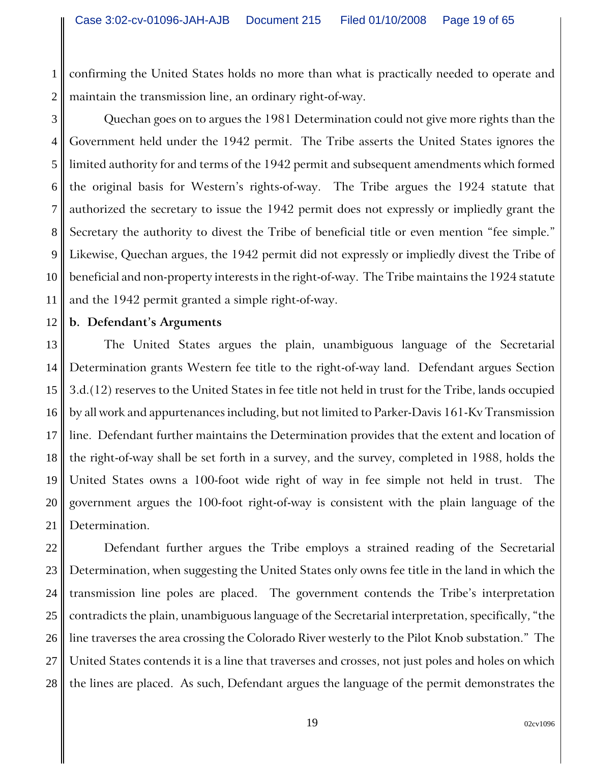confirming the United States holds no more than what is practically needed to operate and maintain the transmission line, an ordinary right-of-way.

Quechan goes on to argues the 1981 Determination could not give more rights than the Government held under the 1942 permit. The Tribe asserts the United States ignores the limited authority for and terms of the 1942 permit and subsequent amendments which formed the original basis for Western's rights-of-way. The Tribe argues the 1924 statute that authorized the secretary to issue the 1942 permit does not expressly or impliedly grant the Secretary the authority to divest the Tribe of beneficial title or even mention "fee simple." Likewise, Quechan argues, the 1942 permit did not expressly or impliedly divest the Tribe of beneficial and non-property interests in the right-of-way. The Tribe maintains the 1924 statute and the 1942 permit granted a simple right-of-way.

**b. Defendant's Arguments**

The United States argues the plain, unambiguous language of the Secretarial Determination grants Western fee title to the right-of-way land. Defendant argues Section 3.d.(12) reserves to the United States in fee title not held in trust for the Tribe, lands occupied by all work and appurtenances including, but not limited to Parker-Davis 161-Kv Transmission line. Defendant further maintains the Determination provides that the extent and location of the right-of-way shall be set forth in a survey, and the survey, completed in 1988, holds the United States owns a 100-foot wide right of way in fee simple not held in trust. The government argues the 100-foot right-of-way is consistent with the plain language of the Determination.

Defendant further argues the Tribe employs a strained reading of the Secretarial Determination, when suggesting the United States only owns fee title in the land in which the transmission line poles are placed. The government contends the Tribe's interpretation contradicts the plain, unambiguous language of the Secretarial interpretation, specifically, "the line traverses the area crossing the Colorado River westerly to the Pilot Knob substation." The United States contends it is a line that traverses and crosses, not just poles and holes on which the lines are placed. As such, Defendant argues the language of the permit demonstrates the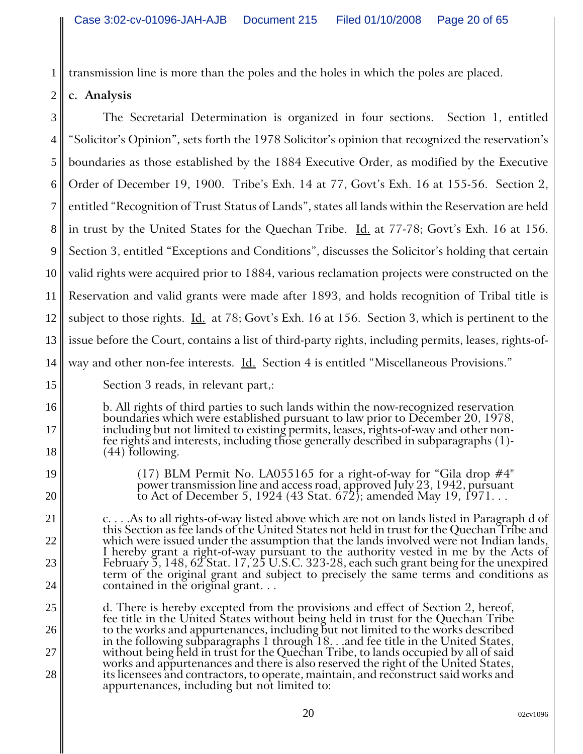transmission line is more than the poles and the holes in which the poles are placed.

**c. Analysis**

The Secretarial Determination is organized in four sections. Section 1, entitled "Solicitor's Opinion", sets forth the 1978 Solicitor's opinion that recognized the reservation's boundaries as those established by the 1884 Executive Order, as modified by the Executive Order of December 19, 1900. Tribe's Exh. 14 at 77, Govt's Exh. 16 at 155-56. Section 2, entitled "Recognition of Trust Status of Lands", states all lands within the Reservation are held in trust by the United States for the Quechan Tribe. Id. at 77-78; Govt's Exh. 16 at 156. Section 3, entitled "Exceptions and Conditions", discusses the Solicitor's holding that certain valid rights were acquired prior to 1884, various reclamation projects were constructed on the Reservation and valid grants were made after 1893, and holds recognition of Tribal title is subject to those rights. Id. at 78; Govt's Exh. 16 at 156. Section 3, which is pertinent to the issue before the Court, contains a list of third-party rights, including permits, leases, rights-of-way and other non-fee interests. Id. Section 4 is entitled "Miscellaneous Provisions."

Section 3 reads, in relevant part,:

> b. All rights of third parties to such lands within the now-recognized reservation boundaries which were established pursuant to law prior to December 20, 1978, including but not limited to existing permits, leases, rights-of-way and other non-fee rights and interests, including those generally described in subparagraphs (1)-(44) following.
>
> > (17) BLM Permit No. LA055165 for a right-of-way for "Gila drop #4" power transmission line and access road, approved July 23, 1942, pursuant to Act of December 5, 1924 (43 Stat. 672); amended May 19, 1971. . .
>
> c. . . .As to all rights-of-way listed above which are not on lands listed in Paragraph d of this Section as fee lands of the United States not held in trust for the Quechan Tribe and which were issued under the assumption that the lands involved were not Indian lands, I hereby grant a right-of-way pursuant to the authority vested in me by the Acts of February 5, 148, 62 Stat. 17, 25 U.S.C. 323-28, each such grant being for the unexpired term of the original grant and subject to precisely the same terms and conditions as contained in the original grant. . .
>
> d. There is hereby excepted from the provisions and effect of Section 2, hereof, fee title in the United States without being held in trust for the Quechan Tribe to the works and appurtenances, including but not limited to the works described in the following subparagraphs 1 through 18. . .and fee title in the United States, without being held in trust for the Quechan Tribe, to lands occupied by all of said works and appurtenances and there is also reserved the right of the United States, its licensees and contractors, to operate, maintain, and reconstruct said works and appurtenances, including but not limited to: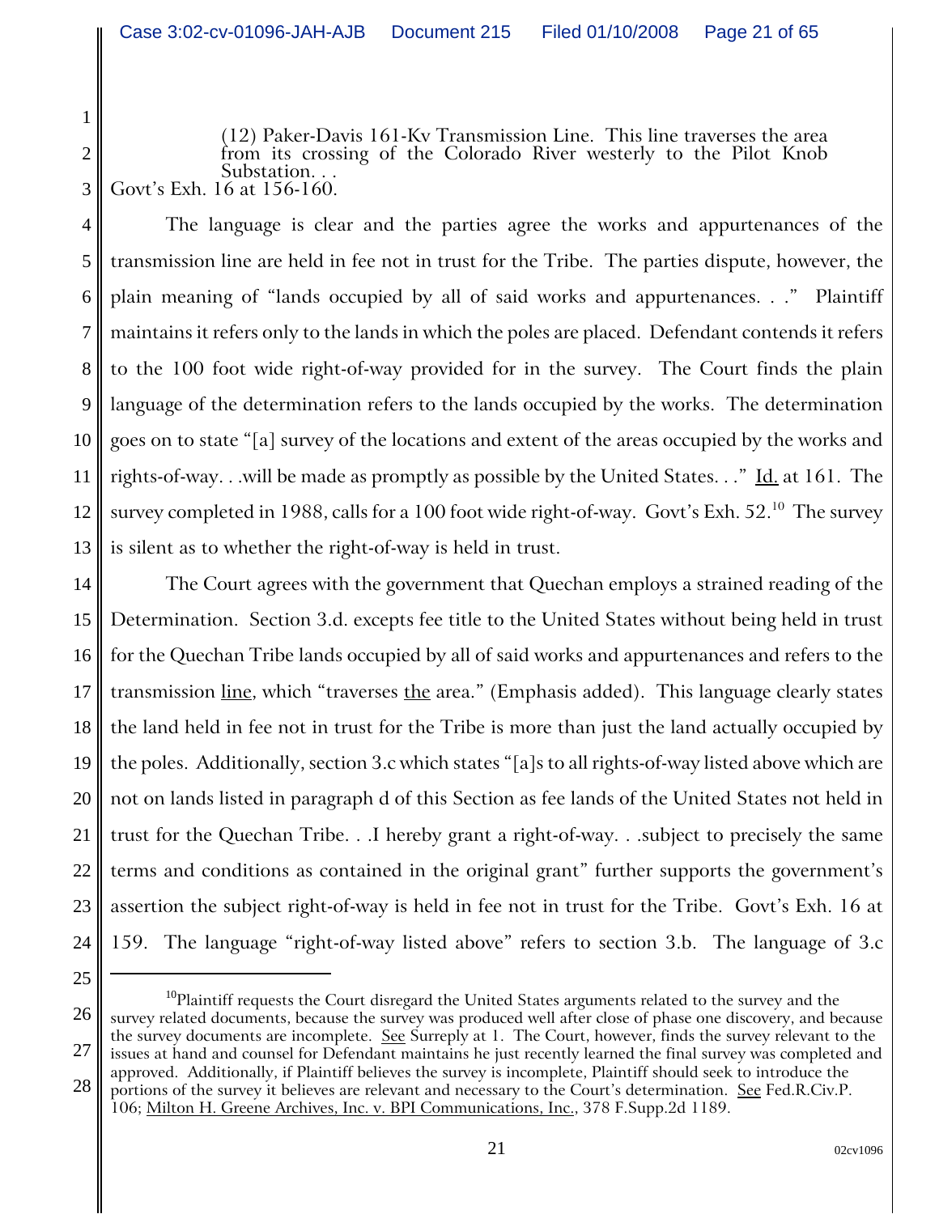> (12) Paker-Davis 161-Kv Transmission Line. This line traverses the area from its crossing of the Colorado River westerly to the Pilot Knob Substation. . .

Govt's Exh. 16 at 156-160.

The language is clear and the parties agree the works and appurtenances of the transmission line are held in fee not in trust for the Tribe. The parties dispute, however, the plain meaning of "lands occupied by all of said works and appurtenances. . ." Plaintiff maintains it refers only to the lands in which the poles are placed. Defendant contends it refers to the 100 foot wide right-of-way provided for in the survey. The Court finds the plain language of the determination refers to the lands occupied by the works. The determination goes on to state "[a] survey of the locations and extent of the areas occupied by the works and rights-of-way. . .will be made as promptly as possible by the United States. . ." Id. at 161. The survey completed in 1988, calls for a 100 foot wide right-of-way. Govt's Exh. 52.[10] The survey is silent as to whether the right-of-way is held in trust.

The Court agrees with the government that Quechan employs a strained reading of the Determination. Section 3.d. excepts fee title to the United States without being held in trust for the Quechan Tribe lands occupied by all of said works and appurtenances and refers to the transmission line, which "traverses the area." (Emphasis added). This language clearly states the land held in fee not in trust for the Tribe is more than just the land actually occupied by the poles. Additionally, section 3.c which states "[a]s to all rights-of-way listed above which are not on lands listed in paragraph d of this Section as fee lands of the United States not held in trust for the Quechan Tribe. . .I hereby grant a right-of-way. . .subject to precisely the same terms and conditions as contained in the original grant" further supports the government's assertion the subject right-of-way is held in fee not in trust for the Tribe. Govt's Exh. 16 at 159. The language "right-of-way listed above" refers to section 3.b. The language of 3.c

---

[10] Plaintiff requests the Court disregard the United States arguments related to the survey and the survey related documents, because the survey was produced well after close of phase one discovery, and because the survey documents are incomplete. See Surreply at 1. The Court, however, finds the survey relevant to the issues at hand and counsel for Defendant maintains he just recently learned the final survey was completed and approved. Additionally, if Plaintiff believes the survey is incomplete, Plaintiff should seek to introduce the portions of the survey it believes are relevant and necessary to the Court's determination. See Fed.R.Civ.P. 106; Milton H. Greene Archives, Inc. v. BPI Communications, Inc., 378 F.Supp.2d 1189.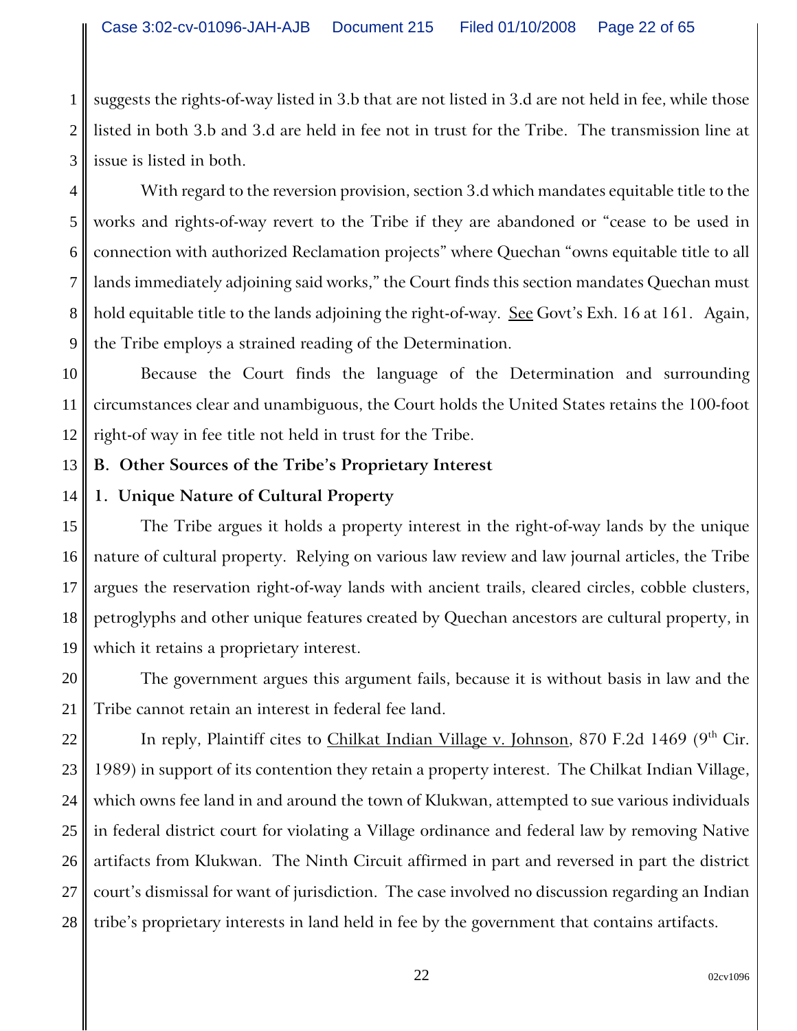suggests the rights-of-way listed in 3.b that are not listed in 3.d are not held in fee, while those listed in both 3.b and 3.d are held in fee not in trust for the Tribe. The transmission line at issue is listed in both.

With regard to the reversion provision, section 3.d which mandates equitable title to the works and rights-of-way revert to the Tribe if they are abandoned or "cease to be used in connection with authorized Reclamation projects" where Quechan "owns equitable title to all lands immediately adjoining said works," the Court finds this section mandates Quechan must hold equitable title to the lands adjoining the right-of-way. See Govt's Exh. 16 at 161. Again, the Tribe employs a strained reading of the Determination.

Because the Court finds the language of the Determination and surrounding circumstances clear and unambiguous, the Court holds the United States retains the 100-foot right-of way in fee title not held in trust for the Tribe.

**B. Other Sources of the Tribe's Proprietary Interest**

**1. Unique Nature of Cultural Property**

The Tribe argues it holds a property interest in the right-of-way lands by the unique nature of cultural property. Relying on various law review and law journal articles, the Tribe argues the reservation right-of-way lands with ancient trails, cleared circles, cobble clusters, petroglyphs and other unique features created by Quechan ancestors are cultural property, in which it retains a proprietary interest.

The government argues this argument fails, because it is without basis in law and the Tribe cannot retain an interest in federal fee land.

In reply, Plaintiff cites to Chilkat Indian Village v. Johnson, 870 F.2d 1469 (9th Cir. 1989) in support of its contention they retain a property interest. The Chilkat Indian Village, which owns fee land in and around the town of Klukwan, attempted to sue various individuals in federal district court for violating a Village ordinance and federal law by removing Native artifacts from Klukwan. The Ninth Circuit affirmed in part and reversed in part the district court's dismissal for want of jurisdiction. The case involved no discussion regarding an Indian tribe's proprietary interests in land held in fee by the government that contains artifacts.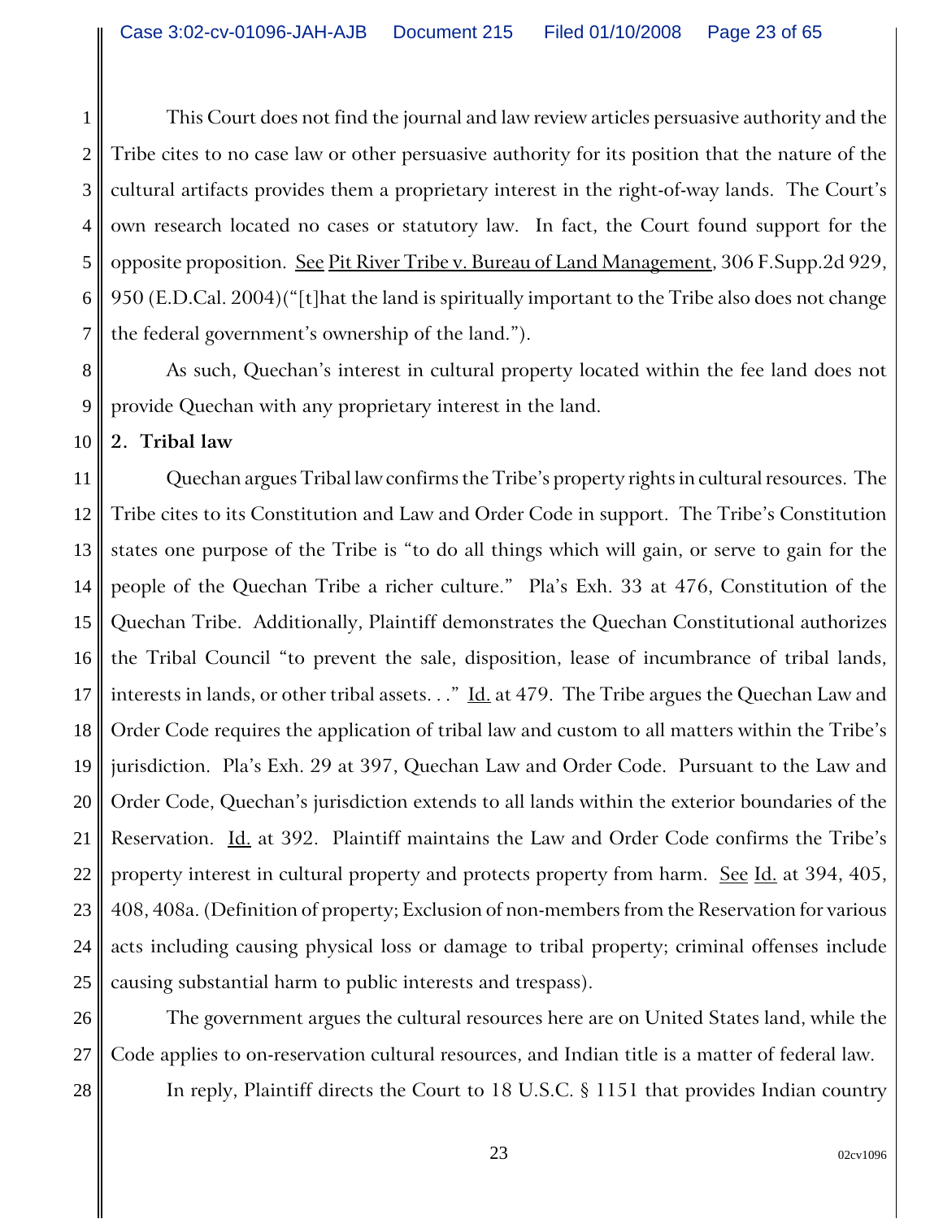This Court does not find the journal and law review articles persuasive authority and the Tribe cites to no case law or other persuasive authority for its position that the nature of the cultural artifacts provides them a proprietary interest in the right-of-way lands. The Court's own research located no cases or statutory law. In fact, the Court found support for the opposite proposition. See Pit River Tribe v. Bureau of Land Management, 306 F.Supp.2d 929, 950 (E.D.Cal. 2004)("[t]hat the land is spiritually important to the Tribe also does not change the federal government's ownership of the land.").

As such, Quechan's interest in cultural property located within the fee land does not provide Quechan with any proprietary interest in the land.

**2. Tribal law**

Quechan argues Tribal law confirms the Tribe's property rights in cultural resources. The Tribe cites to its Constitution and Law and Order Code in support. The Tribe's Constitution states one purpose of the Tribe is "to do all things which will gain, or serve to gain for the people of the Quechan Tribe a richer culture." Pla's Exh. 33 at 476, Constitution of the Quechan Tribe. Additionally, Plaintiff demonstrates the Quechan Constitutional authorizes the Tribal Council "to prevent the sale, disposition, lease of incumbrance of tribal lands, interests in lands, or other tribal assets. . ." Id. at 479. The Tribe argues the Quechan Law and Order Code requires the application of tribal law and custom to all matters within the Tribe's jurisdiction. Pla's Exh. 29 at 397, Quechan Law and Order Code. Pursuant to the Law and Order Code, Quechan's jurisdiction extends to all lands within the exterior boundaries of the Reservation. Id. at 392. Plaintiff maintains the Law and Order Code confirms the Tribe's property interest in cultural property and protects property from harm. See Id. at 394, 405, 408, 408a. (Definition of property; Exclusion of non-members from the Reservation for various acts including causing physical loss or damage to tribal property; criminal offenses include causing substantial harm to public interests and trespass).

The government argues the cultural resources here are on United States land, while the Code applies to on-reservation cultural resources, and Indian title is a matter of federal law.

In reply, Plaintiff directs the Court to 18 U.S.C. § 1151 that provides Indian country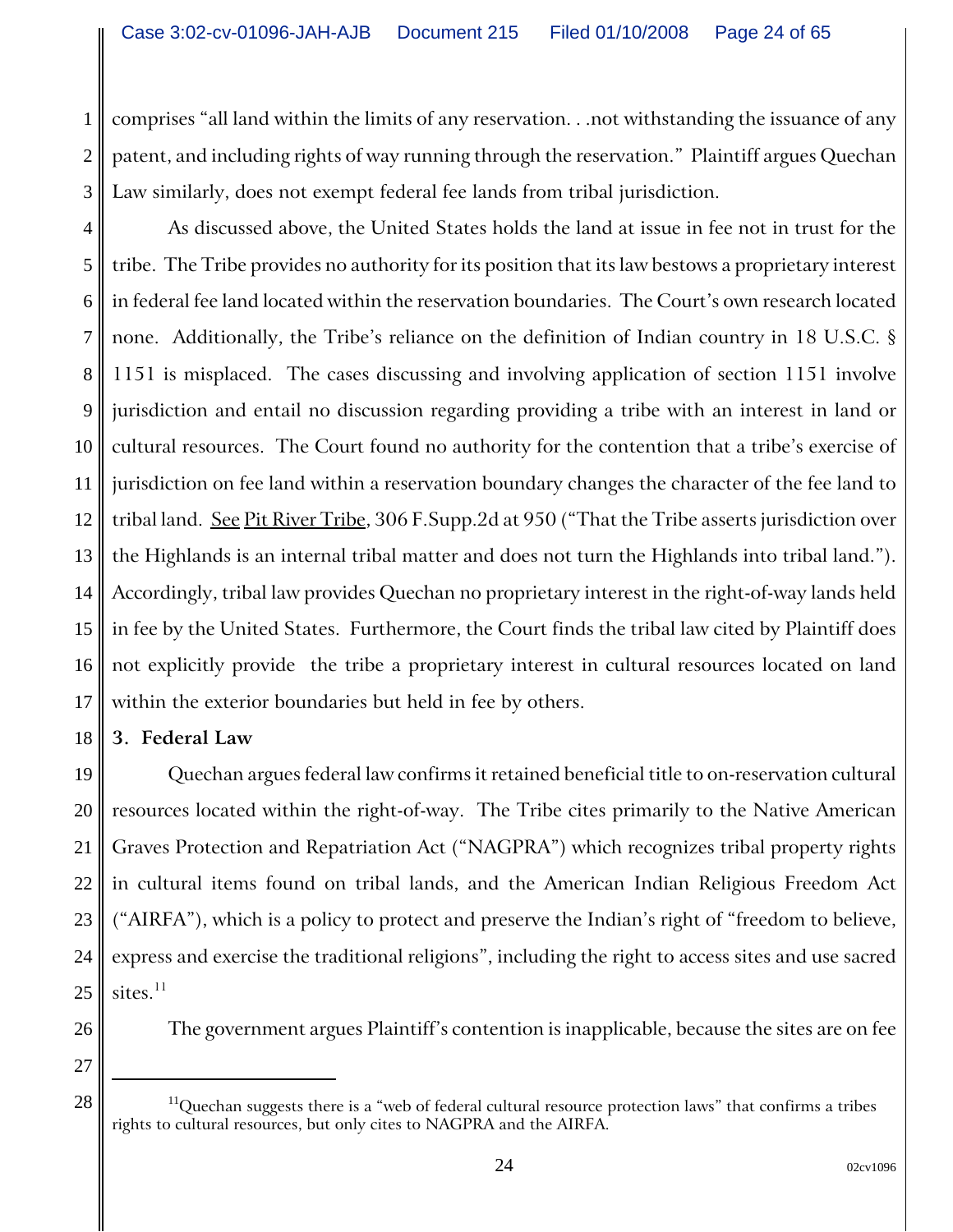comprises "all land within the limits of any reservation. . .not withstanding the issuance of any patent, and including rights of way running through the reservation." Plaintiff argues Quechan Law similarly, does not exempt federal fee lands from tribal jurisdiction.

As discussed above, the United States holds the land at issue in fee not in trust for the tribe. The Tribe provides no authority for its position that its law bestows a proprietary interest in federal fee land located within the reservation boundaries. The Court's own research located none. Additionally, the Tribe's reliance on the definition of Indian country in 18 U.S.C. § 1151 is misplaced. The cases discussing and involving application of section 1151 involve jurisdiction and entail no discussion regarding providing a tribe with an interest in land or cultural resources. The Court found no authority for the contention that a tribe's exercise of jurisdiction on fee land within a reservation boundary changes the character of the fee land to tribal land. See Pit River Tribe, 306 F.Supp.2d at 950 ("That the Tribe asserts jurisdiction over the Highlands is an internal tribal matter and does not turn the Highlands into tribal land."). Accordingly, tribal law provides Quechan no proprietary interest in the right-of-way lands held in fee by the United States. Furthermore, the Court finds the tribal law cited by Plaintiff does not explicitly provide the tribe a proprietary interest in cultural resources located on land within the exterior boundaries but held in fee by others.

**3. Federal Law**

Quechan argues federal law confirms it retained beneficial title to on-reservation cultural resources located within the right-of-way. The Tribe cites primarily to the Native American Graves Protection and Repatriation Act ("NAGPRA") which recognizes tribal property rights in cultural items found on tribal lands, and the American Indian Religious Freedom Act ("AIRFA"), which is a policy to protect and preserve the Indian's right of "freedom to believe, express and exercise the traditional religions", including the right to access sites and use sacred sites.[11]

The government argues Plaintiff's contention is inapplicable, because the sites are on fee

---

[11]Quechan suggests there is a "web of federal cultural resource protection laws" that confirms a tribes rights to cultural resources, but only cites to NAGPRA and the AIRFA.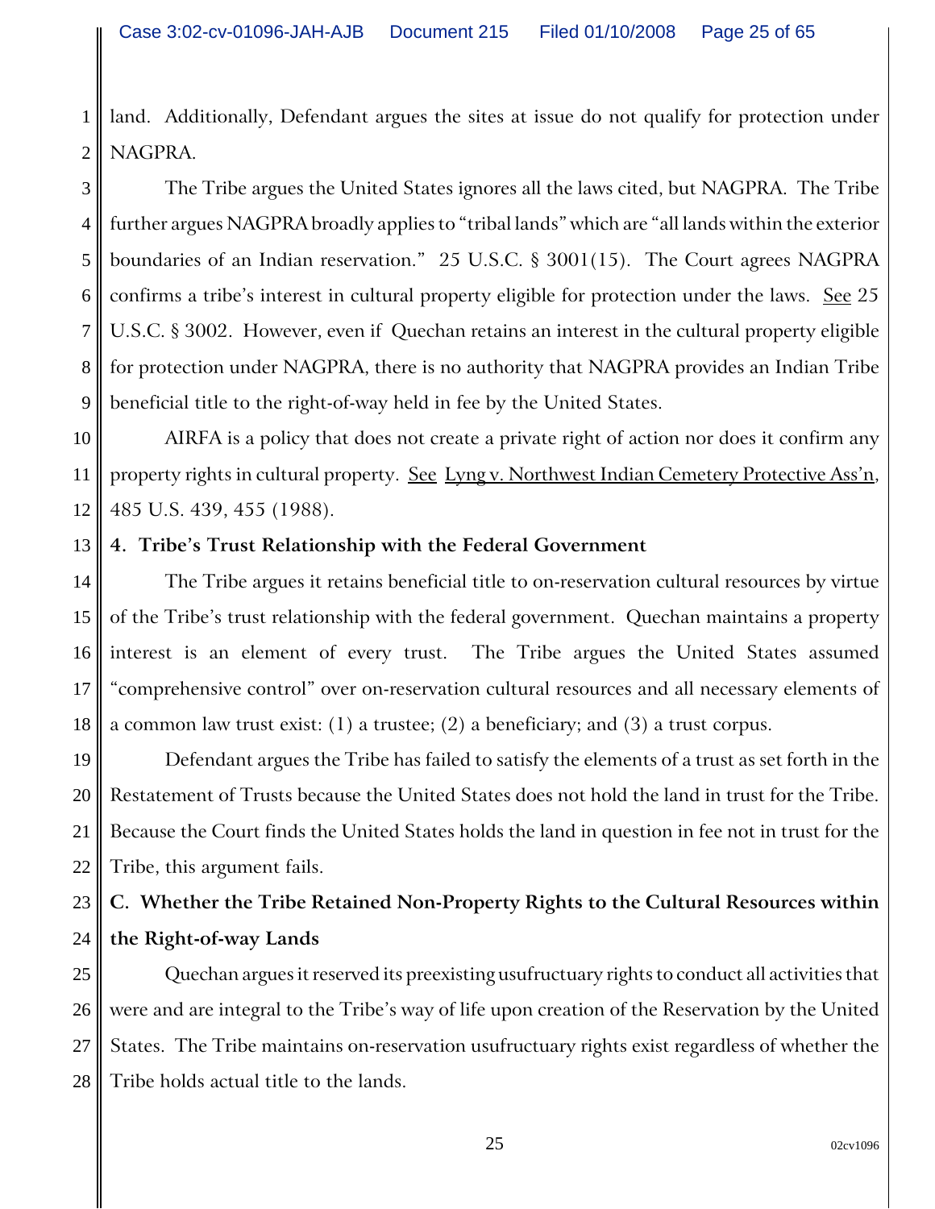land. Additionally, Defendant argues the sites at issue do not qualify for protection under NAGPRA.

The Tribe argues the United States ignores all the laws cited, but NAGPRA. The Tribe further argues NAGPRA broadly applies to "tribal lands" which are "all lands within the exterior boundaries of an Indian reservation." 25 U.S.C. § 3001(15). The Court agrees NAGPRA confirms a tribe's interest in cultural property eligible for protection under the laws. See 25 U.S.C. § 3002. However, even if Quechan retains an interest in the cultural property eligible for protection under NAGPRA, there is no authority that NAGPRA provides an Indian Tribe beneficial title to the right-of-way held in fee by the United States.

AIRFA is a policy that does not create a private right of action nor does it confirm any property rights in cultural property. See Lyng v. Northwest Indian Cemetery Protective Ass'n, 485 U.S. 439, 455 (1988).

**4. Tribe's Trust Relationship with the Federal Government**

The Tribe argues it retains beneficial title to on-reservation cultural resources by virtue of the Tribe's trust relationship with the federal government. Quechan maintains a property interest is an element of every trust. The Tribe argues the United States assumed "comprehensive control" over on-reservation cultural resources and all necessary elements of a common law trust exist: (1) a trustee; (2) a beneficiary; and (3) a trust corpus.

Defendant argues the Tribe has failed to satisfy the elements of a trust as set forth in the Restatement of Trusts because the United States does not hold the land in trust for the Tribe. Because the Court finds the United States holds the land in question in fee not in trust for the Tribe, this argument fails.

**C. Whether the Tribe Retained Non-Property Rights to the Cultural Resources within the Right-of-way Lands**

Quechan argues it reserved its preexisting usufructuary rights to conduct all activities that were and are integral to the Tribe's way of life upon creation of the Reservation by the United States. The Tribe maintains on-reservation usufructuary rights exist regardless of whether the Tribe holds actual title to the lands.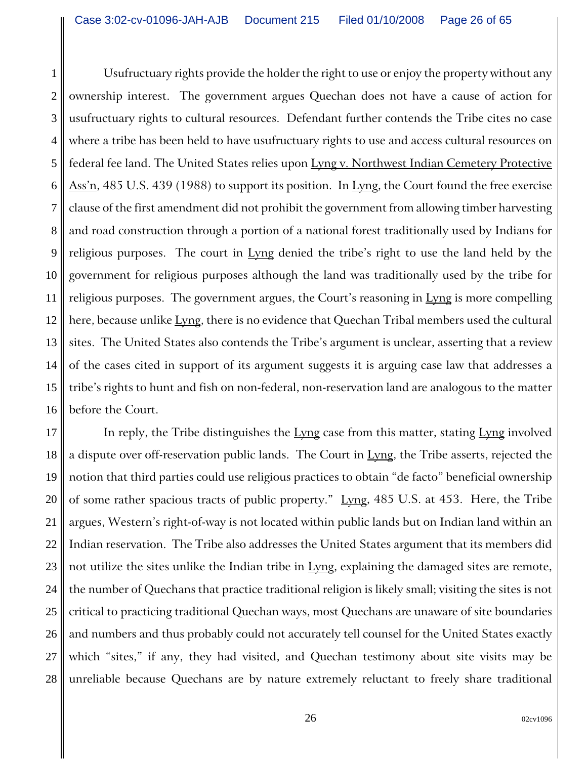Usufructuary rights provide the holder the right to use or enjoy the property without any ownership interest. The government argues Quechan does not have a cause of action for usufructuary rights to cultural resources. Defendant further contends the Tribe cites no case where a tribe has been held to have usufructuary rights to use and access cultural resources on federal fee land. The United States relies upon Lyng v. Northwest Indian Cemetery Protective Ass'n, 485 U.S. 439 (1988) to support its position. In Lyng, the Court found the free exercise clause of the first amendment did not prohibit the government from allowing timber harvesting and road construction through a portion of a national forest traditionally used by Indians for religious purposes. The court in Lyng denied the tribe's right to use the land held by the government for religious purposes although the land was traditionally used by the tribe for religious purposes. The government argues, the Court's reasoning in Lyng is more compelling here, because unlike Lyng, there is no evidence that Quechan Tribal members used the cultural sites. The United States also contends the Tribe's argument is unclear, asserting that a review of the cases cited in support of its argument suggests it is arguing case law that addresses a tribe's rights to hunt and fish on non-federal, non-reservation land are analogous to the matter before the Court.

In reply, the Tribe distinguishes the Lyng case from this matter, stating Lyng involved a dispute over off-reservation public lands. The Court in Lyng, the Tribe asserts, rejected the notion that third parties could use religious practices to obtain "de facto" beneficial ownership of some rather spacious tracts of public property." Lyng, 485 U.S. at 453. Here, the Tribe argues, Western's right-of-way is not located within public lands but on Indian land within an Indian reservation. The Tribe also addresses the United States argument that its members did not utilize the sites unlike the Indian tribe in Lyng, explaining the damaged sites are remote, the number of Quechans that practice traditional religion is likely small; visiting the sites is not critical to practicing traditional Quechan ways, most Quechans are unaware of site boundaries and numbers and thus probably could not accurately tell counsel for the United States exactly which "sites," if any, they had visited, and Quechan testimony about site visits may be unreliable because Quechans are by nature extremely reluctant to freely share traditional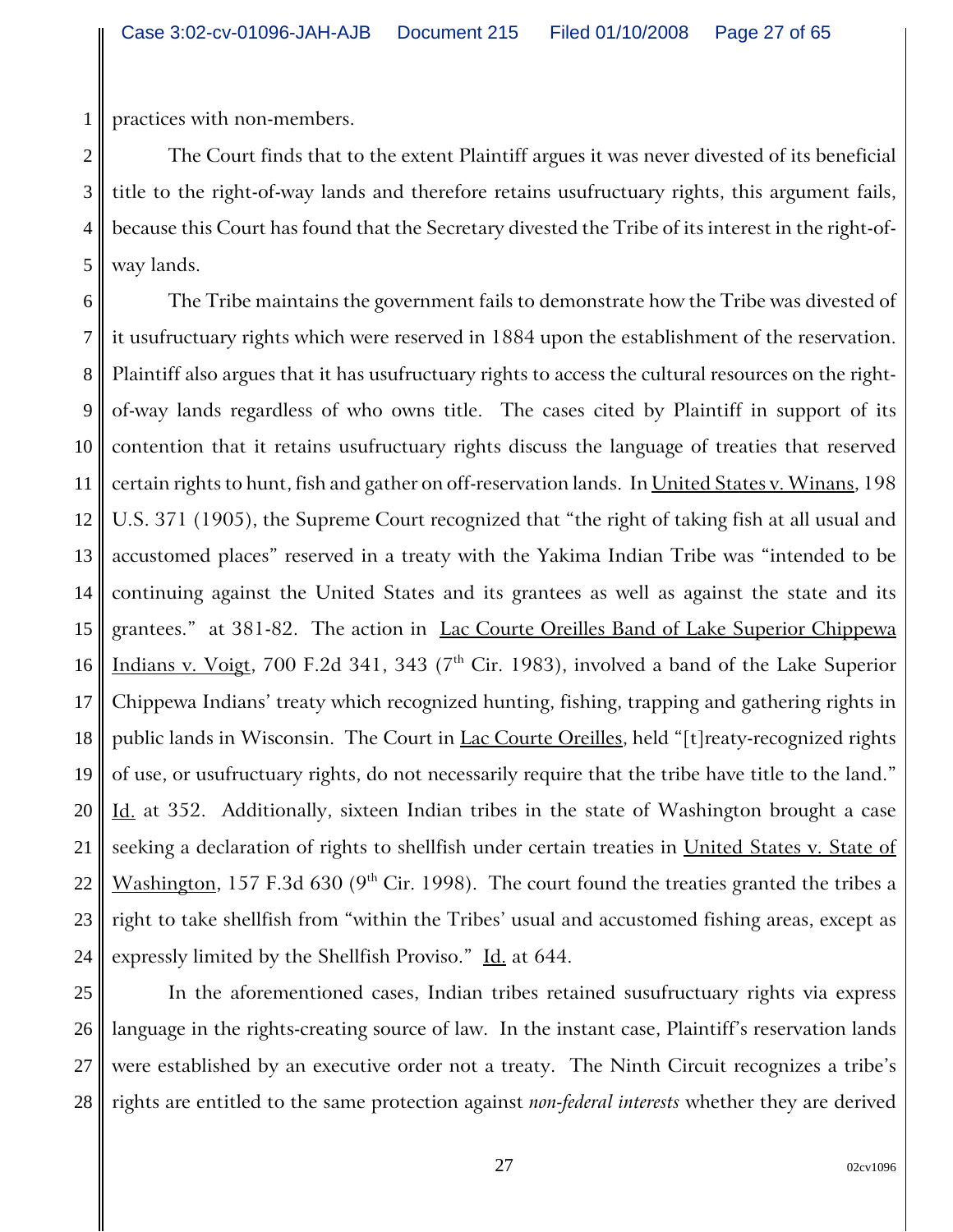practices with non-members.

The Court finds that to the extent Plaintiff argues it was never divested of its beneficial title to the right-of-way lands and therefore retains usufructuary rights, this argument fails, because this Court has found that the Secretary divested the Tribe of its interest in the right-of-way lands.

The Tribe maintains the government fails to demonstrate how the Tribe was divested of it usufructuary rights which were reserved in 1884 upon the establishment of the reservation. Plaintiff also argues that it has usufructuary rights to access the cultural resources on the right-of-way lands regardless of who owns title. The cases cited by Plaintiff in support of its contention that it retains usufructuary rights discuss the language of treaties that reserved certain rights to hunt, fish and gather on off-reservation lands. In United States v. Winans, 198 U.S. 371 (1905), the Supreme Court recognized that "the right of taking fish at all usual and accustomed places" reserved in a treaty with the Yakima Indian Tribe was "intended to be continuing against the United States and its grantees as well as against the state and its grantees." at 381-82. The action in Lac Courte Oreilles Band of Lake Superior Chippewa Indians v. Voigt, 700 F.2d 341, 343 (7th Cir. 1983), involved a band of the Lake Superior Chippewa Indians' treaty which recognized hunting, fishing, trapping and gathering rights in public lands in Wisconsin. The Court in Lac Courte Oreilles, held "[t]reaty-recognized rights of use, or usufructuary rights, do not necessarily require that the tribe have title to the land." Id. at 352. Additionally, sixteen Indian tribes in the state of Washington brought a case seeking a declaration of rights to shellfish under certain treaties in United States v. State of Washington, 157 F.3d 630 (9th Cir. 1998). The court found the treaties granted the tribes a right to take shellfish from "within the Tribes' usual and accustomed fishing areas, except as expressly limited by the Shellfish Proviso." Id. at 644.

In the aforementioned cases, Indian tribes retained susufructuary rights via express language in the rights-creating source of law. In the instant case, Plaintiff's reservation lands were established by an executive order not a treaty. The Ninth Circuit recognizes a tribe's rights are entitled to the same protection against *non-federal interests* whether they are derived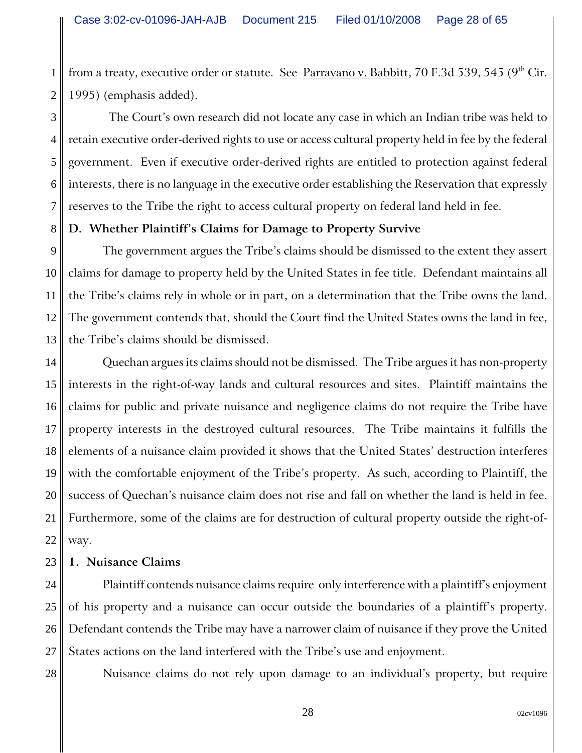from a treaty, executive order or statute. See Parravano v. Babbitt, 70 F.3d 539, 545 (9th Cir. 1995) (emphasis added).

The Court's own research did not locate any case in which an Indian tribe was held to retain executive order-derived rights to use or access cultural property held in fee by the federal government. Even if executive order-derived rights are entitled to protection against federal interests, there is no language in the executive order establishing the Reservation that expressly reserves to the Tribe the right to access cultural property on federal land held in fee.

**D. Whether Plaintiff's Claims for Damage to Property Survive**

The government argues the Tribe's claims should be dismissed to the extent they assert claims for damage to property held by the United States in fee title. Defendant maintains all the Tribe's claims rely in whole or in part, on a determination that the Tribe owns the land. The government contends that, should the Court find the United States owns the land in fee, the Tribe's claims should be dismissed.

Quechan argues its claims should not be dismissed. The Tribe argues it has non-property interests in the right-of-way lands and cultural resources and sites. Plaintiff maintains the claims for public and private nuisance and negligence claims do not require the Tribe have property interests in the destroyed cultural resources. The Tribe maintains it fulfills the elements of a nuisance claim provided it shows that the United States' destruction interferes with the comfortable enjoyment of the Tribe's property. As such, according to Plaintiff, the success of Quechan's nuisance claim does not rise and fall on whether the land is held in fee. Furthermore, some of the claims are for destruction of cultural property outside the right-of-way.

**1. Nuisance Claims**

Plaintiff contends nuisance claims require only interference with a plaintiff's enjoyment of his property and a nuisance can occur outside the boundaries of a plaintiff's property. Defendant contends the Tribe may have a narrower claim of nuisance if they prove the United States actions on the land interfered with the Tribe's use and enjoyment.

Nuisance claims do not rely upon damage to an individual's property, but require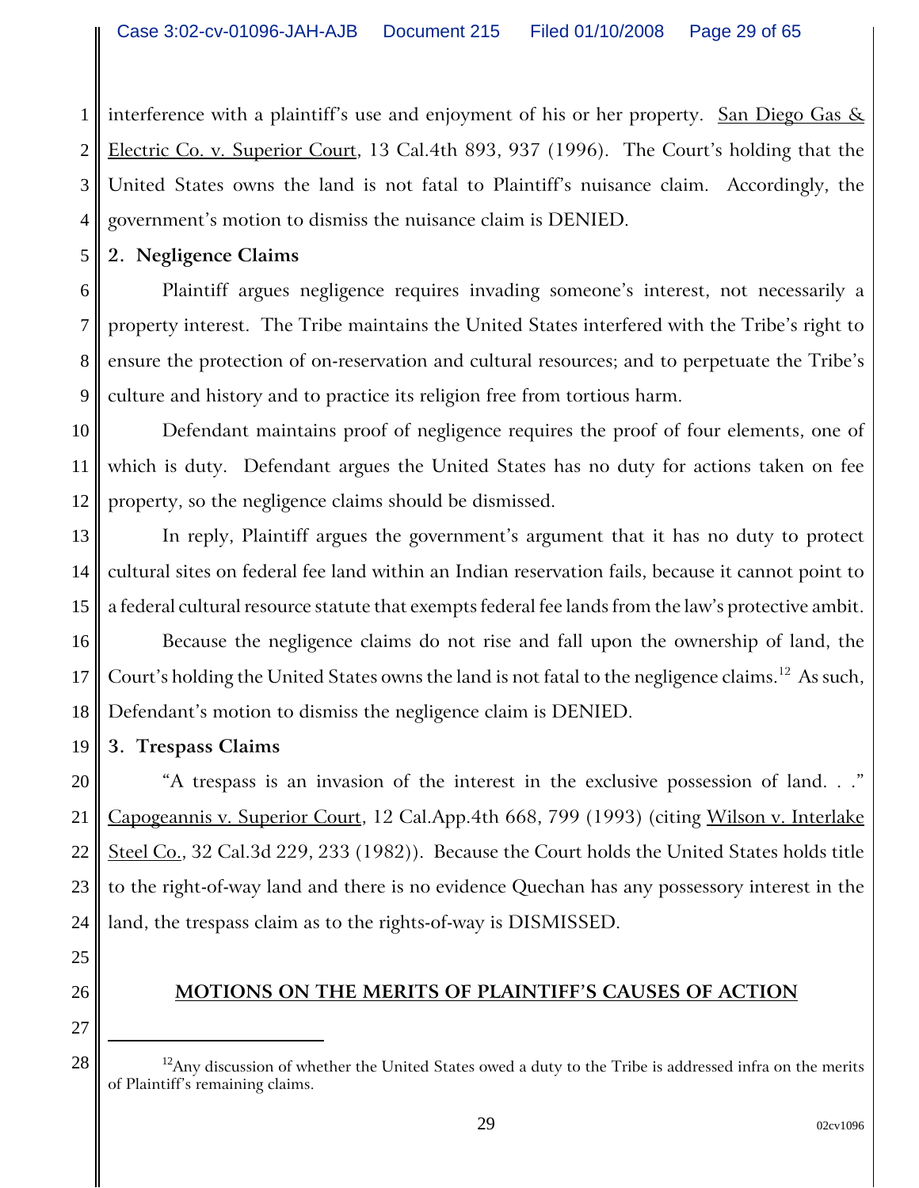interference with a plaintiff's use and enjoyment of his or her property. San Diego Gas & Electric Co. v. Superior Court, 13 Cal.4th 893, 937 (1996). The Court's holding that the United States owns the land is not fatal to Plaintiff's nuisance claim. Accordingly, the government's motion to dismiss the nuisance claim is DENIED.

**2. Negligence Claims**

Plaintiff argues negligence requires invading someone's interest, not necessarily a property interest. The Tribe maintains the United States interfered with the Tribe's right to ensure the protection of on-reservation and cultural resources; and to perpetuate the Tribe's culture and history and to practice its religion free from tortious harm.

Defendant maintains proof of negligence requires the proof of four elements, one of which is duty. Defendant argues the United States has no duty for actions taken on fee property, so the negligence claims should be dismissed.

In reply, Plaintiff argues the government's argument that it has no duty to protect cultural sites on federal fee land within an Indian reservation fails, because it cannot point to a federal cultural resource statute that exempts federal fee lands from the law's protective ambit.

Because the negligence claims do not rise and fall upon the ownership of land, the Court's holding the United States owns the land is not fatal to the negligence claims.[12] As such, Defendant's motion to dismiss the negligence claim is DENIED.

**3. Trespass Claims**

"A trespass is an invasion of the interest in the exclusive possession of land. . ." Capogeannis v. Superior Court, 12 Cal.App.4th 668, 799 (1993) (citing Wilson v. Interlake Steel Co., 32 Cal.3d 229, 233 (1982)). Because the Court holds the United States holds title to the right-of-way land and there is no evidence Quechan has any possessory interest in the land, the trespass claim as to the rights-of-way is DISMISSED.

## MOTIONS ON THE MERITS OF PLAINTIFF'S CAUSES OF ACTION

---

[12] Any discussion of whether the United States owed a duty to the Tribe is addressed infra on the merits of Plaintiff's remaining claims.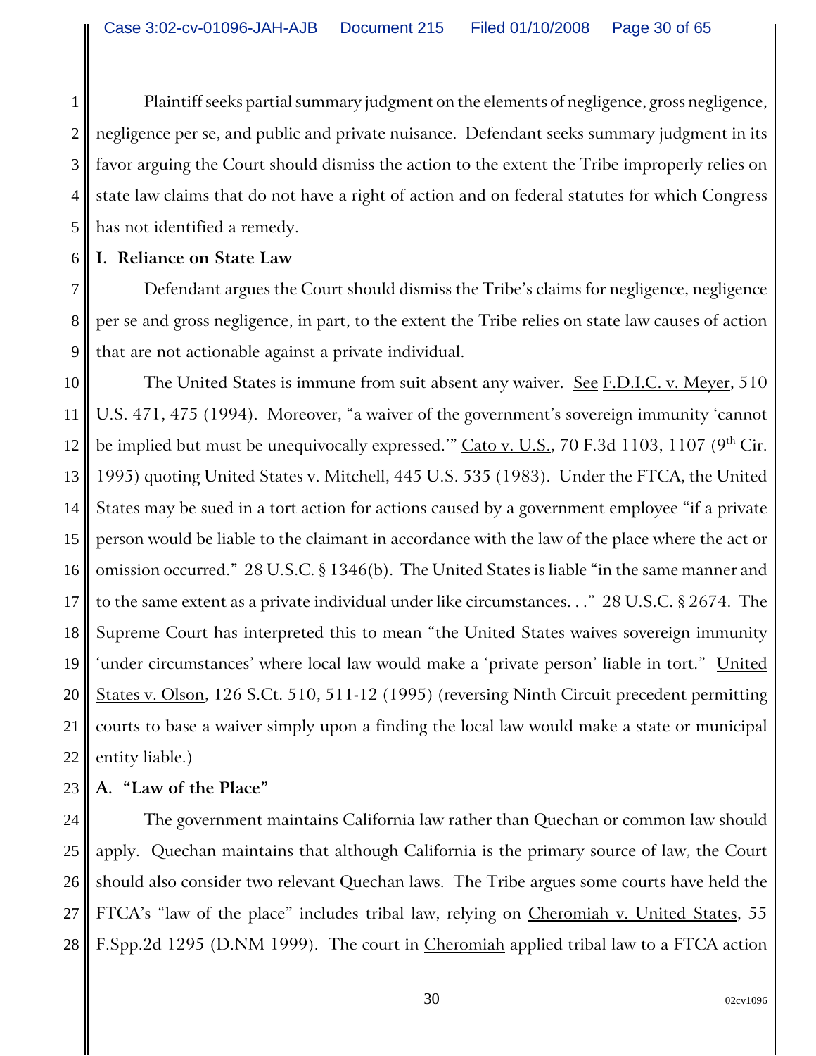Plaintiff seeks partial summary judgment on the elements of negligence, gross negligence, negligence per se, and public and private nuisance. Defendant seeks summary judgment in its favor arguing the Court should dismiss the action to the extent the Tribe improperly relies on state law claims that do not have a right of action and on federal statutes for which Congress has not identified a remedy.

**I. Reliance on State Law**

Defendant argues the Court should dismiss the Tribe's claims for negligence, negligence per se and gross negligence, in part, to the extent the Tribe relies on state law causes of action that are not actionable against a private individual.

The United States is immune from suit absent any waiver. See F.D.I.C. v. Meyer, 510 U.S. 471, 475 (1994). Moreover, "a waiver of the government's sovereign immunity 'cannot be implied but must be unequivocally expressed.'" Cato v. U.S., 70 F.3d 1103, 1107 (9th Cir. 1995) quoting United States v. Mitchell, 445 U.S. 535 (1983). Under the FTCA, the United States may be sued in a tort action for actions caused by a government employee "if a private person would be liable to the claimant in accordance with the law of the place where the act or omission occurred." 28 U.S.C. § 1346(b). The United States is liable "in the same manner and to the same extent as a private individual under like circumstances. . ." 28 U.S.C. § 2674. The Supreme Court has interpreted this to mean "the United States waives sovereign immunity 'under circumstances' where local law would make a 'private person' liable in tort." United States v. Olson, 126 S.Ct. 510, 511-12 (1995) (reversing Ninth Circuit precedent permitting courts to base a waiver simply upon a finding the local law would make a state or municipal entity liable.)

**A. "Law of the Place"**

The government maintains California law rather than Quechan or common law should apply. Quechan maintains that although California is the primary source of law, the Court should also consider two relevant Quechan laws. The Tribe argues some courts have held the FTCA's "law of the place" includes tribal law, relying on Cheromiah v. United States, 55 F.Spp.2d 1295 (D.NM 1999). The court in Cheromiah applied tribal law to a FTCA action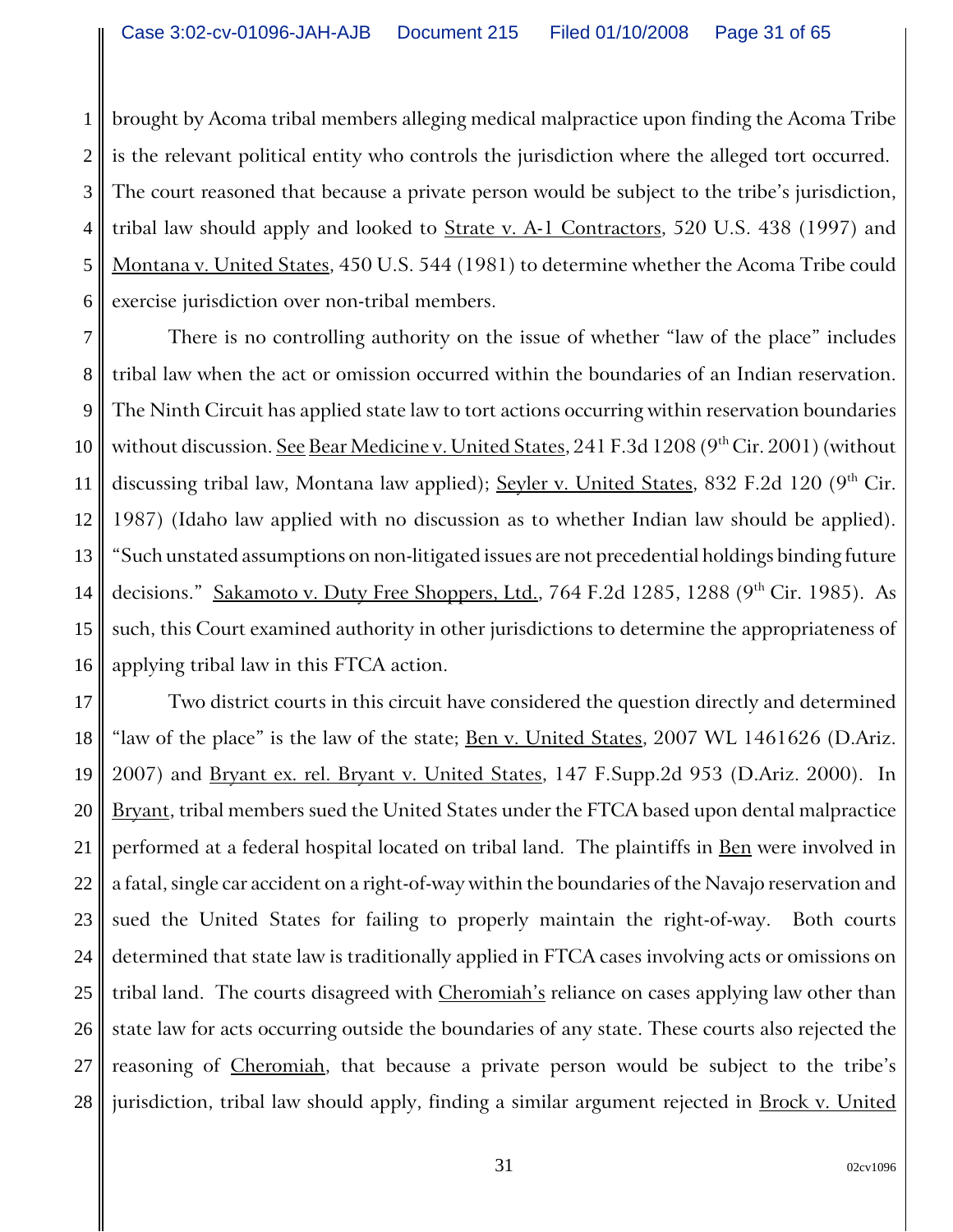brought by Acoma tribal members alleging medical malpractice upon finding the Acoma Tribe is the relevant political entity who controls the jurisdiction where the alleged tort occurred. The court reasoned that because a private person would be subject to the tribe's jurisdiction, tribal law should apply and looked to Strate v. A-1 Contractors, 520 U.S. 438 (1997) and Montana v. United States, 450 U.S. 544 (1981) to determine whether the Acoma Tribe could exercise jurisdiction over non-tribal members.

There is no controlling authority on the issue of whether "law of the place" includes tribal law when the act or omission occurred within the boundaries of an Indian reservation. The Ninth Circuit has applied state law to tort actions occurring within reservation boundaries without discussion. See Bear Medicine v. United States, 241 F.3d 1208 (9th Cir. 2001) (without discussing tribal law, Montana law applied); Seyler v. United States, 832 F.2d 120 (9th Cir. 1987) (Idaho law applied with no discussion as to whether Indian law should be applied). "Such unstated assumptions on non-litigated issues are not precedential holdings binding future decisions." Sakamoto v. Duty Free Shoppers, Ltd., 764 F.2d 1285, 1288 (9th Cir. 1985). As such, this Court examined authority in other jurisdictions to determine the appropriateness of applying tribal law in this FTCA action.

Two district courts in this circuit have considered the question directly and determined "law of the place" is the law of the state; Ben v. United States, 2007 WL 1461626 (D.Ariz. 2007) and Bryant ex. rel. Bryant v. United States, 147 F.Supp.2d 953 (D.Ariz. 2000). In Bryant, tribal members sued the United States under the FTCA based upon dental malpractice performed at a federal hospital located on tribal land. The plaintiffs in Ben were involved in a fatal, single car accident on a right-of-way within the boundaries of the Navajo reservation and sued the United States for failing to properly maintain the right-of-way. Both courts determined that state law is traditionally applied in FTCA cases involving acts or omissions on tribal land. The courts disagreed with Cheromiah's reliance on cases applying law other than state law for acts occurring outside the boundaries of any state. These courts also rejected the reasoning of Cheromiah, that because a private person would be subject to the tribe's jurisdiction, tribal law should apply, finding a similar argument rejected in Brock v. United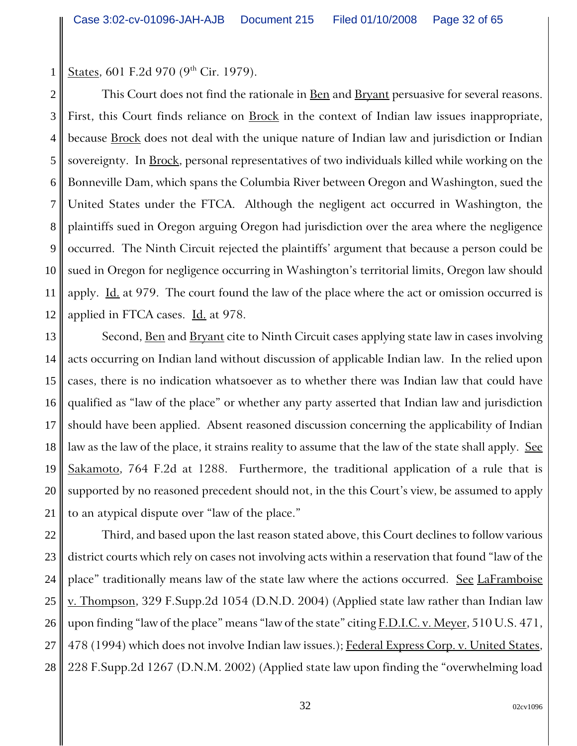States, 601 F.2d 970 (9th Cir. 1979).

This Court does not find the rationale in Ben and Bryant persuasive for several reasons. First, this Court finds reliance on Brock in the context of Indian law issues inappropriate, because Brock does not deal with the unique nature of Indian law and jurisdiction or Indian sovereignty. In Brock, personal representatives of two individuals killed while working on the Bonneville Dam, which spans the Columbia River between Oregon and Washington, sued the United States under the FTCA. Although the negligent act occurred in Washington, the plaintiffs sued in Oregon arguing Oregon had jurisdiction over the area where the negligence occurred. The Ninth Circuit rejected the plaintiffs' argument that because a person could be sued in Oregon for negligence occurring in Washington's territorial limits, Oregon law should apply. Id. at 979. The court found the law of the place where the act or omission occurred is applied in FTCA cases. Id. at 978.

Second, Ben and Bryant cite to Ninth Circuit cases applying state law in cases involving acts occurring on Indian land without discussion of applicable Indian law. In the relied upon cases, there is no indication whatsoever as to whether there was Indian law that could have qualified as "law of the place" or whether any party asserted that Indian law and jurisdiction should have been applied. Absent reasoned discussion concerning the applicability of Indian law as the law of the place, it strains reality to assume that the law of the state shall apply. See Sakamoto, 764 F.2d at 1288. Furthermore, the traditional application of a rule that is supported by no reasoned precedent should not, in the this Court's view, be assumed to apply to an atypical dispute over "law of the place."

Third, and based upon the last reason stated above, this Court declines to follow various district courts which rely on cases not involving acts within a reservation that found "law of the place" traditionally means law of the state law where the actions occurred. See LaFramboise v. Thompson, 329 F.Supp.2d 1054 (D.N.D. 2004) (Applied state law rather than Indian law upon finding "law of the place" means "law of the state" citing F.D.I.C. v. Meyer, 510 U.S. 471, 478 (1994) which does not involve Indian law issues.); Federal Express Corp. v. United States, 228 F.Supp.2d 1267 (D.N.M. 2002) (Applied state law upon finding the "overwhelming load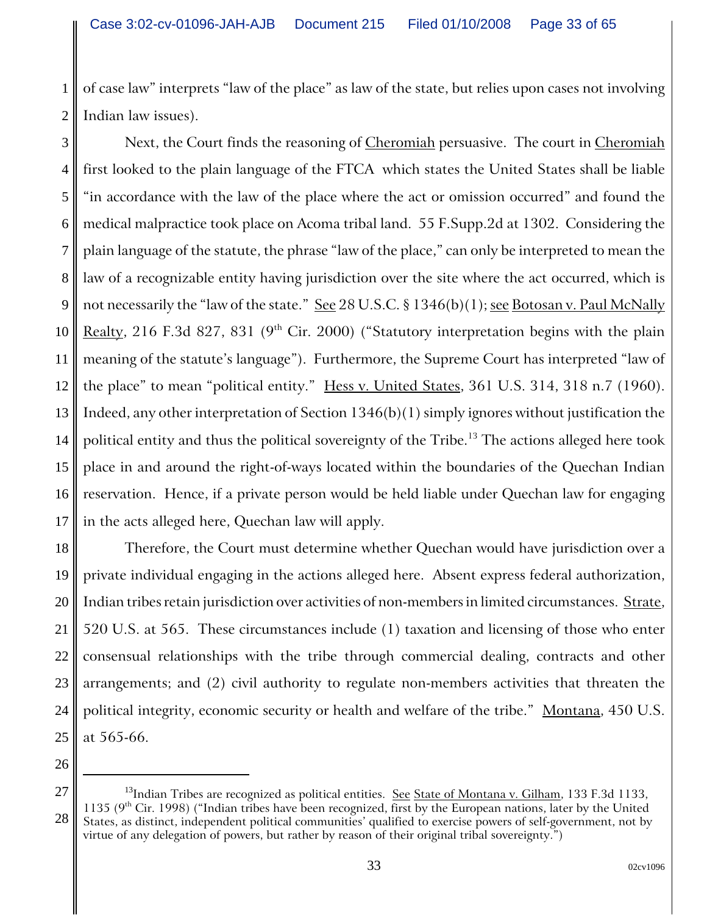of case law" interprets "law of the place" as law of the state, but relies upon cases not involving Indian law issues).

Next, the Court finds the reasoning of Cheromiah persuasive. The court in Cheromiah first looked to the plain language of the FTCA which states the United States shall be liable "in accordance with the law of the place where the act or omission occurred" and found the medical malpractice took place on Acoma tribal land. 55 F.Supp.2d at 1302. Considering the plain language of the statute, the phrase "law of the place," can only be interpreted to mean the law of a recognizable entity having jurisdiction over the site where the act occurred, which is not necessarily the "law of the state." See 28 U.S.C. § 1346(b)(1); see Botosan v. Paul McNally Realty, 216 F.3d 827, 831 (9th Cir. 2000) ("Statutory interpretation begins with the plain meaning of the statute's language"). Furthermore, the Supreme Court has interpreted "law of the place" to mean "political entity." Hess v. United States, 361 U.S. 314, 318 n.7 (1960). Indeed, any other interpretation of Section 1346(b)(1) simply ignores without justification the political entity and thus the political sovereignty of the Tribe.[13] The actions alleged here took place in and around the right-of-ways located within the boundaries of the Quechan Indian reservation. Hence, if a private person would be held liable under Quechan law for engaging in the acts alleged here, Quechan law will apply.

Therefore, the Court must determine whether Quechan would have jurisdiction over a private individual engaging in the actions alleged here. Absent express federal authorization, Indian tribes retain jurisdiction over activities of non-members in limited circumstances. Strate, 520 U.S. at 565. These circumstances include (1) taxation and licensing of those who enter consensual relationships with the tribe through commercial dealing, contracts and other arrangements; and (2) civil authority to regulate non-members activities that threaten the political integrity, economic security or health and welfare of the tribe." Montana, 450 U.S. at 565-66.

---

[13] Indian Tribes are recognized as political entities. See State of Montana v. Gilham, 133 F.3d 1133, 1135 (9th Cir. 1998) ("Indian tribes have been recognized, first by the European nations, later by the United States, as distinct, independent political communities' qualified to exercise powers of self-government, not by virtue of any delegation of powers, but rather by reason of their original tribal sovereignty.")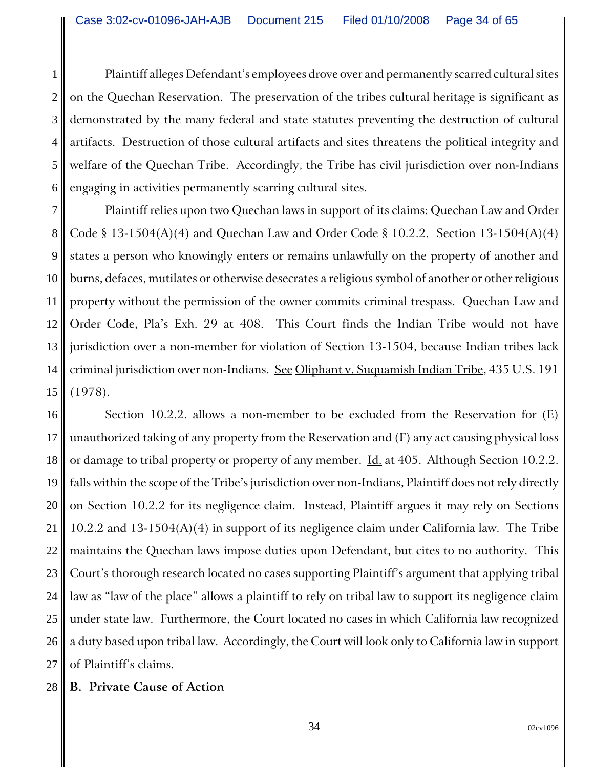Plaintiff alleges Defendant's employees drove over and permanently scarred cultural sites on the Quechan Reservation. The preservation of the tribes cultural heritage is significant as demonstrated by the many federal and state statutes preventing the destruction of cultural artifacts. Destruction of those cultural artifacts and sites threatens the political integrity and welfare of the Quechan Tribe. Accordingly, the Tribe has civil jurisdiction over non-Indians engaging in activities permanently scarring cultural sites.

Plaintiff relies upon two Quechan laws in support of its claims: Quechan Law and Order Code § 13-1504(A)(4) and Quechan Law and Order Code § 10.2.2. Section 13-1504(A)(4) states a person who knowingly enters or remains unlawfully on the property of another and burns, defaces, mutilates or otherwise desecrates a religious symbol of another or other religious property without the permission of the owner commits criminal trespass. Quechan Law and Order Code, Pla's Exh. 29 at 408. This Court finds the Indian Tribe would not have jurisdiction over a non-member for violation of Section 13-1504, because Indian tribes lack criminal jurisdiction over non-Indians. See Oliphant v. Suquamish Indian Tribe, 435 U.S. 191 (1978).

Section 10.2.2. allows a non-member to be excluded from the Reservation for (E) unauthorized taking of any property from the Reservation and (F) any act causing physical loss or damage to tribal property or property of any member. Id. at 405. Although Section 10.2.2. falls within the scope of the Tribe's jurisdiction over non-Indians, Plaintiff does not rely directly on Section 10.2.2 for its negligence claim. Instead, Plaintiff argues it may rely on Sections 10.2.2 and 13-1504(A)(4) in support of its negligence claim under California law. The Tribe maintains the Quechan laws impose duties upon Defendant, but cites to no authority. This Court's thorough research located no cases supporting Plaintiff's argument that applying tribal law as "law of the place" allows a plaintiff to rely on tribal law to support its negligence claim under state law. Furthermore, the Court located no cases in which California law recognized a duty based upon tribal law. Accordingly, the Court will look only to California law in support of Plaintiff's claims.

**B. Private Cause of Action**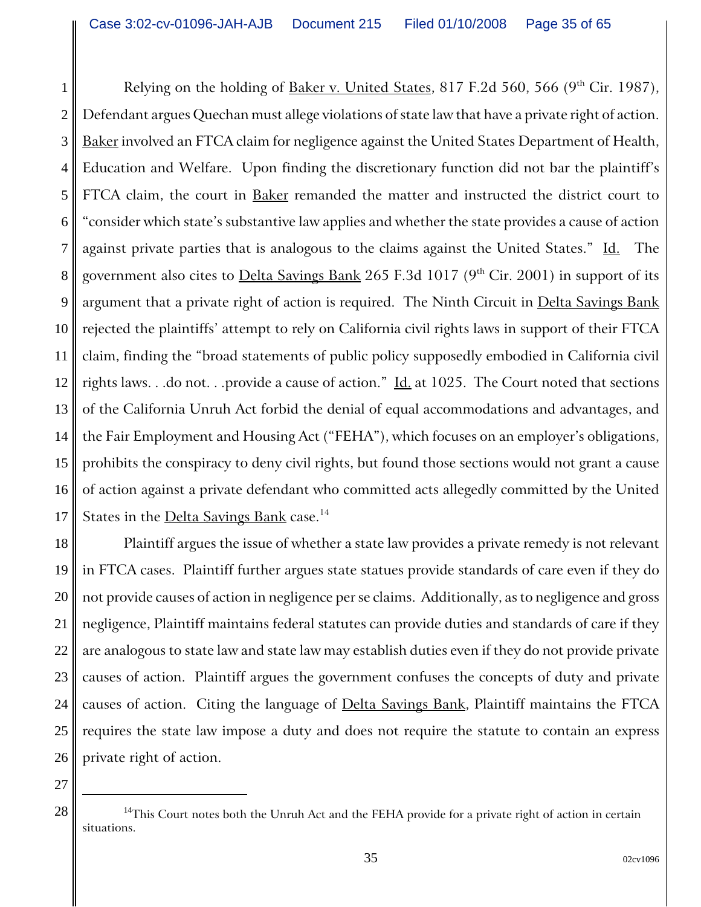Relying on the holding of Baker v. United States, 817 F.2d 560, 566 (9th Cir. 1987), Defendant argues Quechan must allege violations of state law that have a private right of action. Baker involved an FTCA claim for negligence against the United States Department of Health, Education and Welfare. Upon finding the discretionary function did not bar the plaintiff's FTCA claim, the court in Baker remanded the matter and instructed the district court to "consider which state's substantive law applies and whether the state provides a cause of action against private parties that is analogous to the claims against the United States." Id. The government also cites to Delta Savings Bank 265 F.3d 1017 (9th Cir. 2001) in support of its argument that a private right of action is required. The Ninth Circuit in Delta Savings Bank rejected the plaintiffs' attempt to rely on California civil rights laws in support of their FTCA claim, finding the "broad statements of public policy supposedly embodied in California civil rights laws. . .do not. . .provide a cause of action." Id. at 1025. The Court noted that sections of the California Unruh Act forbid the denial of equal accommodations and advantages, and the Fair Employment and Housing Act ("FEHA"), which focuses on an employer's obligations, prohibits the conspiracy to deny civil rights, but found those sections would not grant a cause of action against a private defendant who committed acts allegedly committed by the United States in the Delta Savings Bank case.[14]

Plaintiff argues the issue of whether a state law provides a private remedy is not relevant in FTCA cases. Plaintiff further argues state statues provide standards of care even if they do not provide causes of action in negligence per se claims. Additionally, as to negligence and gross negligence, Plaintiff maintains federal statutes can provide duties and standards of care if they are analogous to state law and state law may establish duties even if they do not provide private causes of action. Plaintiff argues the government confuses the concepts of duty and private causes of action. Citing the language of Delta Savings Bank, Plaintiff maintains the FTCA requires the state law impose a duty and does not require the statute to contain an express private right of action.

---

[14] This Court notes both the Unruh Act and the FEHA provide for a private right of action in certain situations.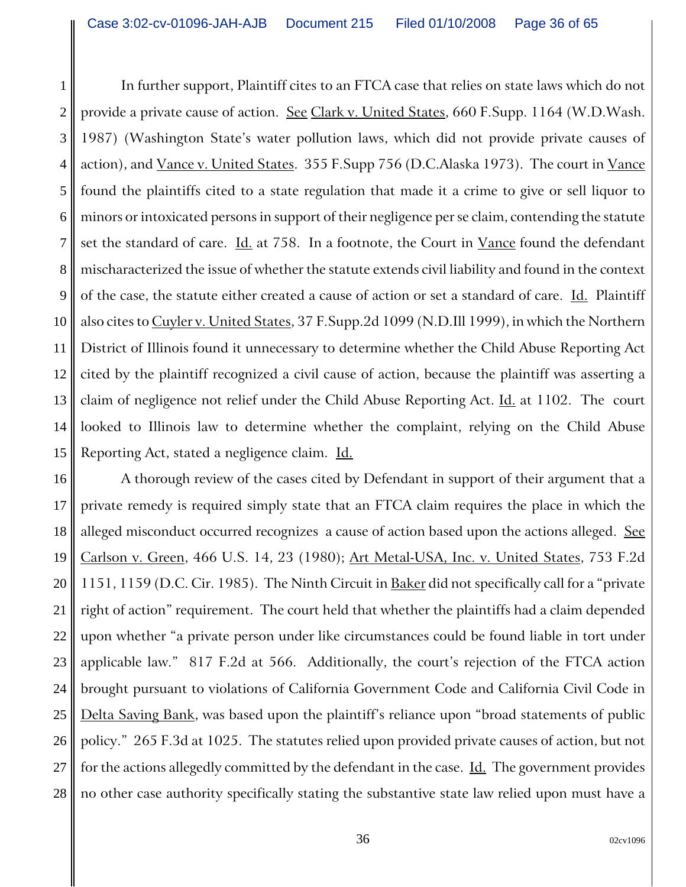In further support, Plaintiff cites to an FTCA case that relies on state laws which do not provide a private cause of action. See Clark v. United States, 660 F.Supp. 1164 (W.D.Wash. 1987) (Washington State's water pollution laws, which did not provide private causes of action), and Vance v. United States. 355 F.Supp 756 (D.C.Alaska 1973). The court in Vance found the plaintiffs cited to a state regulation that made it a crime to give or sell liquor to minors or intoxicated persons in support of their negligence per se claim, contending the statute set the standard of care. Id. at 758. In a footnote, the Court in Vance found the defendant mischaracterized the issue of whether the statute extends civil liability and found in the context of the case, the statute either created a cause of action or set a standard of care. Id. Plaintiff also cites to Cuyler v. United States, 37 F.Supp.2d 1099 (N.D.Ill 1999), in which the Northern District of Illinois found it unnecessary to determine whether the Child Abuse Reporting Act cited by the plaintiff recognized a civil cause of action, because the plaintiff was asserting a claim of negligence not relief under the Child Abuse Reporting Act. Id. at 1102. The court looked to Illinois law to determine whether the complaint, relying on the Child Abuse Reporting Act, stated a negligence claim. Id.

A thorough review of the cases cited by Defendant in support of their argument that a private remedy is required simply state that an FTCA claim requires the place in which the alleged misconduct occurred recognizes a cause of action based upon the actions alleged. See Carlson v. Green, 466 U.S. 14, 23 (1980); Art Metal-USA, Inc. v. United States, 753 F.2d 1151, 1159 (D.C. Cir. 1985). The Ninth Circuit in Baker did not specifically call for a "private right of action" requirement. The court held that whether the plaintiffs had a claim depended upon whether "a private person under like circumstances could be found liable in tort under applicable law." 817 F.2d at 566. Additionally, the court's rejection of the FTCA action brought pursuant to violations of California Government Code and California Civil Code in Delta Saving Bank, was based upon the plaintiff's reliance upon "broad statements of public policy." 265 F.3d at 1025. The statutes relied upon provided private causes of action, but not for the actions allegedly committed by the defendant in the case. Id. The government provides no other case authority specifically stating the substantive state law relied upon must have a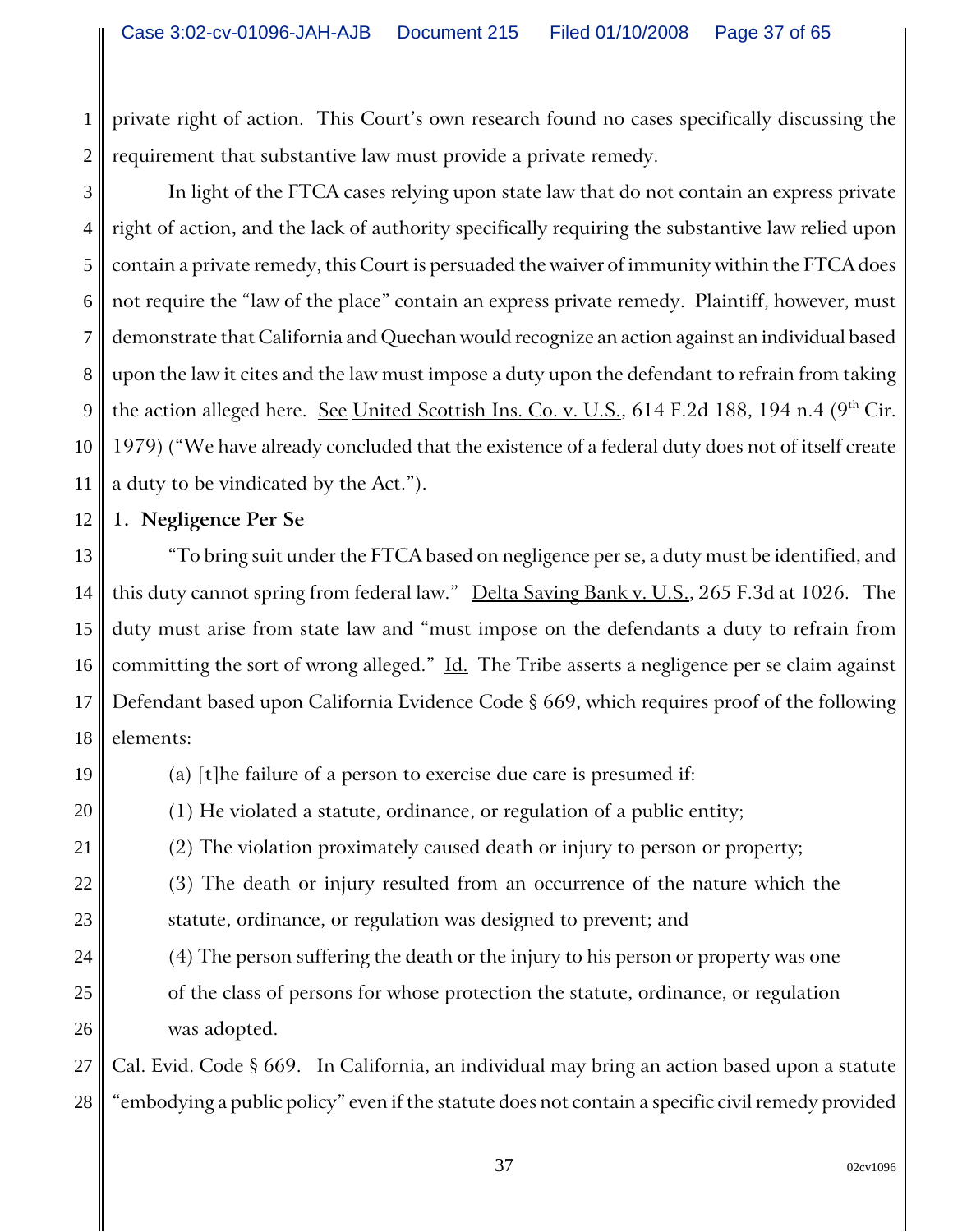private right of action. This Court's own research found no cases specifically discussing the requirement that substantive law must provide a private remedy.

In light of the FTCA cases relying upon state law that do not contain an express private right of action, and the lack of authority specifically requiring the substantive law relied upon contain a private remedy, this Court is persuaded the waiver of immunity within the FTCA does not require the "law of the place" contain an express private remedy. Plaintiff, however, must demonstrate that California and Quechan would recognize an action against an individual based upon the law it cites and the law must impose a duty upon the defendant to refrain from taking the action alleged here. See United Scottish Ins. Co. v. U.S., 614 F.2d 188, 194 n.4 (9th Cir. 1979) ("We have already concluded that the existence of a federal duty does not of itself create a duty to be vindicated by the Act.").

**1. Negligence Per Se**

"To bring suit under the FTCA based on negligence per se, a duty must be identified, and this duty cannot spring from federal law." Delta Saving Bank v. U.S., 265 F.3d at 1026. The duty must arise from state law and "must impose on the defendants a duty to refrain from committing the sort of wrong alleged." Id. The Tribe asserts a negligence per se claim against Defendant based upon California Evidence Code § 669, which requires proof of the following elements:

> (a) [t]he failure of a person to exercise due care is presumed if:
>
> (1) He violated a statute, ordinance, or regulation of a public entity;
>
> (2) The violation proximately caused death or injury to person or property;
>
> (3) The death or injury resulted from an occurrence of the nature which the statute, ordinance, or regulation was designed to prevent; and
>
> (4) The person suffering the death or the injury to his person or property was one of the class of persons for whose protection the statute, ordinance, or regulation was adopted.

Cal. Evid. Code § 669. In California, an individual may bring an action based upon a statute "embodying a public policy" even if the statute does not contain a specific civil remedy provided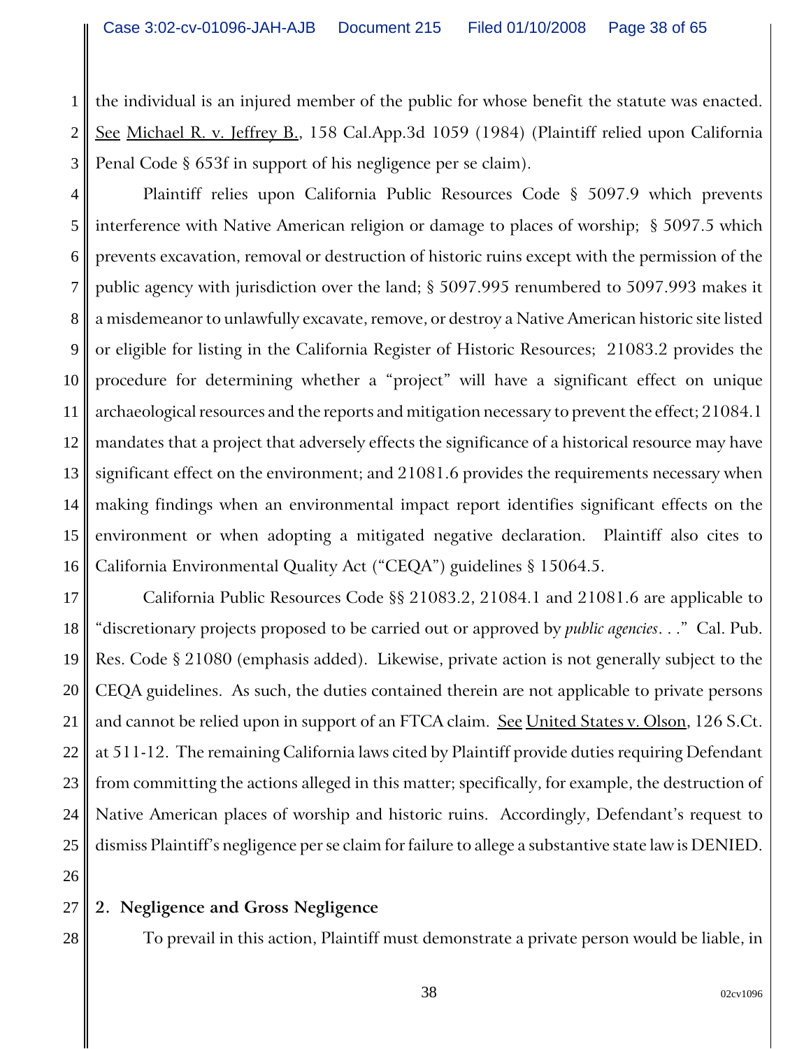the individual is an injured member of the public for whose benefit the statute was enacted. See Michael R. v. Jeffrey B., 158 Cal.App.3d 1059 (1984) (Plaintiff relied upon California Penal Code § 653f in support of his negligence per se claim).

Plaintiff relies upon California Public Resources Code § 5097.9 which prevents interference with Native American religion or damage to places of worship; § 5097.5 which prevents excavation, removal or destruction of historic ruins except with the permission of the public agency with jurisdiction over the land; § 5097.995 renumbered to 5097.993 makes it a misdemeanor to unlawfully excavate, remove, or destroy a Native American historic site listed or eligible for listing in the California Register of Historic Resources; 21083.2 provides the procedure for determining whether a "project" will have a significant effect on unique archaeological resources and the reports and mitigation necessary to prevent the effect; 21084.1 mandates that a project that adversely effects the significance of a historical resource may have significant effect on the environment; and 21081.6 provides the requirements necessary when making findings when an environmental impact report identifies significant effects on the environment or when adopting a mitigated negative declaration. Plaintiff also cites to California Environmental Quality Act ("CEQA") guidelines § 15064.5.

California Public Resources Code §§ 21083.2, 21084.1 and 21081.6 are applicable to "discretionary projects proposed to be carried out or approved by *public agencies*. . ." Cal. Pub. Res. Code § 21080 (emphasis added). Likewise, private action is not generally subject to the CEQA guidelines. As such, the duties contained therein are not applicable to private persons and cannot be relied upon in support of an FTCA claim. See United States v. Olson, 126 S.Ct. at 511-12. The remaining California laws cited by Plaintiff provide duties requiring Defendant from committing the actions alleged in this matter; specifically, for example, the destruction of Native American places of worship and historic ruins. Accordingly, Defendant's request to dismiss Plaintiff's negligence per se claim for failure to allege a substantive state law is DENIED.

**2. Negligence and Gross Negligence**

To prevail in this action, Plaintiff must demonstrate a private person would be liable, in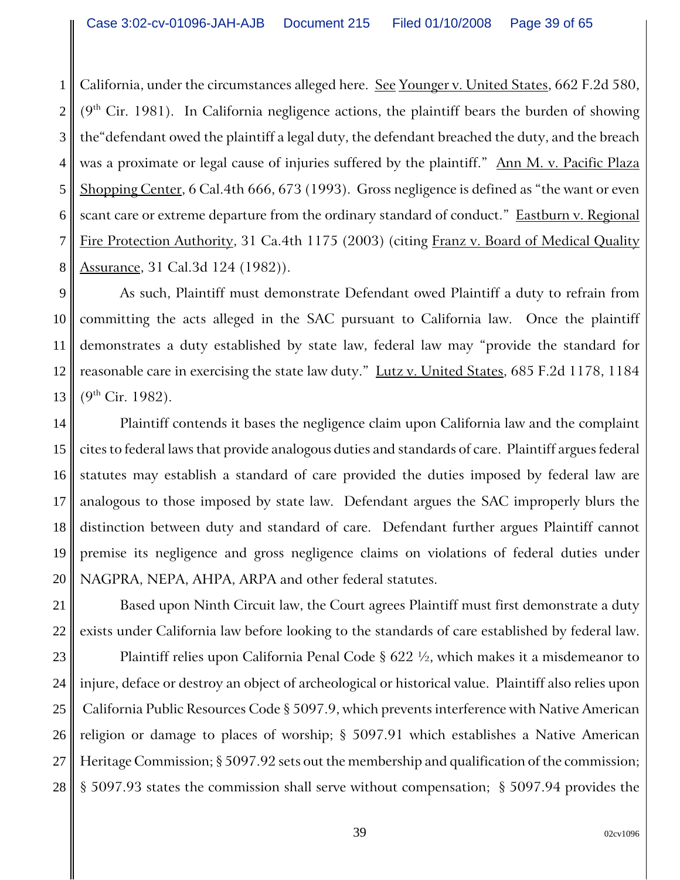California, under the circumstances alleged here. See Younger v. United States, 662 F.2d 580, (9th Cir. 1981). In California negligence actions, the plaintiff bears the burden of showing the"defendant owed the plaintiff a legal duty, the defendant breached the duty, and the breach was a proximate or legal cause of injuries suffered by the plaintiff." Ann M. v. Pacific Plaza Shopping Center, 6 Cal.4th 666, 673 (1993). Gross negligence is defined as "the want or even scant care or extreme departure from the ordinary standard of conduct." Eastburn v. Regional Fire Protection Authority, 31 Ca.4th 1175 (2003) (citing Franz v. Board of Medical Quality Assurance, 31 Cal.3d 124 (1982)).

As such, Plaintiff must demonstrate Defendant owed Plaintiff a duty to refrain from committing the acts alleged in the SAC pursuant to California law. Once the plaintiff demonstrates a duty established by state law, federal law may "provide the standard for reasonable care in exercising the state law duty." Lutz v. United States, 685 F.2d 1178, 1184 (9th Cir. 1982).

Plaintiff contends it bases the negligence claim upon California law and the complaint cites to federal laws that provide analogous duties and standards of care. Plaintiff argues federal statutes may establish a standard of care provided the duties imposed by federal law are analogous to those imposed by state law. Defendant argues the SAC improperly blurs the distinction between duty and standard of care. Defendant further argues Plaintiff cannot premise its negligence and gross negligence claims on violations of federal duties under NAGPRA, NEPA, AHPA, ARPA and other federal statutes.

Based upon Ninth Circuit law, the Court agrees Plaintiff must first demonstrate a duty exists under California law before looking to the standards of care established by federal law.

Plaintiff relies upon California Penal Code § 622 ½, which makes it a misdemeanor to injure, deface or destroy an object of archeological or historical value. Plaintiff also relies upon California Public Resources Code § 5097.9, which prevents interference with Native American religion or damage to places of worship; § 5097.91 which establishes a Native American Heritage Commission; § 5097.92 sets out the membership and qualification of the commission; § 5097.93 states the commission shall serve without compensation; § 5097.94 provides the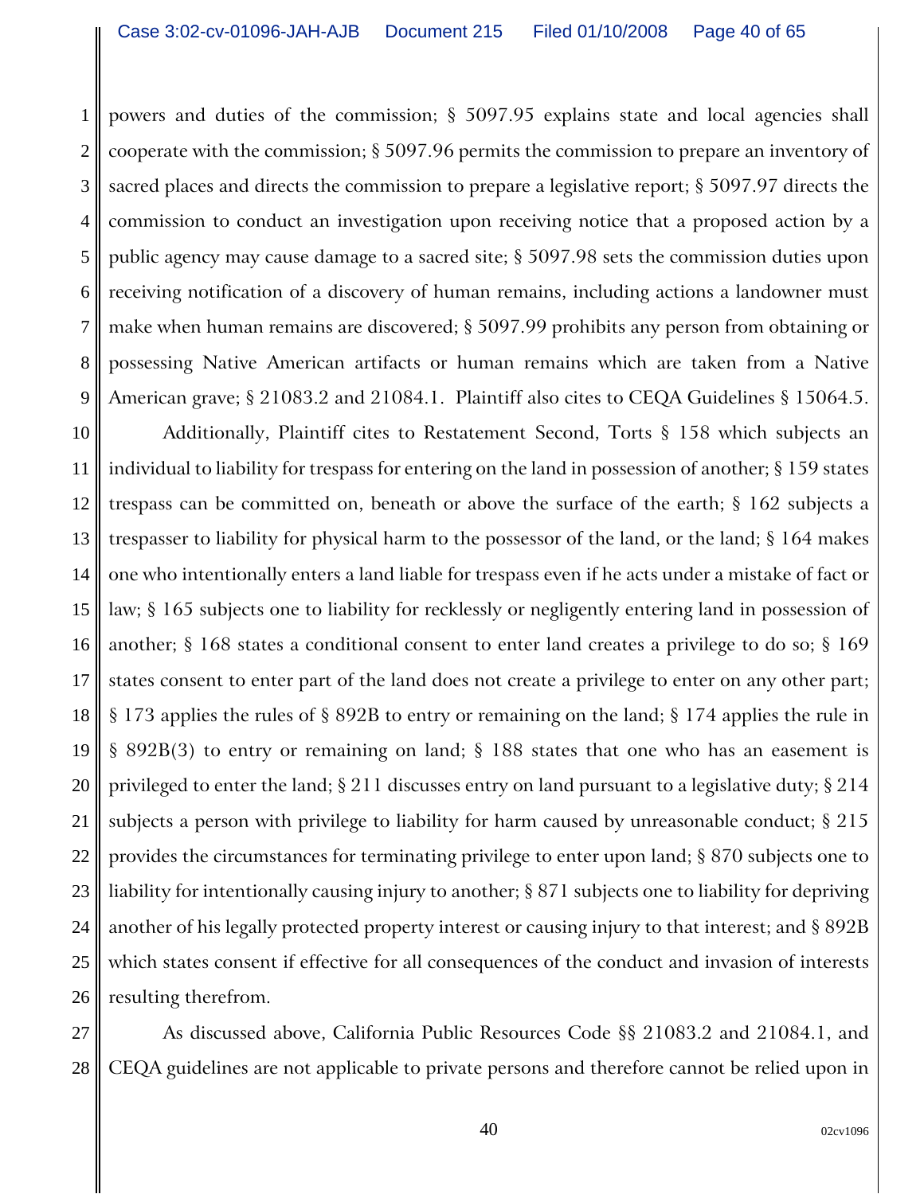powers and duties of the commission; § 5097.95 explains state and local agencies shall cooperate with the commission; § 5097.96 permits the commission to prepare an inventory of sacred places and directs the commission to prepare a legislative report; § 5097.97 directs the commission to conduct an investigation upon receiving notice that a proposed action by a public agency may cause damage to a sacred site; § 5097.98 sets the commission duties upon receiving notification of a discovery of human remains, including actions a landowner must make when human remains are discovered; § 5097.99 prohibits any person from obtaining or possessing Native American artifacts or human remains which are taken from a Native American grave; § 21083.2 and 21084.1. Plaintiff also cites to CEQA Guidelines § 15064.5.

Additionally, Plaintiff cites to Restatement Second, Torts § 158 which subjects an individual to liability for trespass for entering on the land in possession of another; § 159 states trespass can be committed on, beneath or above the surface of the earth; § 162 subjects a trespasser to liability for physical harm to the possessor of the land, or the land; § 164 makes one who intentionally enters a land liable for trespass even if he acts under a mistake of fact or law; § 165 subjects one to liability for recklessly or negligently entering land in possession of another; § 168 states a conditional consent to enter land creates a privilege to do so; § 169 states consent to enter part of the land does not create a privilege to enter on any other part; § 173 applies the rules of § 892B to entry or remaining on the land; § 174 applies the rule in § 892B(3) to entry or remaining on land; § 188 states that one who has an easement is privileged to enter the land; § 211 discusses entry on land pursuant to a legislative duty; § 214 subjects a person with privilege to liability for harm caused by unreasonable conduct; § 215 provides the circumstances for terminating privilege to enter upon land; § 870 subjects one to liability for intentionally causing injury to another; § 871 subjects one to liability for depriving another of his legally protected property interest or causing injury to that interest; and § 892B which states consent if effective for all consequences of the conduct and invasion of interests resulting therefrom.

As discussed above, California Public Resources Code §§ 21083.2 and 21084.1, and CEQA guidelines are not applicable to private persons and therefore cannot be relied upon in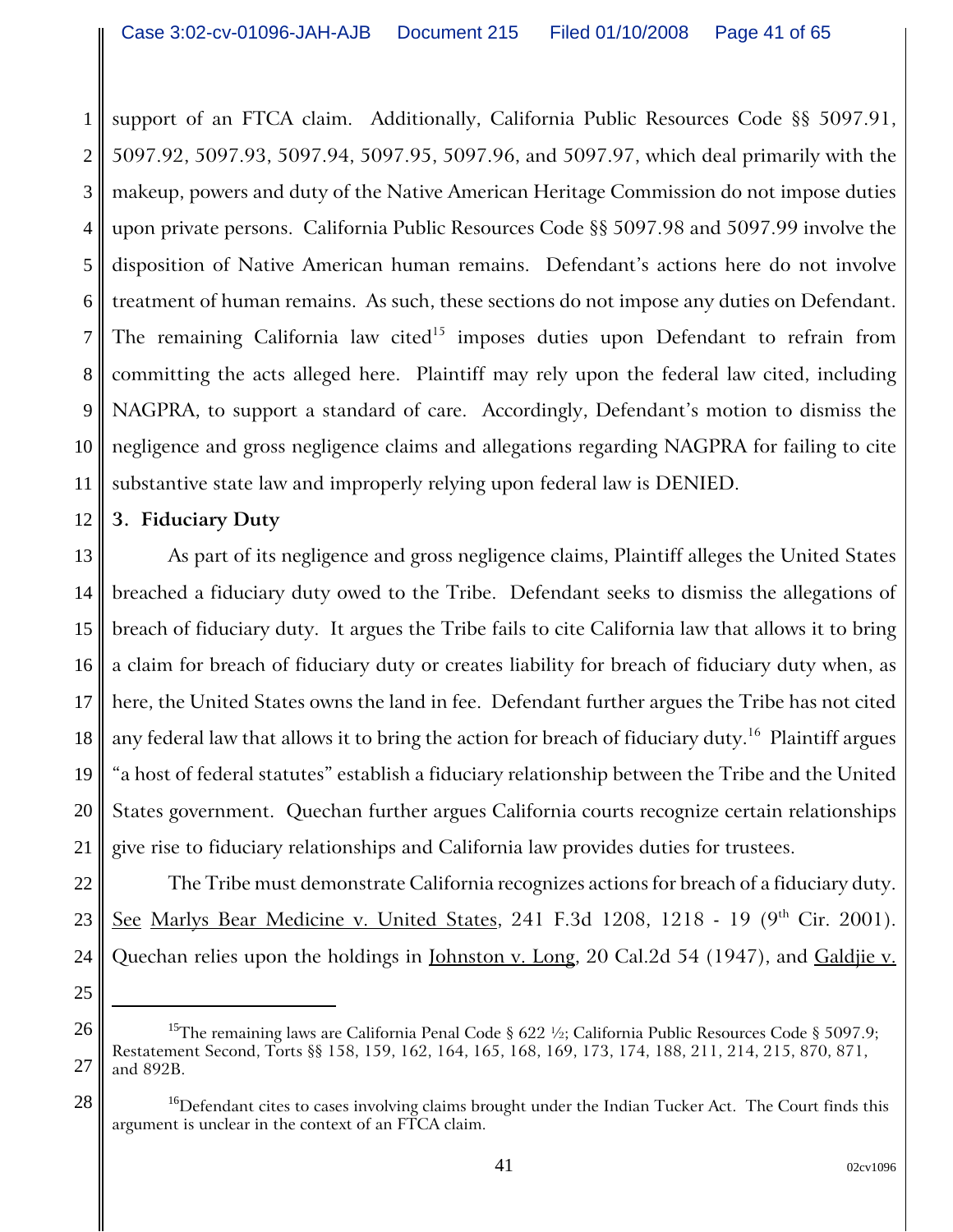support of an FTCA claim. Additionally, California Public Resources Code §§ 5097.91, 5097.92, 5097.93, 5097.94, 5097.95, 5097.96, and 5097.97, which deal primarily with the makeup, powers and duty of the Native American Heritage Commission do not impose duties upon private persons. California Public Resources Code §§ 5097.98 and 5097.99 involve the disposition of Native American human remains. Defendant's actions here do not involve treatment of human remains. As such, these sections do not impose any duties on Defendant. The remaining California law cited[15] imposes duties upon Defendant to refrain from committing the acts alleged here. Plaintiff may rely upon the federal law cited, including NAGPRA, to support a standard of care. Accordingly, Defendant's motion to dismiss the negligence and gross negligence claims and allegations regarding NAGPRA for failing to cite substantive state law and improperly relying upon federal law is DENIED.

**3. Fiduciary Duty**

As part of its negligence and gross negligence claims, Plaintiff alleges the United States breached a fiduciary duty owed to the Tribe. Defendant seeks to dismiss the allegations of breach of fiduciary duty. It argues the Tribe fails to cite California law that allows it to bring a claim for breach of fiduciary duty or creates liability for breach of fiduciary duty when, as here, the United States owns the land in fee. Defendant further argues the Tribe has not cited any federal law that allows it to bring the action for breach of fiduciary duty.[16] Plaintiff argues "a host of federal statutes" establish a fiduciary relationship between the Tribe and the United States government. Quechan further argues California courts recognize certain relationships give rise to fiduciary relationships and California law provides duties for trustees.

The Tribe must demonstrate California recognizes actions for breach of a fiduciary duty. See Marlys Bear Medicine v. United States, 241 F.3d 1208, 1218 - 19 (9th Cir. 2001). Quechan relies upon the holdings in Johnston v. Long, 20 Cal.2d 54 (1947), and Galdjie v.

---

[15] The remaining laws are California Penal Code § 622 ½; California Public Resources Code § 5097.9; Restatement Second, Torts §§ 158, 159, 162, 164, 165, 168, 169, 173, 174, 188, 211, 214, 215, 870, 871, and 892B.

[16] Defendant cites to cases involving claims brought under the Indian Tucker Act. The Court finds this argument is unclear in the context of an FTCA claim.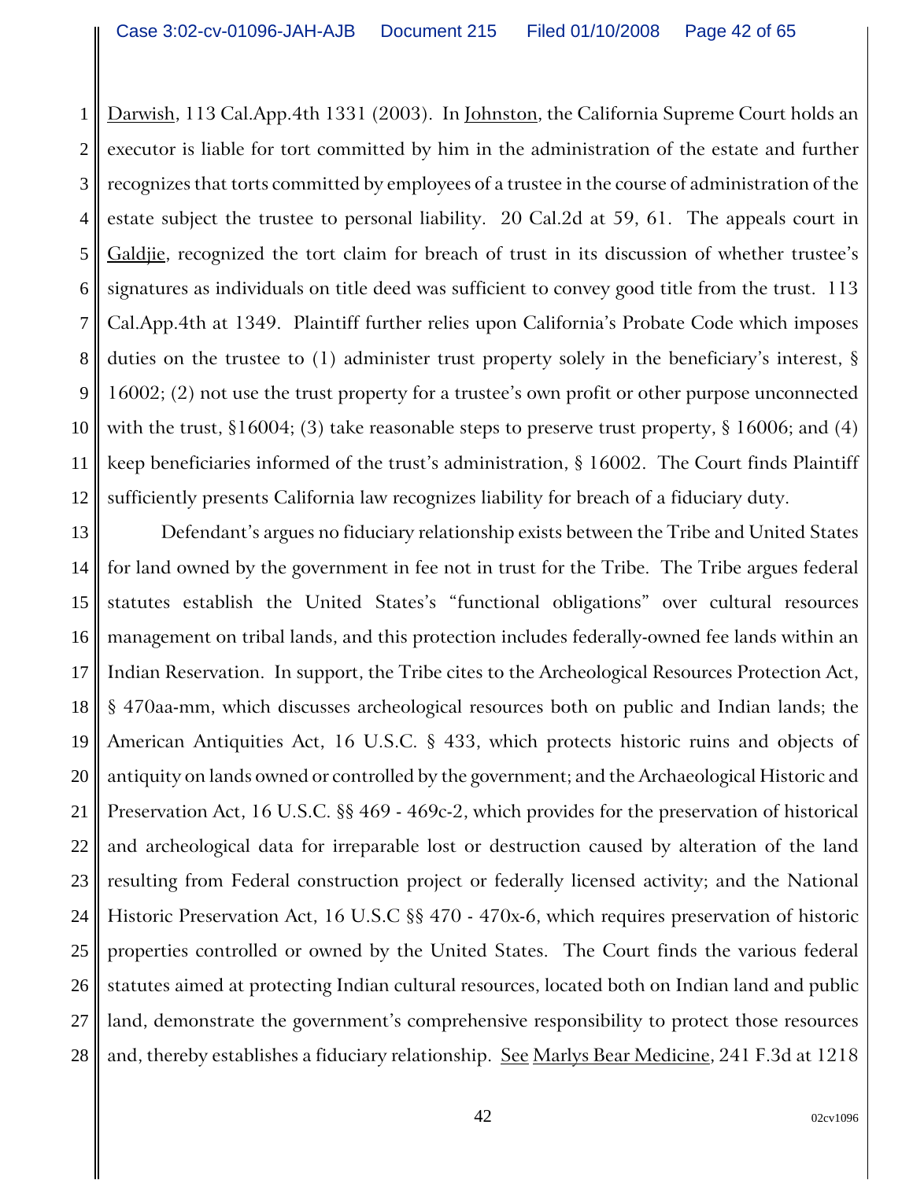Darwish, 113 Cal.App.4th 1331 (2003). In Johnston, the California Supreme Court holds an executor is liable for tort committed by him in the administration of the estate and further recognizes that torts committed by employees of a trustee in the course of administration of the estate subject the trustee to personal liability. 20 Cal.2d at 59, 61. The appeals court in Galdjie, recognized the tort claim for breach of trust in its discussion of whether trustee's signatures as individuals on title deed was sufficient to convey good title from the trust. 113 Cal.App.4th at 1349. Plaintiff further relies upon California's Probate Code which imposes duties on the trustee to (1) administer trust property solely in the beneficiary's interest, § 16002; (2) not use the trust property for a trustee's own profit or other purpose unconnected with the trust, §16004; (3) take reasonable steps to preserve trust property, § 16006; and (4) keep beneficiaries informed of the trust's administration, § 16002. The Court finds Plaintiff sufficiently presents California law recognizes liability for breach of a fiduciary duty.

Defendant's argues no fiduciary relationship exists between the Tribe and United States for land owned by the government in fee not in trust for the Tribe. The Tribe argues federal statutes establish the United States's "functional obligations" over cultural resources management on tribal lands, and this protection includes federally-owned fee lands within an Indian Reservation. In support, the Tribe cites to the Archeological Resources Protection Act, § 470aa-mm, which discusses archeological resources both on public and Indian lands; the American Antiquities Act, 16 U.S.C. § 433, which protects historic ruins and objects of antiquity on lands owned or controlled by the government; and the Archaeological Historic and Preservation Act, 16 U.S.C. §§ 469 - 469c-2, which provides for the preservation of historical and archeological data for irreparable lost or destruction caused by alteration of the land resulting from Federal construction project or federally licensed activity; and the National Historic Preservation Act, 16 U.S.C §§ 470 - 470x-6, which requires preservation of historic properties controlled or owned by the United States. The Court finds the various federal statutes aimed at protecting Indian cultural resources, located both on Indian land and public land, demonstrate the government's comprehensive responsibility to protect those resources and, thereby establishes a fiduciary relationship. See Marlys Bear Medicine, 241 F.3d at 1218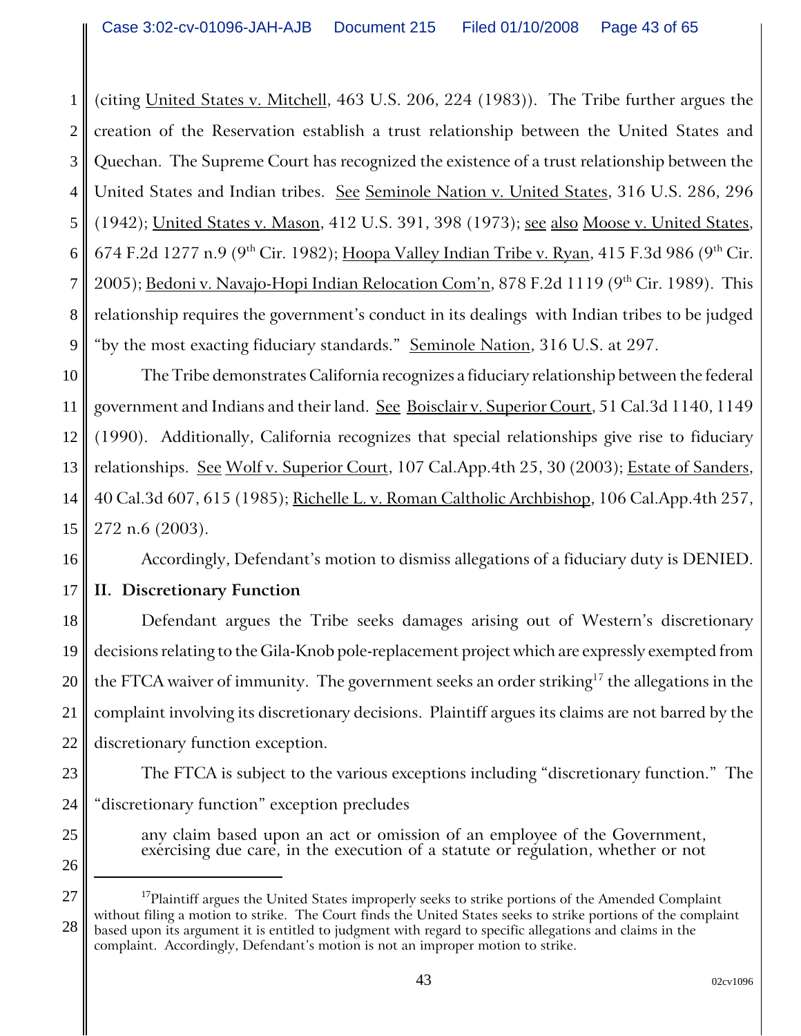(citing United States v. Mitchell, 463 U.S. 206, 224 (1983)). The Tribe further argues the creation of the Reservation establish a trust relationship between the United States and Quechan. The Supreme Court has recognized the existence of a trust relationship between the United States and Indian tribes. See Seminole Nation v. United States, 316 U.S. 286, 296 (1942); United States v. Mason, 412 U.S. 391, 398 (1973); see also Moose v. United States, 674 F.2d 1277 n.9 (9th Cir. 1982); Hoopa Valley Indian Tribe v. Ryan, 415 F.3d 986 (9th Cir. 2005); Bedoni v. Navajo-Hopi Indian Relocation Com'n, 878 F.2d 1119 (9th Cir. 1989). This relationship requires the government's conduct in its dealings with Indian tribes to be judged "by the most exacting fiduciary standards." Seminole Nation, 316 U.S. at 297.

The Tribe demonstrates California recognizes a fiduciary relationship between the federal government and Indians and their land. See Boisclair v. Superior Court, 51 Cal.3d 1140, 1149 (1990). Additionally, California recognizes that special relationships give rise to fiduciary relationships. See Wolf v. Superior Court, 107 Cal.App.4th 25, 30 (2003); Estate of Sanders, 40 Cal.3d 607, 615 (1985); Richelle L. v. Roman Caltholic Archbishop, 106 Cal.App.4th 257, 272 n.6 (2003).

Accordingly, Defendant's motion to dismiss allegations of a fiduciary duty is DENIED.

## II. Discretionary Function

Defendant argues the Tribe seeks damages arising out of Western's discretionary decisions relating to the Gila-Knob pole-replacement project which are expressly exempted from the FTCA waiver of immunity. The government seeks an order striking[17] the allegations in the complaint involving its discretionary decisions. Plaintiff argues its claims are not barred by the discretionary function exception.

The FTCA is subject to the various exceptions including "discretionary function." The "discretionary function" exception precludes

> any claim based upon an act or omission of an employee of the Government, exercising due care, in the execution of a statute or regulation, whether or not

---

[17] Plaintiff argues the United States improperly seeks to strike portions of the Amended Complaint without filing a motion to strike. The Court finds the United States seeks to strike portions of the complaint based upon its argument it is entitled to judgment with regard to specific allegations and claims in the complaint. Accordingly, Defendant's motion is not an improper motion to strike.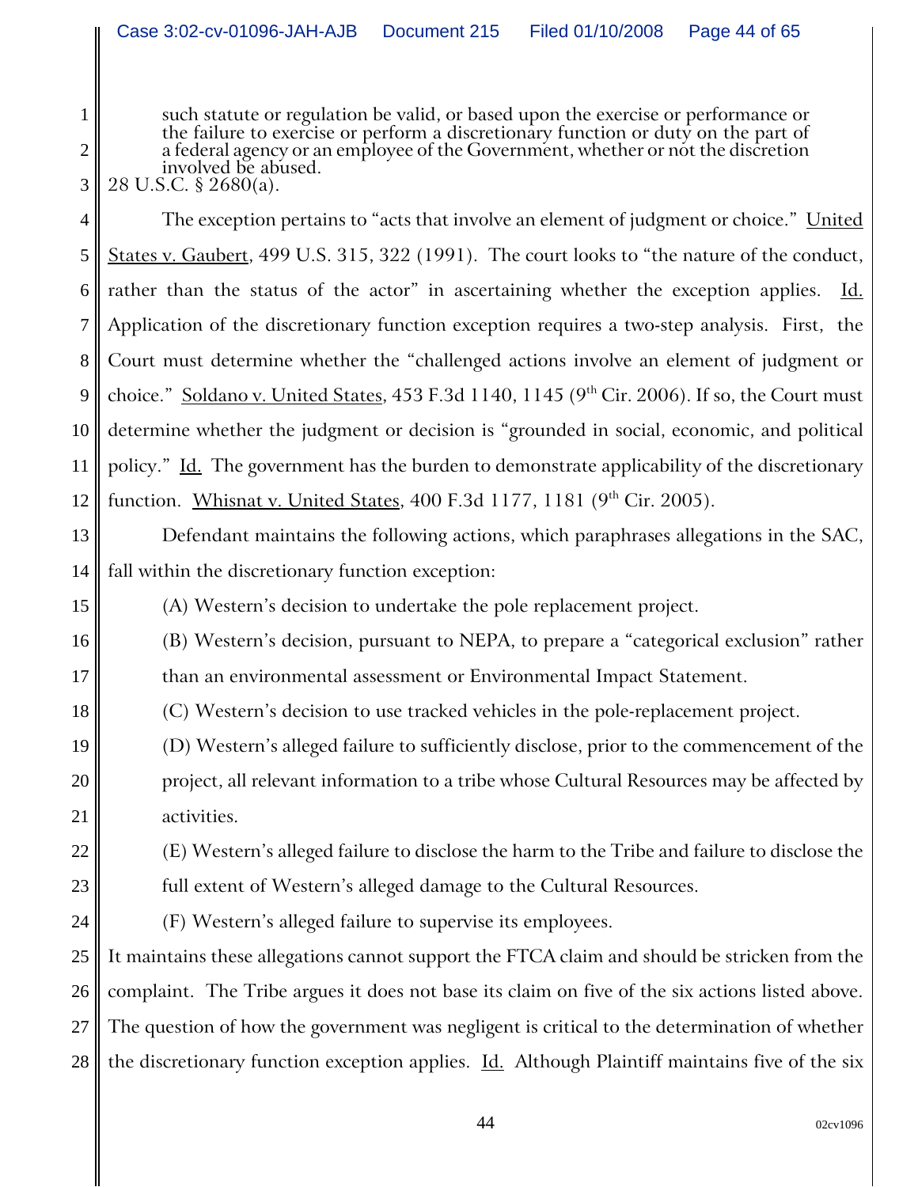> such statute or regulation be valid, or based upon the exercise or performance or the failure to exercise or perform a discretionary function or duty on the part of a federal agency or an employee of the Government, whether or not the discretion involved be abused.

28 U.S.C. § 2680(a).

The exception pertains to "acts that involve an element of judgment or choice." United States v. Gaubert, 499 U.S. 315, 322 (1991). The court looks to "the nature of the conduct, rather than the status of the actor" in ascertaining whether the exception applies. Id. Application of the discretionary function exception requires a two-step analysis. First, the Court must determine whether the "challenged actions involve an element of judgment or choice." Soldano v. United States, 453 F.3d 1140, 1145 (9th Cir. 2006). If so, the Court must determine whether the judgment or decision is "grounded in social, economic, and political policy." Id. The government has the burden to demonstrate applicability of the discretionary function. Whisnat v. United States, 400 F.3d 1177, 1181 (9th Cir. 2005).

Defendant maintains the following actions, which paraphrases allegations in the SAC, fall within the discretionary function exception:

(A) Western's decision to undertake the pole replacement project.

(B) Western's decision, pursuant to NEPA, to prepare a "categorical exclusion" rather than an environmental assessment or Environmental Impact Statement.

(C) Western's decision to use tracked vehicles in the pole-replacement project.

(D) Western's alleged failure to sufficiently disclose, prior to the commencement of the project, all relevant information to a tribe whose Cultural Resources may be affected by activities.

(E) Western's alleged failure to disclose the harm to the Tribe and failure to disclose the full extent of Western's alleged damage to the Cultural Resources.

(F) Western's alleged failure to supervise its employees.

It maintains these allegations cannot support the FTCA claim and should be stricken from the complaint. The Tribe argues it does not base its claim on five of the six actions listed above. The question of how the government was negligent is critical to the determination of whether the discretionary function exception applies. Id. Although Plaintiff maintains five of the six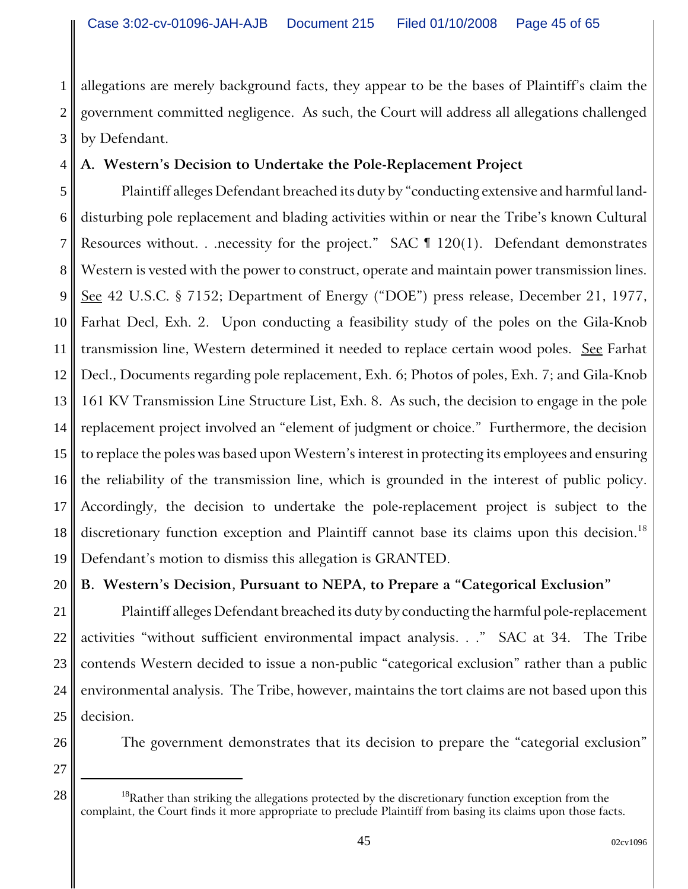allegations are merely background facts, they appear to be the bases of Plaintiff's claim the government committed negligence. As such, the Court will address all allegations challenged by Defendant.

**A. Western's Decision to Undertake the Pole-Replacement Project**

Plaintiff alleges Defendant breached its duty by "conducting extensive and harmful land-disturbing pole replacement and blading activities within or near the Tribe's known Cultural Resources without. . .necessity for the project." SAC ¶ 120(1). Defendant demonstrates Western is vested with the power to construct, operate and maintain power transmission lines. See 42 U.S.C. § 7152; Department of Energy ("DOE") press release, December 21, 1977, Farhat Decl, Exh. 2. Upon conducting a feasibility study of the poles on the Gila-Knob transmission line, Western determined it needed to replace certain wood poles. See Farhat Decl., Documents regarding pole replacement, Exh. 6; Photos of poles, Exh. 7; and Gila-Knob 161 KV Transmission Line Structure List, Exh. 8. As such, the decision to engage in the pole replacement project involved an "element of judgment or choice." Furthermore, the decision to replace the poles was based upon Western's interest in protecting its employees and ensuring the reliability of the transmission line, which is grounded in the interest of public policy. Accordingly, the decision to undertake the pole-replacement project is subject to the discretionary function exception and Plaintiff cannot base its claims upon this decision.[18] Defendant's motion to dismiss this allegation is GRANTED.

**B. Western's Decision, Pursuant to NEPA, to Prepare a "Categorical Exclusion"**

Plaintiff alleges Defendant breached its duty by conducting the harmful pole-replacement activities "without sufficient environmental impact analysis. . ." SAC at 34. The Tribe contends Western decided to issue a non-public "categorical exclusion" rather than a public environmental analysis. The Tribe, however, maintains the tort claims are not based upon this decision.

The government demonstrates that its decision to prepare the "categorial exclusion"

---

[18] Rather than striking the allegations protected by the discretionary function exception from the complaint, the Court finds it more appropriate to preclude Plaintiff from basing its claims upon those facts.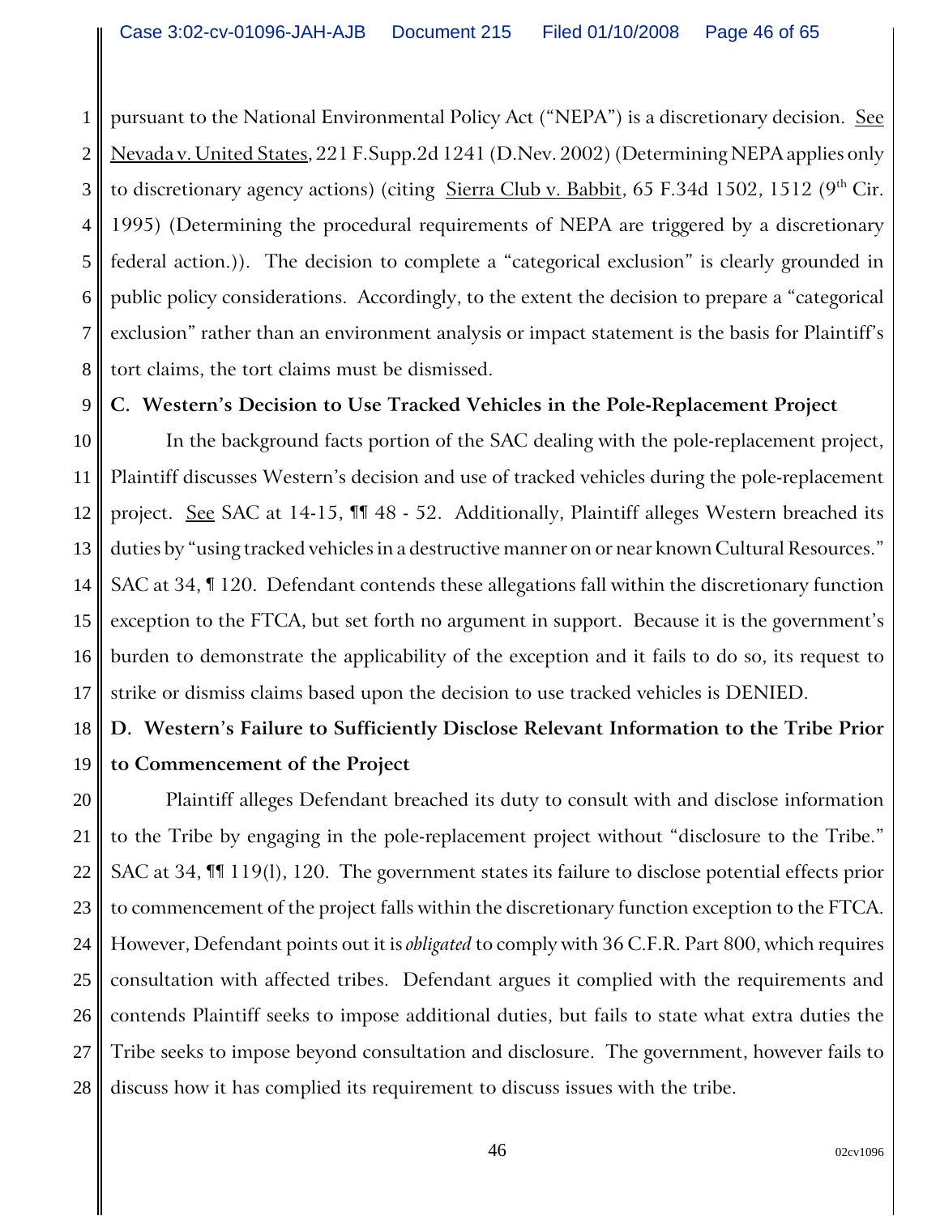pursuant to the National Environmental Policy Act ("NEPA") is a discretionary decision. See Nevada v. United States, 221 F.Supp.2d 1241 (D.Nev. 2002) (Determining NEPA applies only to discretionary agency actions) (citing Sierra Club v. Babbit, 65 F.34d 1502, 1512 (9th Cir. 1995) (Determining the procedural requirements of NEPA are triggered by a discretionary federal action.)). The decision to complete a "categorical exclusion" is clearly grounded in public policy considerations. Accordingly, to the extent the decision to prepare a "categorical exclusion" rather than an environment analysis or impact statement is the basis for Plaintiff's tort claims, the tort claims must be dismissed.

**C. Western's Decision to Use Tracked Vehicles in the Pole-Replacement Project**

In the background facts portion of the SAC dealing with the pole-replacement project, Plaintiff discusses Western's decision and use of tracked vehicles during the pole-replacement project. See SAC at 14-15, ¶¶ 48 - 52. Additionally, Plaintiff alleges Western breached its duties by "using tracked vehicles in a destructive manner on or near known Cultural Resources." SAC at 34, ¶ 120. Defendant contends these allegations fall within the discretionary function exception to the FTCA, but set forth no argument in support. Because it is the government's burden to demonstrate the applicability of the exception and it fails to do so, its request to strike or dismiss claims based upon the decision to use tracked vehicles is DENIED.

**D. Western's Failure to Sufficiently Disclose Relevant Information to the Tribe Prior to Commencement of the Project**

Plaintiff alleges Defendant breached its duty to consult with and disclose information to the Tribe by engaging in the pole-replacement project without "disclosure to the Tribe." SAC at 34, ¶¶ 119(l), 120. The government states its failure to disclose potential effects prior to commencement of the project falls within the discretionary function exception to the FTCA. However, Defendant points out it is *obligated* to comply with 36 C.F.R. Part 800, which requires consultation with affected tribes. Defendant argues it complied with the requirements and contends Plaintiff seeks to impose additional duties, but fails to state what extra duties the Tribe seeks to impose beyond consultation and disclosure. The government, however fails to discuss how it has complied its requirement to discuss issues with the tribe.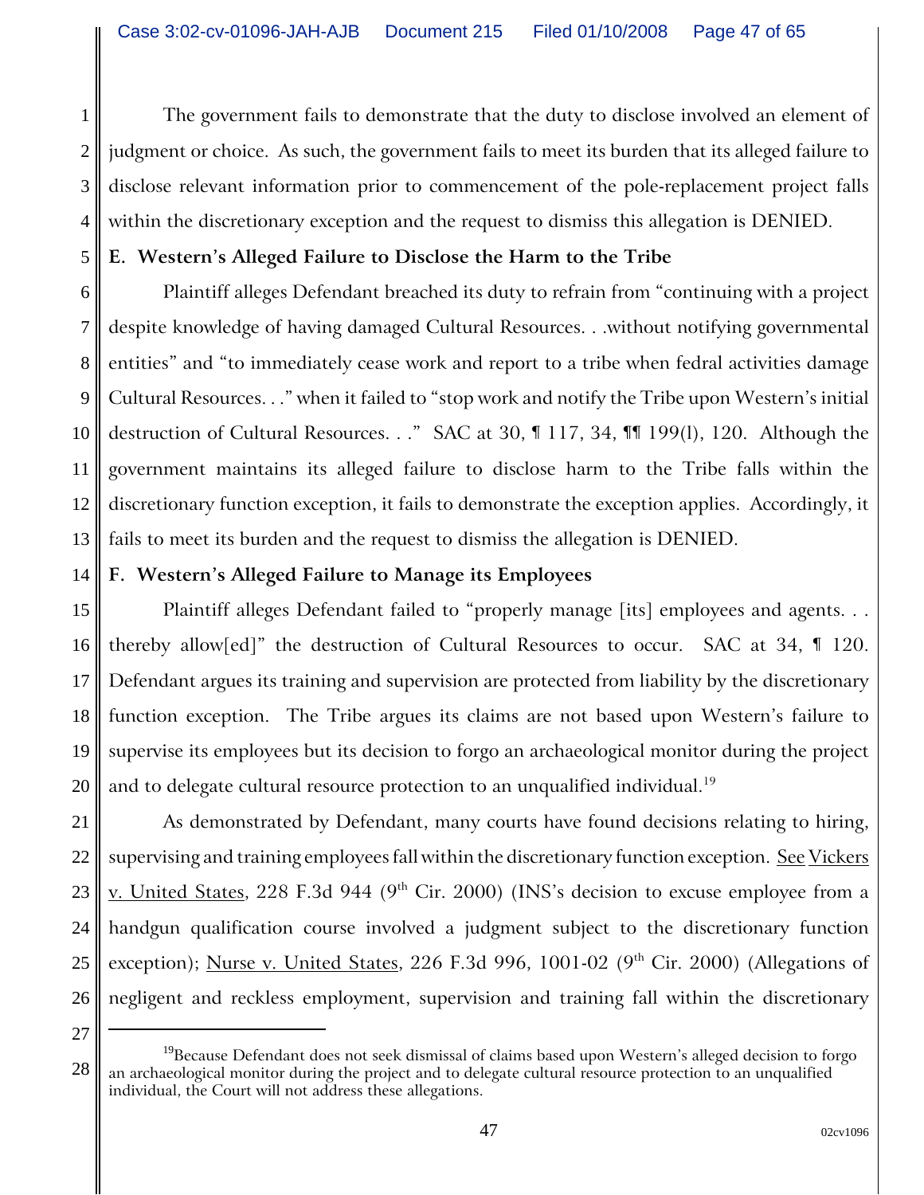The government fails to demonstrate that the duty to disclose involved an element of judgment or choice. As such, the government fails to meet its burden that its alleged failure to disclose relevant information prior to commencement of the pole-replacement project falls within the discretionary exception and the request to dismiss this allegation is DENIED.

**E. Western's Alleged Failure to Disclose the Harm to the Tribe**

Plaintiff alleges Defendant breached its duty to refrain from "continuing with a project despite knowledge of having damaged Cultural Resources. . .without notifying governmental entities" and "to immediately cease work and report to a tribe when fedral activities damage Cultural Resources. . ." when it failed to "stop work and notify the Tribe upon Western's initial destruction of Cultural Resources. . ." SAC at 30, ¶ 117, 34, ¶¶ 199(l), 120. Although the government maintains its alleged failure to disclose harm to the Tribe falls within the discretionary function exception, it fails to demonstrate the exception applies. Accordingly, it fails to meet its burden and the request to dismiss the allegation is DENIED.

**F. Western's Alleged Failure to Manage its Employees**

Plaintiff alleges Defendant failed to "properly manage [its] employees and agents. . . thereby allow[ed]" the destruction of Cultural Resources to occur. SAC at 34, ¶ 120. Defendant argues its training and supervision are protected from liability by the discretionary function exception. The Tribe argues its claims are not based upon Western's failure to supervise its employees but its decision to forgo an archaeological monitor during the project and to delegate cultural resource protection to an unqualified individual.[19]

As demonstrated by Defendant, many courts have found decisions relating to hiring, supervising and training employees fall within the discretionary function exception. See Vickers v. United States, 228 F.3d 944 (9th Cir. 2000) (INS's decision to excuse employee from a handgun qualification course involved a judgment subject to the discretionary function exception); Nurse v. United States, 226 F.3d 996, 1001-02 (9th Cir. 2000) (Allegations of negligent and reckless employment, supervision and training fall within the discretionary

---

[19] Because Defendant does not seek dismissal of claims based upon Western's alleged decision to forgo an archaeological monitor during the project and to delegate cultural resource protection to an unqualified individual, the Court will not address these allegations.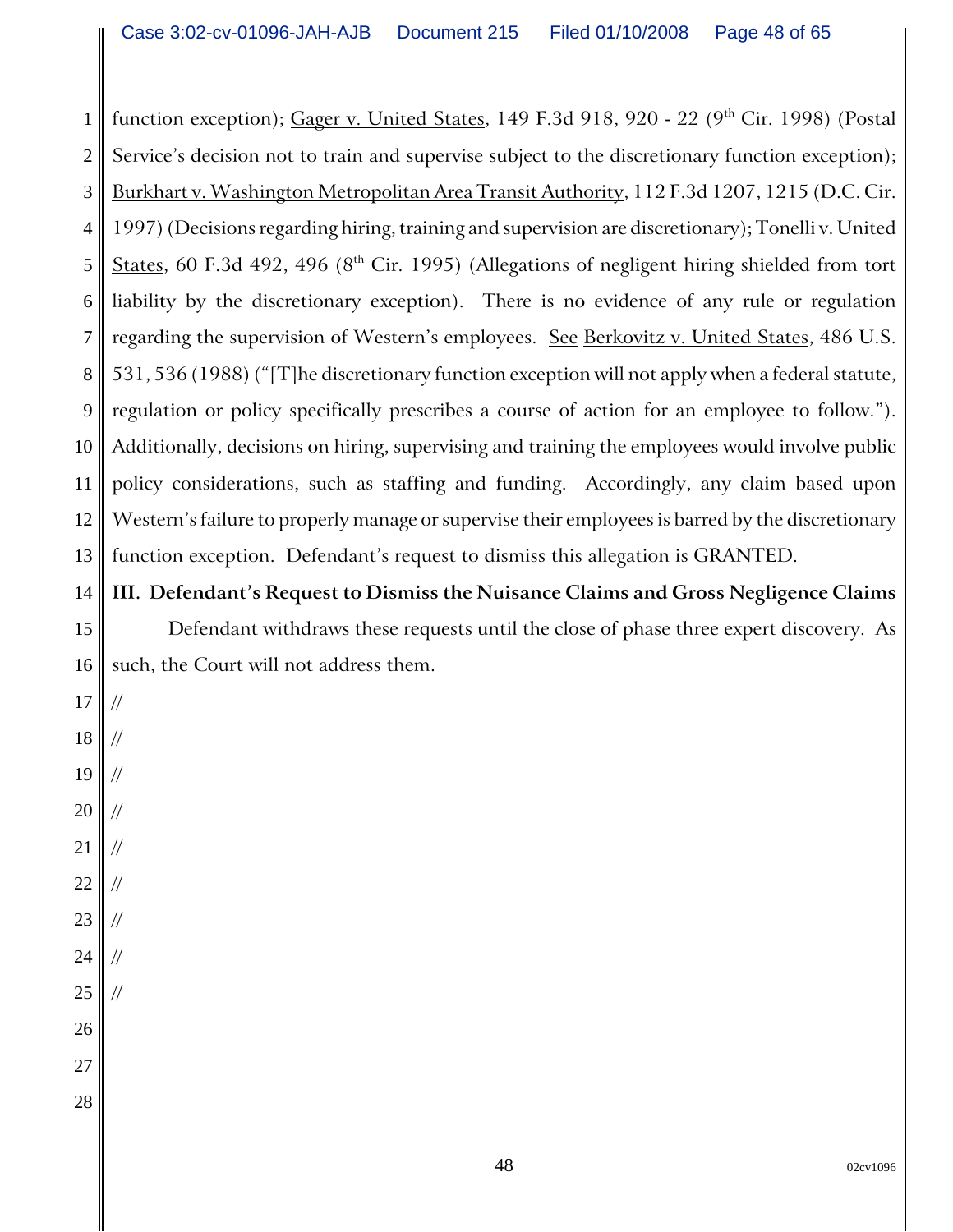function exception); Gager v. United States, 149 F.3d 918, 920 - 22 (9th Cir. 1998) (Postal Service's decision not to train and supervise subject to the discretionary function exception); Burkhart v. Washington Metropolitan Area Transit Authority, 112 F.3d 1207, 1215 (D.C. Cir. 1997) (Decisions regarding hiring, training and supervision are discretionary); Tonelli v. United States, 60 F.3d 492, 496 (8th Cir. 1995) (Allegations of negligent hiring shielded from tort liability by the discretionary exception). There is no evidence of any rule or regulation regarding the supervision of Western's employees. See Berkovitz v. United States, 486 U.S. 531, 536 (1988) ("[T]he discretionary function exception will not apply when a federal statute, regulation or policy specifically prescribes a course of action for an employee to follow."). Additionally, decisions on hiring, supervising and training the employees would involve public policy considerations, such as staffing and funding. Accordingly, any claim based upon Western's failure to properly manage or supervise their employees is barred by the discretionary function exception. Defendant's request to dismiss this allegation is GRANTED.

## III. Defendant's Request to Dismiss the Nuisance Claims and Gross Negligence Claims

Defendant withdraws these requests until the close of phase three expert discovery. As such, the Court will not address them.

//

//

//

//

//

//

//

//

//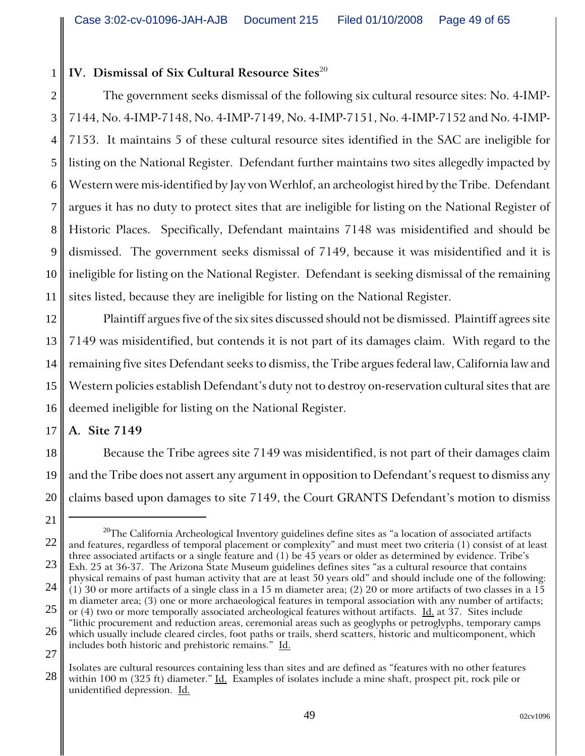## IV. Dismissal of Six Cultural Resource Sites[20]

The government seeks dismissal of the following six cultural resource sites: No. 4-IMP-7144, No. 4-IMP-7148, No. 4-IMP-7149, No. 4-IMP-7151, No. 4-IMP-7152 and No. 4-IMP-7153. It maintains 5 of these cultural resource sites identified in the SAC are ineligible for listing on the National Register. Defendant further maintains two sites allegedly impacted by Western were mis-identified by Jay von Werhlof, an archeologist hired by the Tribe. Defendant argues it has no duty to protect sites that are ineligible for listing on the National Register of Historic Places. Specifically, Defendant maintains 7148 was misidentified and should be dismissed. The government seeks dismissal of 7149, because it was misidentified and it is ineligible for listing on the National Register. Defendant is seeking dismissal of the remaining sites listed, because they are ineligible for listing on the National Register.

Plaintiff argues five of the six sites discussed should not be dismissed. Plaintiff agrees site 7149 was misidentified, but contends it is not part of its damages claim. With regard to the remaining five sites Defendant seeks to dismiss, the Tribe argues federal law, California law and Western policies establish Defendant's duty not to destroy on-reservation cultural sites that are deemed ineligible for listing on the National Register.

### A. Site 7149

Because the Tribe agrees site 7149 was misidentified, is not part of their damages claim and the Tribe does not assert any argument in opposition to Defendant's request to dismiss any claims based upon damages to site 7149, the Court GRANTS Defendant's motion to dismiss

---

[20] The California Archeological Inventory guidelines define sites as "a location of associated artifacts and features, regardless of temporal placement or complexity" and must meet two criteria (1) consist of at least three associated artifacts or a single feature and (1) be 45 years or older as determined by evidence. Tribe's Exh. 25 at 36-37. The Arizona State Museum guidelines defines sites "as a cultural resource that contains physical remains of past human activity that are at least 50 years old" and should include one of the following: (1) 30 or more artifacts of a single class in a 15 m diameter area; (2) 20 or more artifacts of two classes in a 15 m diameter area; (3) one or more archaeological features in temporal association with any number of artifacts; or (4) two or more temporally associated archeological features without artifacts. Id. at 37. Sites include "lithic procurement and reduction areas, ceremonial areas such as geoglyphs or petroglyphs, temporary camps which usually include cleared circles, foot paths or trails, sherd scatters, historic and multicomponent, which includes both historic and prehistoric remains." Id.

Isolates are cultural resources containing less than sites and are defined as "features with no other features within 100 m (325 ft) diameter." Id. Examples of isolates include a mine shaft, prospect pit, rock pile or unidentified depression. Id.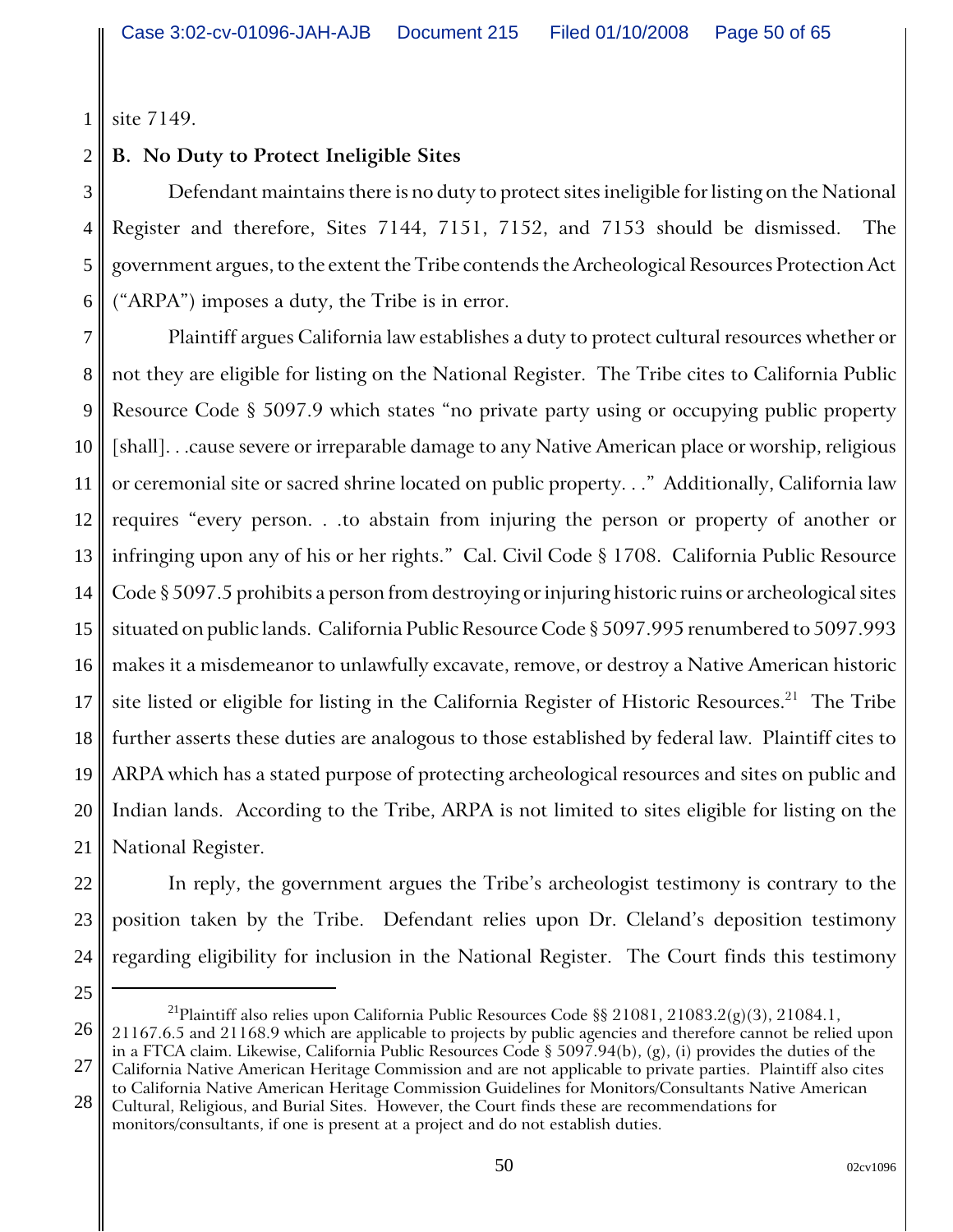site 7149.

**B. No Duty to Protect Ineligible Sites**

Defendant maintains there is no duty to protect sites ineligible for listing on the National Register and therefore, Sites 7144, 7151, 7152, and 7153 should be dismissed. The government argues, to the extent the Tribe contends the Archeological Resources Protection Act ("ARPA") imposes a duty, the Tribe is in error.

Plaintiff argues California law establishes a duty to protect cultural resources whether or not they are eligible for listing on the National Register. The Tribe cites to California Public Resource Code § 5097.9 which states "no private party using or occupying public property [shall]. . .cause severe or irreparable damage to any Native American place or worship, religious or ceremonial site or sacred shrine located on public property. . ." Additionally, California law requires "every person. . .to abstain from injuring the person or property of another or infringing upon any of his or her rights." Cal. Civil Code § 1708. California Public Resource Code § 5097.5 prohibits a person from destroying or injuring historic ruins or archeological sites situated on public lands. California Public Resource Code § 5097.995 renumbered to 5097.993 makes it a misdemeanor to unlawfully excavate, remove, or destroy a Native American historic site listed or eligible for listing in the California Register of Historic Resources.[21] The Tribe further asserts these duties are analogous to those established by federal law. Plaintiff cites to ARPA which has a stated purpose of protecting archeological resources and sites on public and Indian lands. According to the Tribe, ARPA is not limited to sites eligible for listing on the National Register.

In reply, the government argues the Tribe's archeologist testimony is contrary to the position taken by the Tribe. Defendant relies upon Dr. Cleland's deposition testimony regarding eligibility for inclusion in the National Register. The Court finds this testimony

---

[21]Plaintiff also relies upon California Public Resources Code §§ 21081, 21083.2(g)(3), 21084.1, 21167.6.5 and 21168.9 which are applicable to projects by public agencies and therefore cannot be relied upon in a FTCA claim. Likewise, California Public Resources Code § 5097.94(b), (g), (i) provides the duties of the California Native American Heritage Commission and are not applicable to private parties. Plaintiff also cites to California Native American Heritage Commission Guidelines for Monitors/Consultants Native American Cultural, Religious, and Burial Sites. However, the Court finds these are recommendations for monitors/consultants, if one is present at a project and do not establish duties.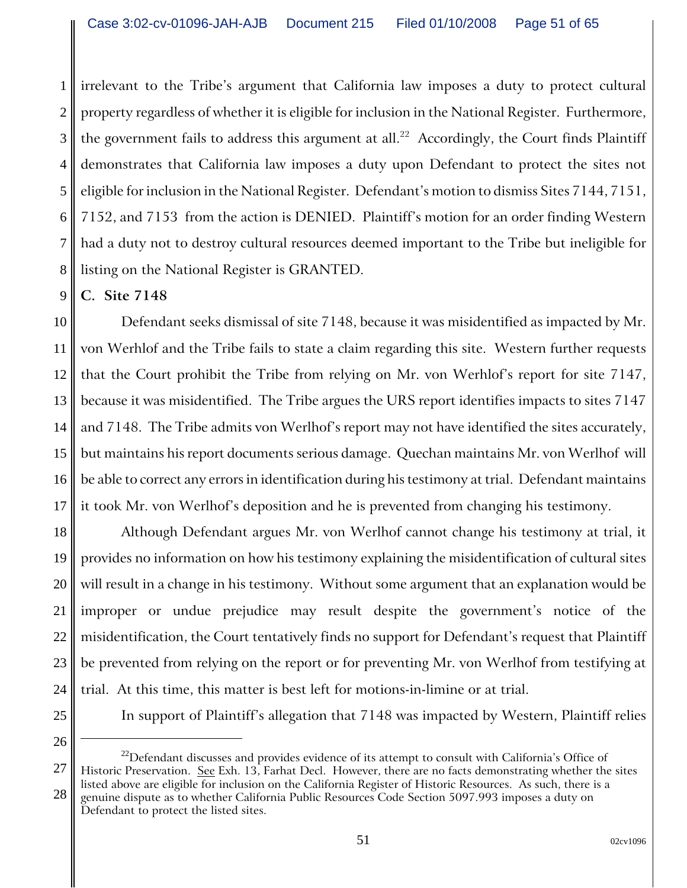irrelevant to the Tribe's argument that California law imposes a duty to protect cultural property regardless of whether it is eligible for inclusion in the National Register. Furthermore, the government fails to address this argument at all.[22] Accordingly, the Court finds Plaintiff demonstrates that California law imposes a duty upon Defendant to protect the sites not eligible for inclusion in the National Register. Defendant's motion to dismiss Sites 7144, 7151, 7152, and 7153 from the action is DENIED. Plaintiff's motion for an order finding Western had a duty not to destroy cultural resources deemed important to the Tribe but ineligible for listing on the National Register is GRANTED.

**C. Site 7148**

Defendant seeks dismissal of site 7148, because it was misidentified as impacted by Mr. von Werhlof and the Tribe fails to state a claim regarding this site. Western further requests that the Court prohibit the Tribe from relying on Mr. von Werhlof's report for site 7147, because it was misidentified. The Tribe argues the URS report identifies impacts to sites 7147 and 7148. The Tribe admits von Werlhof's report may not have identified the sites accurately, but maintains his report documents serious damage. Quechan maintains Mr. von Werlhof will be able to correct any errors in identification during his testimony at trial. Defendant maintains it took Mr. von Werlhof's deposition and he is prevented from changing his testimony.

Although Defendant argues Mr. von Werlhof cannot change his testimony at trial, it provides no information on how his testimony explaining the misidentification of cultural sites will result in a change in his testimony. Without some argument that an explanation would be improper or undue prejudice may result despite the government's notice of the misidentification, the Court tentatively finds no support for Defendant's request that Plaintiff be prevented from relying on the report or for preventing Mr. von Werlhof from testifying at trial. At this time, this matter is best left for motions-in-limine or at trial.

In support of Plaintiff's allegation that 7148 was impacted by Western, Plaintiff relies

---

[22] Defendant discusses and provides evidence of its attempt to consult with California's Office of Historic Preservation. See Exh. 13, Farhat Decl. However, there are no facts demonstrating whether the sites listed above are eligible for inclusion on the California Register of Historic Resources. As such, there is a genuine dispute as to whether California Public Resources Code Section 5097.993 imposes a duty on Defendant to protect the listed sites.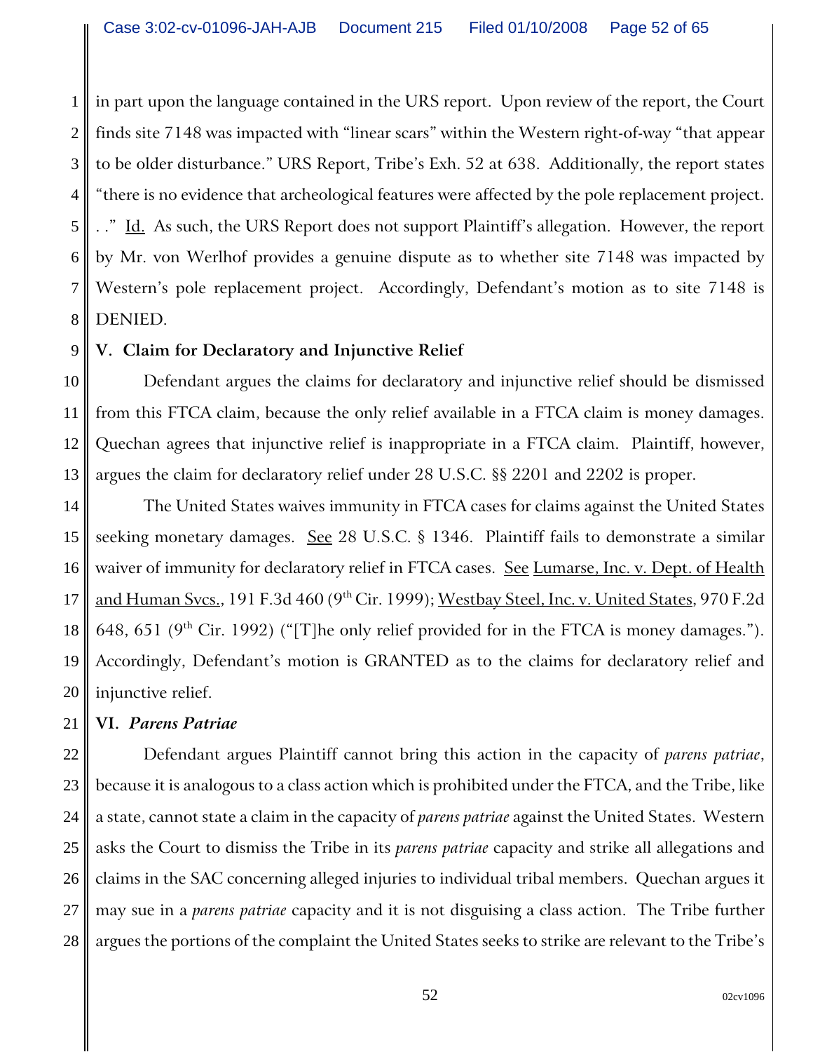in part upon the language contained in the URS report. Upon review of the report, the Court finds site 7148 was impacted with "linear scars" within the Western right-of-way "that appear to be older disturbance." URS Report, Tribe's Exh. 52 at 638. Additionally, the report states "there is no evidence that archeological features were affected by the pole replacement project. . ." Id. As such, the URS Report does not support Plaintiff's allegation. However, the report by Mr. von Werlhof provides a genuine dispute as to whether site 7148 was impacted by Western's pole replacement project. Accordingly, Defendant's motion as to site 7148 is DENIED.

**V. Claim for Declaratory and Injunctive Relief**

Defendant argues the claims for declaratory and injunctive relief should be dismissed from this FTCA claim, because the only relief available in a FTCA claim is money damages. Quechan agrees that injunctive relief is inappropriate in a FTCA claim. Plaintiff, however, argues the claim for declaratory relief under 28 U.S.C. §§ 2201 and 2202 is proper.

The United States waives immunity in FTCA cases for claims against the United States seeking monetary damages. See 28 U.S.C. § 1346. Plaintiff fails to demonstrate a similar waiver of immunity for declaratory relief in FTCA cases. See Lumarse, Inc. v. Dept. of Health and Human Svcs., 191 F.3d 460 (9th Cir. 1999); Westbay Steel, Inc. v. United States, 970 F.2d 648, 651 (9th Cir. 1992) ("[T]he only relief provided for in the FTCA is money damages."). Accordingly, Defendant's motion is GRANTED as to the claims for declaratory relief and injunctive relief.

**VI. *Parens Patriae***

Defendant argues Plaintiff cannot bring this action in the capacity of *parens patriae*, because it is analogous to a class action which is prohibited under the FTCA, and the Tribe, like a state, cannot state a claim in the capacity of *parens patriae* against the United States. Western asks the Court to dismiss the Tribe in its *parens patriae* capacity and strike all allegations and claims in the SAC concerning alleged injuries to individual tribal members. Quechan argues it may sue in a *parens patriae* capacity and it is not disguising a class action. The Tribe further argues the portions of the complaint the United States seeks to strike are relevant to the Tribe's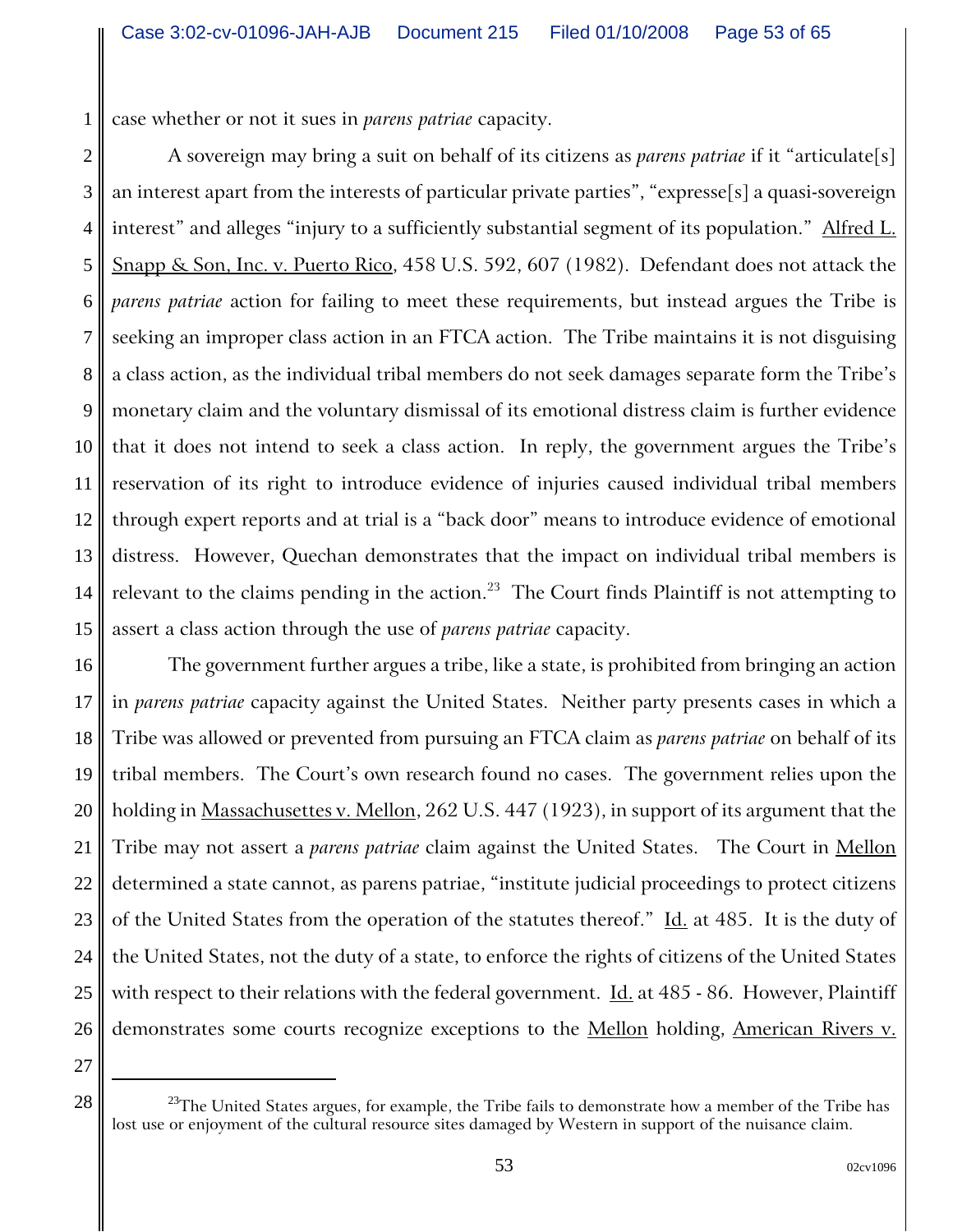case whether or not it sues in *parens patriae* capacity.

A sovereign may bring a suit on behalf of its citizens as *parens patriae* if it "articulate[s] an interest apart from the interests of particular private parties", "expresse[s] a quasi-sovereign interest" and alleges "injury to a sufficiently substantial segment of its population." Alfred L. Snapp & Son, Inc. v. Puerto Rico, 458 U.S. 592, 607 (1982). Defendant does not attack the *parens patriae* action for failing to meet these requirements, but instead argues the Tribe is seeking an improper class action in an FTCA action. The Tribe maintains it is not disguising a class action, as the individual tribal members do not seek damages separate form the Tribe's monetary claim and the voluntary dismissal of its emotional distress claim is further evidence that it does not intend to seek a class action. In reply, the government argues the Tribe's reservation of its right to introduce evidence of injuries caused individual tribal members through expert reports and at trial is a "back door" means to introduce evidence of emotional distress. However, Quechan demonstrates that the impact on individual tribal members is relevant to the claims pending in the action.[23] The Court finds Plaintiff is not attempting to assert a class action through the use of *parens patriae* capacity.

The government further argues a tribe, like a state, is prohibited from bringing an action in *parens patriae* capacity against the United States. Neither party presents cases in which a Tribe was allowed or prevented from pursuing an FTCA claim as *parens patriae* on behalf of its tribal members. The Court's own research found no cases. The government relies upon the holding in Massachusettes v. Mellon, 262 U.S. 447 (1923), in support of its argument that the Tribe may not assert a *parens patriae* claim against the United States. The Court in Mellon determined a state cannot, as parens patriae, "institute judicial proceedings to protect citizens of the United States from the operation of the statutes thereof." Id. at 485. It is the duty of the United States, not the duty of a state, to enforce the rights of citizens of the United States with respect to their relations with the federal government. Id. at 485 - 86. However, Plaintiff demonstrates some courts recognize exceptions to the Mellon holding, American Rivers v.

---

[23] The United States argues, for example, the Tribe fails to demonstrate how a member of the Tribe has lost use or enjoyment of the cultural resource sites damaged by Western in support of the nuisance claim.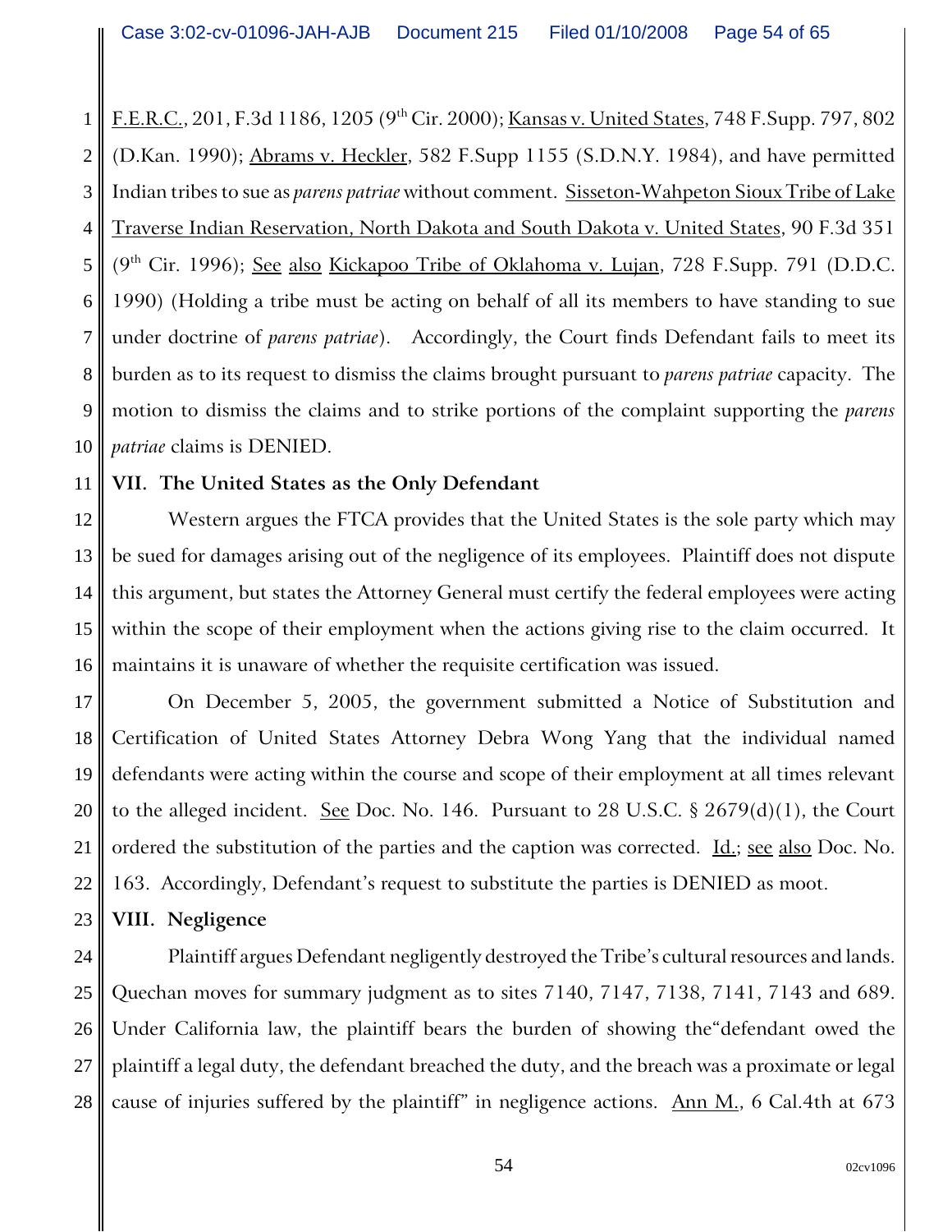F.E.R.C., 201, F.3d 1186, 1205 (9th Cir. 2000); Kansas v. United States, 748 F.Supp. 797, 802 (D.Kan. 1990); Abrams v. Heckler, 582 F.Supp 1155 (S.D.N.Y. 1984), and have permitted Indian tribes to sue as *parens patriae* without comment. Sisseton-Wahpeton Sioux Tribe of Lake Traverse Indian Reservation, North Dakota and South Dakota v. United States, 90 F.3d 351 (9th Cir. 1996); See also Kickapoo Tribe of Oklahoma v. Lujan, 728 F.Supp. 791 (D.D.C. 1990) (Holding a tribe must be acting on behalf of all its members to have standing to sue under doctrine of *parens patriae*). Accordingly, the Court finds Defendant fails to meet its burden as to its request to dismiss the claims brought pursuant to *parens patriae* capacity. The motion to dismiss the claims and to strike portions of the complaint supporting the *parens patriae* claims is DENIED.

## VII. The United States as the Only Defendant

Western argues the FTCA provides that the United States is the sole party which may be sued for damages arising out of the negligence of its employees. Plaintiff does not dispute this argument, but states the Attorney General must certify the federal employees were acting within the scope of their employment when the actions giving rise to the claim occurred. It maintains it is unaware of whether the requisite certification was issued.

On December 5, 2005, the government submitted a Notice of Substitution and Certification of United States Attorney Debra Wong Yang that the individual named defendants were acting within the course and scope of their employment at all times relevant to the alleged incident. See Doc. No. 146. Pursuant to 28 U.S.C. § 2679(d)(1), the Court ordered the substitution of the parties and the caption was corrected. Id.; see also Doc. No. 163. Accordingly, Defendant's request to substitute the parties is DENIED as moot.

## VIII. Negligence

Plaintiff argues Defendant negligently destroyed the Tribe's cultural resources and lands. Quechan moves for summary judgment as to sites 7140, 7147, 7138, 7141, 7143 and 689. Under California law, the plaintiff bears the burden of showing the"defendant owed the plaintiff a legal duty, the defendant breached the duty, and the breach was a proximate or legal cause of injuries suffered by the plaintiff" in negligence actions. Ann M., 6 Cal.4th at 673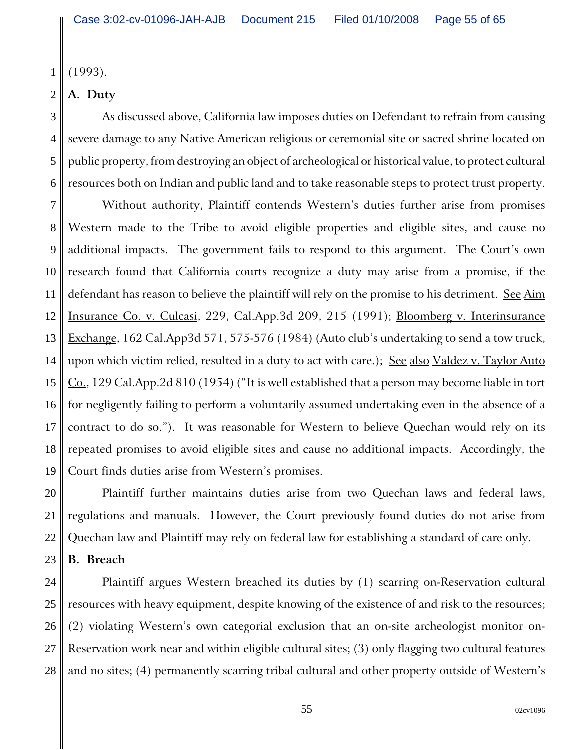(1993).

**A. Duty**

As discussed above, California law imposes duties on Defendant to refrain from causing severe damage to any Native American religious or ceremonial site or sacred shrine located on public property, from destroying an object of archeological or historical value, to protect cultural resources both on Indian and public land and to take reasonable steps to protect trust property.

Without authority, Plaintiff contends Western's duties further arise from promises Western made to the Tribe to avoid eligible properties and eligible sites, and cause no additional impacts. The government fails to respond to this argument. The Court's own research found that California courts recognize a duty may arise from a promise, if the defendant has reason to believe the plaintiff will rely on the promise to his detriment. See Aim Insurance Co. v. Culcasi, 229, Cal.App.3d 209, 215 (1991); Bloomberg v. Interinsurance Exchange, 162 Cal.App3d 571, 575-576 (1984) (Auto club's undertaking to send a tow truck, upon which victim relied, resulted in a duty to act with care.); See also Valdez v. Taylor Auto Co., 129 Cal.App.2d 810 (1954) ("It is well established that a person may become liable in tort for negligently failing to perform a voluntarily assumed undertaking even in the absence of a contract to do so."). It was reasonable for Western to believe Quechan would rely on its repeated promises to avoid eligible sites and cause no additional impacts. Accordingly, the Court finds duties arise from Western's promises.

Plaintiff further maintains duties arise from two Quechan laws and federal laws, regulations and manuals. However, the Court previously found duties do not arise from Quechan law and Plaintiff may rely on federal law for establishing a standard of care only.

**B. Breach**

Plaintiff argues Western breached its duties by (1) scarring on-Reservation cultural resources with heavy equipment, despite knowing of the existence of and risk to the resources; (2) violating Western's own categorial exclusion that an on-site archeologist monitor on-Reservation work near and within eligible cultural sites; (3) only flagging two cultural features and no sites; (4) permanently scarring tribal cultural and other property outside of Western's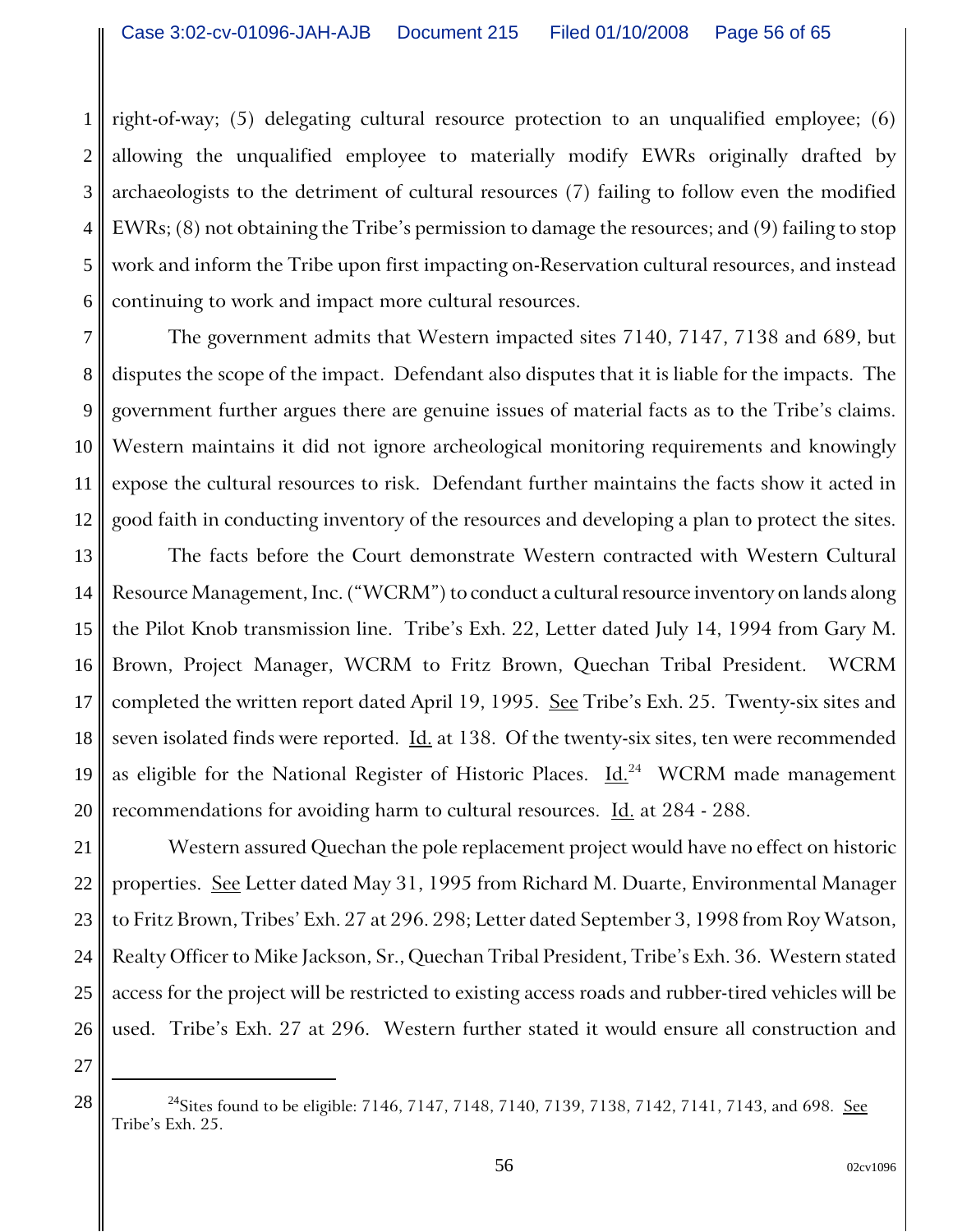right-of-way; (5) delegating cultural resource protection to an unqualified employee; (6) allowing the unqualified employee to materially modify EWRs originally drafted by archaeologists to the detriment of cultural resources (7) failing to follow even the modified EWRs; (8) not obtaining the Tribe's permission to damage the resources; and (9) failing to stop work and inform the Tribe upon first impacting on-Reservation cultural resources, and instead continuing to work and impact more cultural resources.

The government admits that Western impacted sites 7140, 7147, 7138 and 689, but disputes the scope of the impact. Defendant also disputes that it is liable for the impacts. The government further argues there are genuine issues of material facts as to the Tribe's claims. Western maintains it did not ignore archeological monitoring requirements and knowingly expose the cultural resources to risk. Defendant further maintains the facts show it acted in good faith in conducting inventory of the resources and developing a plan to protect the sites.

The facts before the Court demonstrate Western contracted with Western Cultural Resource Management, Inc. ("WCRM") to conduct a cultural resource inventory on lands along the Pilot Knob transmission line. Tribe's Exh. 22, Letter dated July 14, 1994 from Gary M. Brown, Project Manager, WCRM to Fritz Brown, Quechan Tribal President. WCRM completed the written report dated April 19, 1995. See Tribe's Exh. 25. Twenty-six sites and seven isolated finds were reported. Id. at 138. Of the twenty-six sites, ten were recommended as eligible for the National Register of Historic Places. Id.[24] WCRM made management recommendations for avoiding harm to cultural resources. Id. at 284 - 288.

Western assured Quechan the pole replacement project would have no effect on historic properties. See Letter dated May 31, 1995 from Richard M. Duarte, Environmental Manager to Fritz Brown, Tribes' Exh. 27 at 296. 298; Letter dated September 3, 1998 from Roy Watson, Realty Officer to Mike Jackson, Sr., Quechan Tribal President, Tribe's Exh. 36. Western stated access for the project will be restricted to existing access roads and rubber-tired vehicles will be used. Tribe's Exh. 27 at 296. Western further stated it would ensure all construction and

---

[24] Sites found to be eligible: 7146, 7147, 7148, 7140, 7139, 7138, 7142, 7141, 7143, and 698. See Tribe's Exh. 25.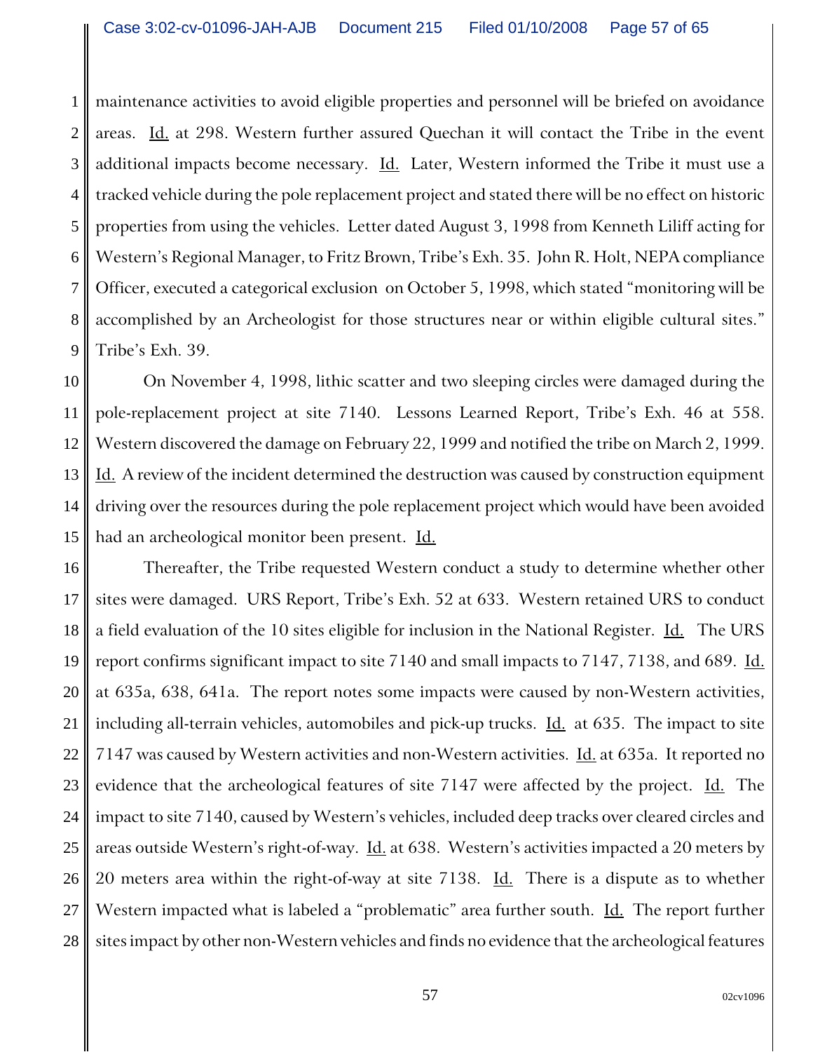maintenance activities to avoid eligible properties and personnel will be briefed on avoidance areas. Id. at 298. Western further assured Quechan it will contact the Tribe in the event additional impacts become necessary. Id. Later, Western informed the Tribe it must use a tracked vehicle during the pole replacement project and stated there will be no effect on historic properties from using the vehicles. Letter dated August 3, 1998 from Kenneth Liliff acting for Western's Regional Manager, to Fritz Brown, Tribe's Exh. 35. John R. Holt, NEPA compliance Officer, executed a categorical exclusion on October 5, 1998, which stated "monitoring will be accomplished by an Archeologist for those structures near or within eligible cultural sites." Tribe's Exh. 39.

On November 4, 1998, lithic scatter and two sleeping circles were damaged during the pole-replacement project at site 7140. Lessons Learned Report, Tribe's Exh. 46 at 558. Western discovered the damage on February 22, 1999 and notified the tribe on March 2, 1999. Id. A review of the incident determined the destruction was caused by construction equipment driving over the resources during the pole replacement project which would have been avoided had an archeological monitor been present. Id.

Thereafter, the Tribe requested Western conduct a study to determine whether other sites were damaged. URS Report, Tribe's Exh. 52 at 633. Western retained URS to conduct a field evaluation of the 10 sites eligible for inclusion in the National Register. Id. The URS report confirms significant impact to site 7140 and small impacts to 7147, 7138, and 689. Id. at 635a, 638, 641a. The report notes some impacts were caused by non-Western activities, including all-terrain vehicles, automobiles and pick-up trucks. Id. at 635. The impact to site 7147 was caused by Western activities and non-Western activities. Id. at 635a. It reported no evidence that the archeological features of site 7147 were affected by the project. Id. The impact to site 7140, caused by Western's vehicles, included deep tracks over cleared circles and areas outside Western's right-of-way. Id. at 638. Western's activities impacted a 20 meters by 20 meters area within the right-of-way at site 7138. Id. There is a dispute as to whether Western impacted what is labeled a "problematic" area further south. Id. The report further sites impact by other non-Western vehicles and finds no evidence that the archeological features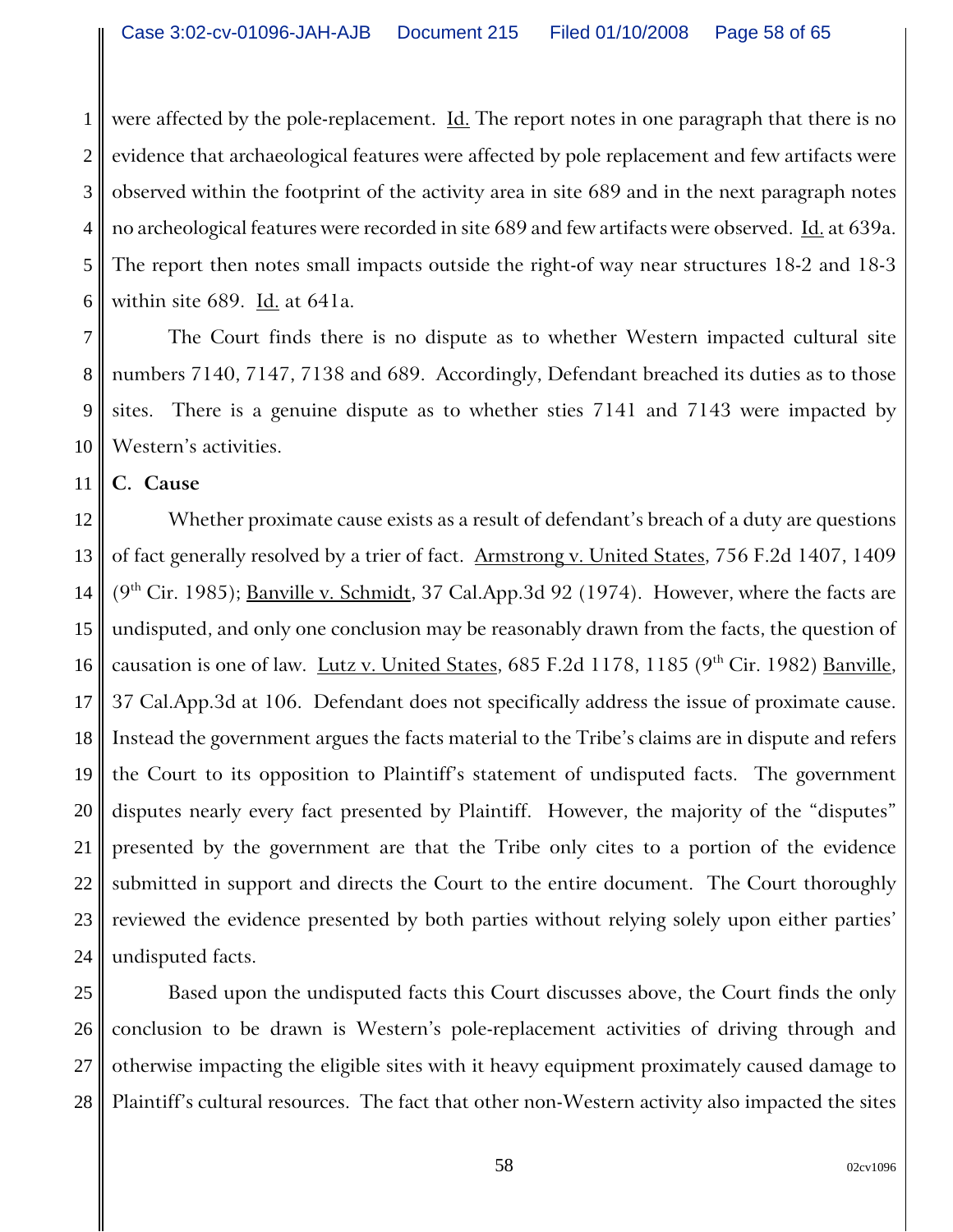were affected by the pole-replacement. Id. The report notes in one paragraph that there is no evidence that archaeological features were affected by pole replacement and few artifacts were observed within the footprint of the activity area in site 689 and in the next paragraph notes no archeological features were recorded in site 689 and few artifacts were observed. Id. at 639a. The report then notes small impacts outside the right-of way near structures 18-2 and 18-3 within site 689. Id. at 641a.

The Court finds there is no dispute as to whether Western impacted cultural site numbers 7140, 7147, 7138 and 689. Accordingly, Defendant breached its duties as to those sites. There is a genuine dispute as to whether sties 7141 and 7143 were impacted by Western's activities.

**C. Cause**

Whether proximate cause exists as a result of defendant's breach of a duty are questions of fact generally resolved by a trier of fact. Armstrong v. United States, 756 F.2d 1407, 1409 (9th Cir. 1985); Banville v. Schmidt, 37 Cal.App.3d 92 (1974). However, where the facts are undisputed, and only one conclusion may be reasonably drawn from the facts, the question of causation is one of law. Lutz v. United States, 685 F.2d 1178, 1185 (9th Cir. 1982) Banville, 37 Cal.App.3d at 106. Defendant does not specifically address the issue of proximate cause. Instead the government argues the facts material to the Tribe's claims are in dispute and refers the Court to its opposition to Plaintiff's statement of undisputed facts. The government disputes nearly every fact presented by Plaintiff. However, the majority of the "disputes" presented by the government are that the Tribe only cites to a portion of the evidence submitted in support and directs the Court to the entire document. The Court thoroughly reviewed the evidence presented by both parties without relying solely upon either parties' undisputed facts.

Based upon the undisputed facts this Court discusses above, the Court finds the only conclusion to be drawn is Western's pole-replacement activities of driving through and otherwise impacting the eligible sites with it heavy equipment proximately caused damage to Plaintiff's cultural resources. The fact that other non-Western activity also impacted the sites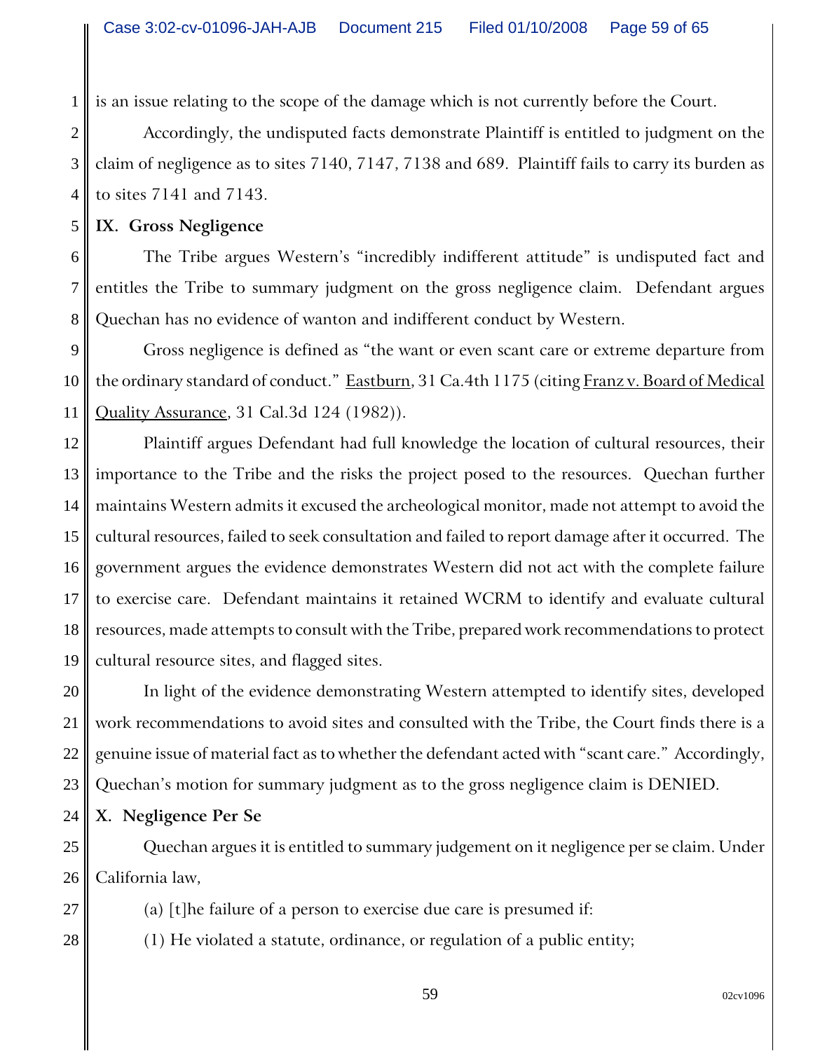is an issue relating to the scope of the damage which is not currently before the Court.

Accordingly, the undisputed facts demonstrate Plaintiff is entitled to judgment on the claim of negligence as to sites 7140, 7147, 7138 and 689. Plaintiff fails to carry its burden as to sites 7141 and 7143.

**IX. Gross Negligence**

The Tribe argues Western's "incredibly indifferent attitude" is undisputed fact and entitles the Tribe to summary judgment on the gross negligence claim. Defendant argues Quechan has no evidence of wanton and indifferent conduct by Western.

Gross negligence is defined as "the want or even scant care or extreme departure from the ordinary standard of conduct." Eastburn, 31 Ca.4th 1175 (citing Franz v. Board of Medical Quality Assurance, 31 Cal.3d 124 (1982)).

Plaintiff argues Defendant had full knowledge the location of cultural resources, their importance to the Tribe and the risks the project posed to the resources. Quechan further maintains Western admits it excused the archeological monitor, made not attempt to avoid the cultural resources, failed to seek consultation and failed to report damage after it occurred. The government argues the evidence demonstrates Western did not act with the complete failure to exercise care. Defendant maintains it retained WCRM to identify and evaluate cultural resources, made attempts to consult with the Tribe, prepared work recommendations to protect cultural resource sites, and flagged sites.

In light of the evidence demonstrating Western attempted to identify sites, developed work recommendations to avoid sites and consulted with the Tribe, the Court finds there is a genuine issue of material fact as to whether the defendant acted with "scant care." Accordingly, Quechan's motion for summary judgment as to the gross negligence claim is DENIED.

**X. Negligence Per Se**

Quechan argues it is entitled to summary judgement on it negligence per se claim. Under California law,

(a) [t]he failure of a person to exercise due care is presumed if:

(1) He violated a statute, ordinance, or regulation of a public entity;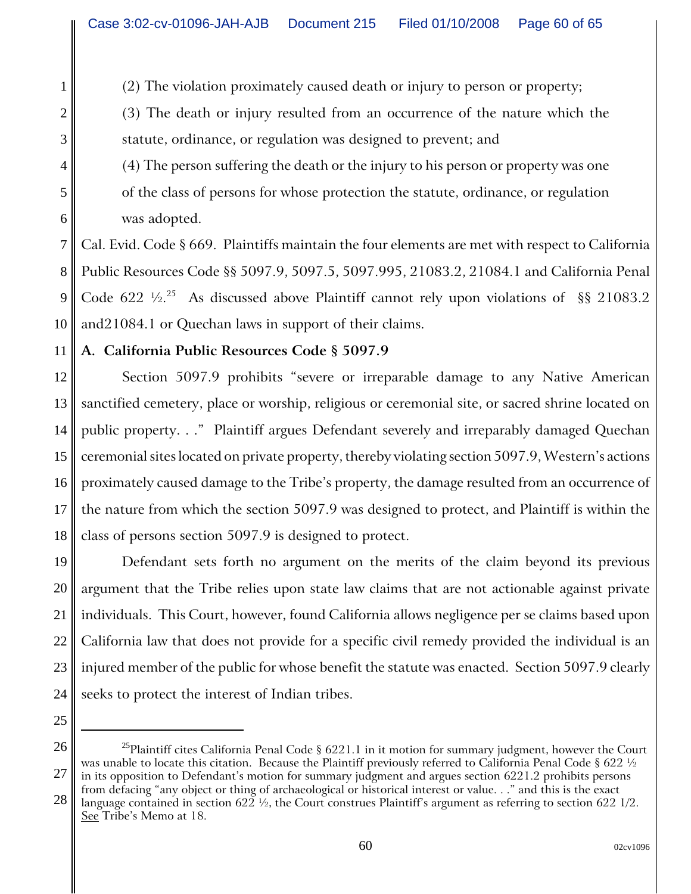(2) The violation proximately caused death or injury to person or property;

(3) The death or injury resulted from an occurrence of the nature which the statute, ordinance, or regulation was designed to prevent; and

(4) The person suffering the death or the injury to his person or property was one of the class of persons for whose protection the statute, ordinance, or regulation was adopted.

Cal. Evid. Code § 669. Plaintiffs maintain the four elements are met with respect to California Public Resources Code §§ 5097.9, 5097.5, 5097.995, 21083.2, 21084.1 and California Penal Code 622 ½.[25] As discussed above Plaintiff cannot rely upon violations of §§ 21083.2 and21084.1 or Quechan laws in support of their claims.

**A. California Public Resources Code § 5097.9**

Section 5097.9 prohibits "severe or irreparable damage to any Native American sanctified cemetery, place or worship, religious or ceremonial site, or sacred shrine located on public property. . ." Plaintiff argues Defendant severely and irreparably damaged Quechan ceremonial sites located on private property, thereby violating section 5097.9, Western's actions proximately caused damage to the Tribe's property, the damage resulted from an occurrence of the nature from which the section 5097.9 was designed to protect, and Plaintiff is within the class of persons section 5097.9 is designed to protect.

Defendant sets forth no argument on the merits of the claim beyond its previous argument that the Tribe relies upon state law claims that are not actionable against private individuals. This Court, however, found California allows negligence per se claims based upon California law that does not provide for a specific civil remedy provided the individual is an injured member of the public for whose benefit the statute was enacted. Section 5097.9 clearly seeks to protect the interest of Indian tribes.

---

[25] Plaintiff cites California Penal Code § 6221.1 in it motion for summary judgment, however the Court was unable to locate this citation. Because the Plaintiff previously referred to California Penal Code § 622 ½ in its opposition to Defendant's motion for summary judgment and argues section 6221.2 prohibits persons from defacing "any object or thing of archaeological or historical interest or value. . ." and this is the exact language contained in section 622 ½, the Court construes Plaintiff's argument as referring to section 622 1/2. See Tribe's Memo at 18.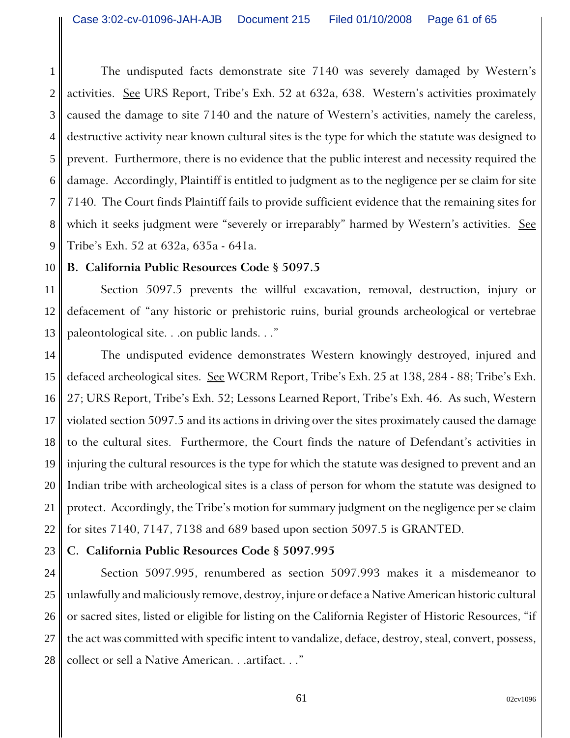The undisputed facts demonstrate site 7140 was severely damaged by Western's activities. See URS Report, Tribe's Exh. 52 at 632a, 638. Western's activities proximately caused the damage to site 7140 and the nature of Western's activities, namely the careless, destructive activity near known cultural sites is the type for which the statute was designed to prevent. Furthermore, there is no evidence that the public interest and necessity required the damage. Accordingly, Plaintiff is entitled to judgment as to the negligence per se claim for site 7140. The Court finds Plaintiff fails to provide sufficient evidence that the remaining sites for which it seeks judgment were "severely or irreparably" harmed by Western's activities. See Tribe's Exh. 52 at 632a, 635a - 641a.

**B. California Public Resources Code § 5097.5**

Section 5097.5 prevents the willful excavation, removal, destruction, injury or defacement of "any historic or prehistoric ruins, burial grounds archeological or vertebrae paleontological site. . .on public lands. . ."

The undisputed evidence demonstrates Western knowingly destroyed, injured and defaced archeological sites. See WCRM Report, Tribe's Exh. 25 at 138, 284 - 88; Tribe's Exh. 27; URS Report, Tribe's Exh. 52; Lessons Learned Report, Tribe's Exh. 46. As such, Western violated section 5097.5 and its actions in driving over the sites proximately caused the damage to the cultural sites. Furthermore, the Court finds the nature of Defendant's activities in injuring the cultural resources is the type for which the statute was designed to prevent and an Indian tribe with archeological sites is a class of person for whom the statute was designed to protect. Accordingly, the Tribe's motion for summary judgment on the negligence per se claim for sites 7140, 7147, 7138 and 689 based upon section 5097.5 is GRANTED.

**C. California Public Resources Code § 5097.995**

Section 5097.995, renumbered as section 5097.993 makes it a misdemeanor to unlawfully and maliciously remove, destroy, injure or deface a Native American historic cultural or sacred sites, listed or eligible for listing on the California Register of Historic Resources, "if the act was committed with specific intent to vandalize, deface, destroy, steal, convert, possess, collect or sell a Native American. . .artifact. . ."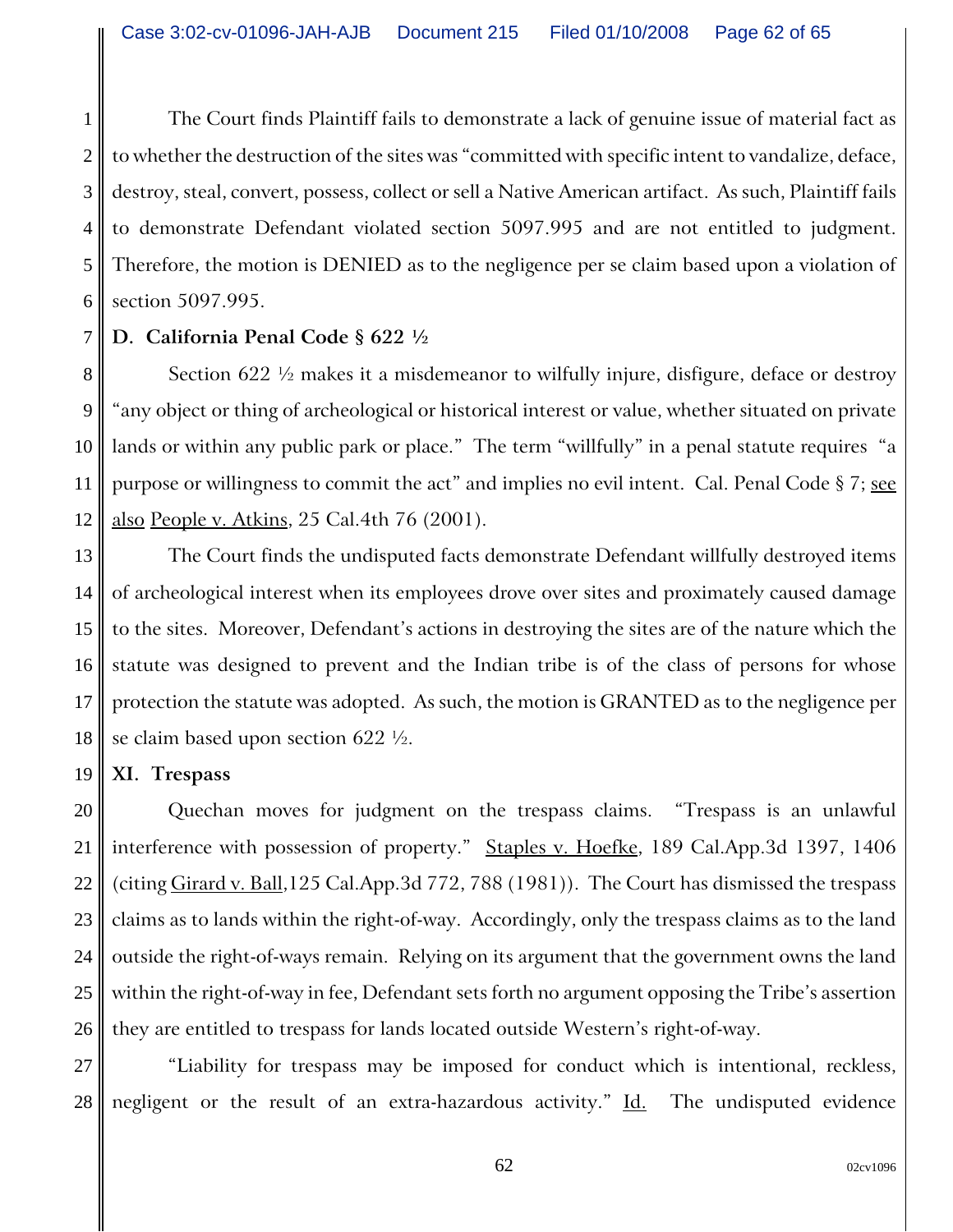The Court finds Plaintiff fails to demonstrate a lack of genuine issue of material fact as to whether the destruction of the sites was "committed with specific intent to vandalize, deface, destroy, steal, convert, possess, collect or sell a Native American artifact. As such, Plaintiff fails to demonstrate Defendant violated section 5097.995 and are not entitled to judgment. Therefore, the motion is DENIED as to the negligence per se claim based upon a violation of section 5097.995.

**D. California Penal Code § 622 ½**

Section 622 ½ makes it a misdemeanor to wilfully injure, disfigure, deface or destroy "any object or thing of archeological or historical interest or value, whether situated on private lands or within any public park or place." The term "willfully" in a penal statute requires "a purpose or willingness to commit the act" and implies no evil intent. Cal. Penal Code § 7; see also People v. Atkins, 25 Cal.4th 76 (2001).

The Court finds the undisputed facts demonstrate Defendant willfully destroyed items of archeological interest when its employees drove over sites and proximately caused damage to the sites. Moreover, Defendant's actions in destroying the sites are of the nature which the statute was designed to prevent and the Indian tribe is of the class of persons for whose protection the statute was adopted. As such, the motion is GRANTED as to the negligence per se claim based upon section 622 ½.

**XI. Trespass**

Quechan moves for judgment on the trespass claims. "Trespass is an unlawful interference with possession of property." Staples v. Hoefke, 189 Cal.App.3d 1397, 1406 (citing Girard v. Ball,125 Cal.App.3d 772, 788 (1981)). The Court has dismissed the trespass claims as to lands within the right-of-way. Accordingly, only the trespass claims as to the land outside the right-of-ways remain. Relying on its argument that the government owns the land within the right-of-way in fee, Defendant sets forth no argument opposing the Tribe's assertion they are entitled to trespass for lands located outside Western's right-of-way.

"Liability for trespass may be imposed for conduct which is intentional, reckless, negligent or the result of an extra-hazardous activity." Id. The undisputed evidence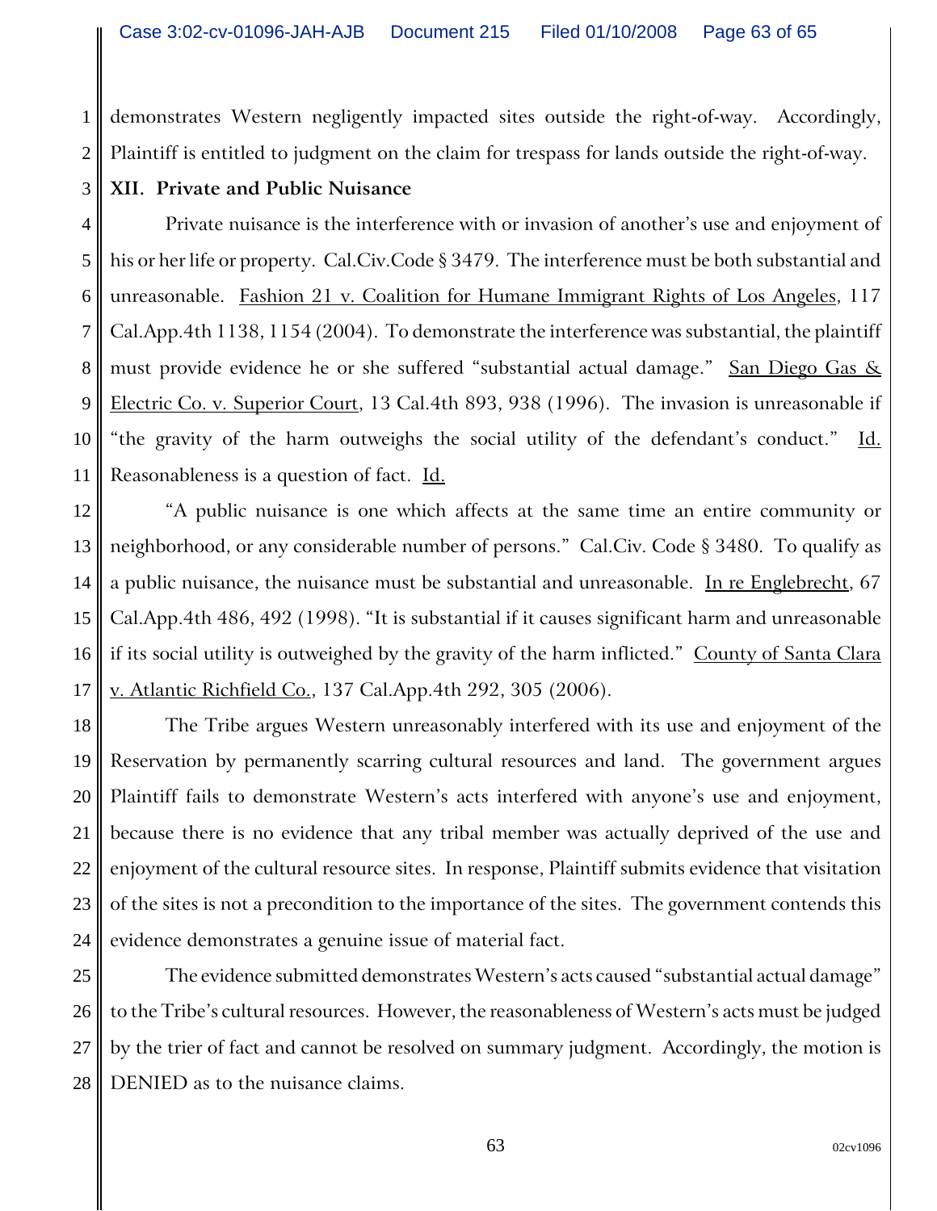demonstrates Western negligently impacted sites outside the right-of-way. Accordingly, Plaintiff is entitled to judgment on the claim for trespass for lands outside the right-of-way.

**XII. Private and Public Nuisance**

Private nuisance is the interference with or invasion of another's use and enjoyment of his or her life or property. Cal.Civ.Code § 3479. The interference must be both substantial and unreasonable. Fashion 21 v. Coalition for Humane Immigrant Rights of Los Angeles, 117 Cal.App.4th 1138, 1154 (2004). To demonstrate the interference was substantial, the plaintiff must provide evidence he or she suffered "substantial actual damage." San Diego Gas & Electric Co. v. Superior Court, 13 Cal.4th 893, 938 (1996). The invasion is unreasonable if "the gravity of the harm outweighs the social utility of the defendant's conduct." Id. Reasonableness is a question of fact. Id.

"A public nuisance is one which affects at the same time an entire community or neighborhood, or any considerable number of persons." Cal.Civ. Code § 3480. To qualify as a public nuisance, the nuisance must be substantial and unreasonable. In re Englebrecht, 67 Cal.App.4th 486, 492 (1998). "It is substantial if it causes significant harm and unreasonable if its social utility is outweighed by the gravity of the harm inflicted." County of Santa Clara v. Atlantic Richfield Co., 137 Cal.App.4th 292, 305 (2006).

The Tribe argues Western unreasonably interfered with its use and enjoyment of the Reservation by permanently scarring cultural resources and land. The government argues Plaintiff fails to demonstrate Western's acts interfered with anyone's use and enjoyment, because there is no evidence that any tribal member was actually deprived of the use and enjoyment of the cultural resource sites. In response, Plaintiff submits evidence that visitation of the sites is not a precondition to the importance of the sites. The government contends this evidence demonstrates a genuine issue of material fact.

The evidence submitted demonstrates Western's acts caused "substantial actual damage" to the Tribe's cultural resources. However, the reasonableness of Western's acts must be judged by the trier of fact and cannot be resolved on summary judgment. Accordingly, the motion is DENIED as to the nuisance claims.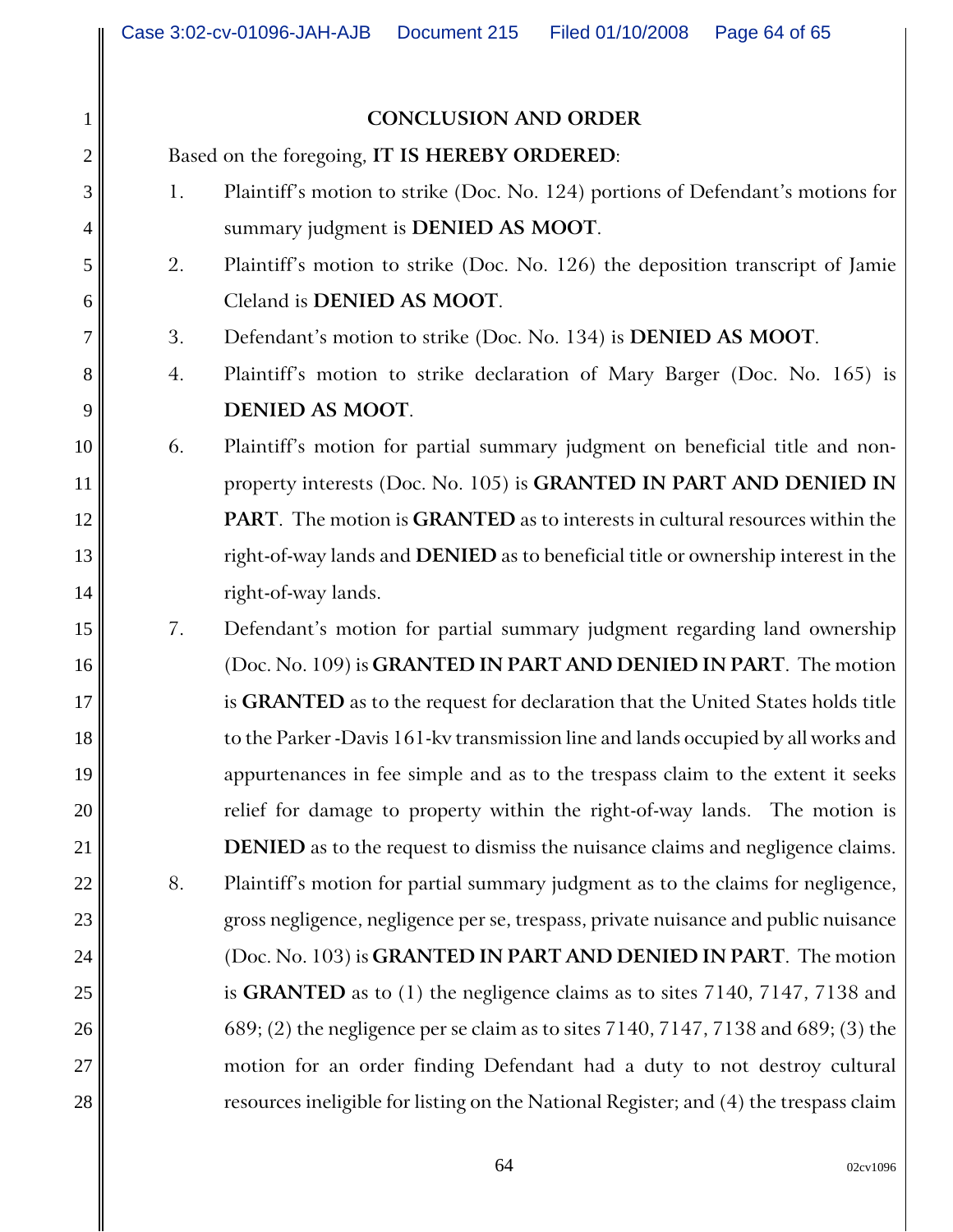## CONCLUSION AND ORDER

Based on the foregoing, **IT IS HEREBY ORDERED**:

1. Plaintiff's motion to strike (Doc. No. 124) portions of Defendant's motions for summary judgment is **DENIED AS MOOT**.
2. Plaintiff's motion to strike (Doc. No. 126) the deposition transcript of Jamie Cleland is **DENIED AS MOOT**.
3. Defendant's motion to strike (Doc. No. 134) is **DENIED AS MOOT**.
4. Plaintiff's motion to strike declaration of Mary Barger (Doc. No. 165) is **DENIED AS MOOT**.

6. Plaintiff's motion for partial summary judgment on beneficial title and non-property interests (Doc. No. 105) is **GRANTED IN PART AND DENIED IN PART**. The motion is **GRANTED** as to interests in cultural resources within the right-of-way lands and **DENIED** as to beneficial title or ownership interest in the right-of-way lands.
7. Defendant's motion for partial summary judgment regarding land ownership (Doc. No. 109) is **GRANTED IN PART AND DENIED IN PART**. The motion is **GRANTED** as to the request for declaration that the United States holds title to the Parker -Davis 161-kv transmission line and lands occupied by all works and appurtenances in fee simple and as to the trespass claim to the extent it seeks relief for damage to property within the right-of-way lands. The motion is **DENIED** as to the request to dismiss the nuisance claims and negligence claims.
8. Plaintiff's motion for partial summary judgment as to the claims for negligence, gross negligence, negligence per se, trespass, private nuisance and public nuisance (Doc. No. 103) is **GRANTED IN PART AND DENIED IN PART**. The motion is **GRANTED** as to (1) the negligence claims as to sites 7140, 7147, 7138 and 689; (2) the negligence per se claim as to sites 7140, 7147, 7138 and 689; (3) the motion for an order finding Defendant had a duty to not destroy cultural resources ineligible for listing on the National Register; and (4) the trespass claim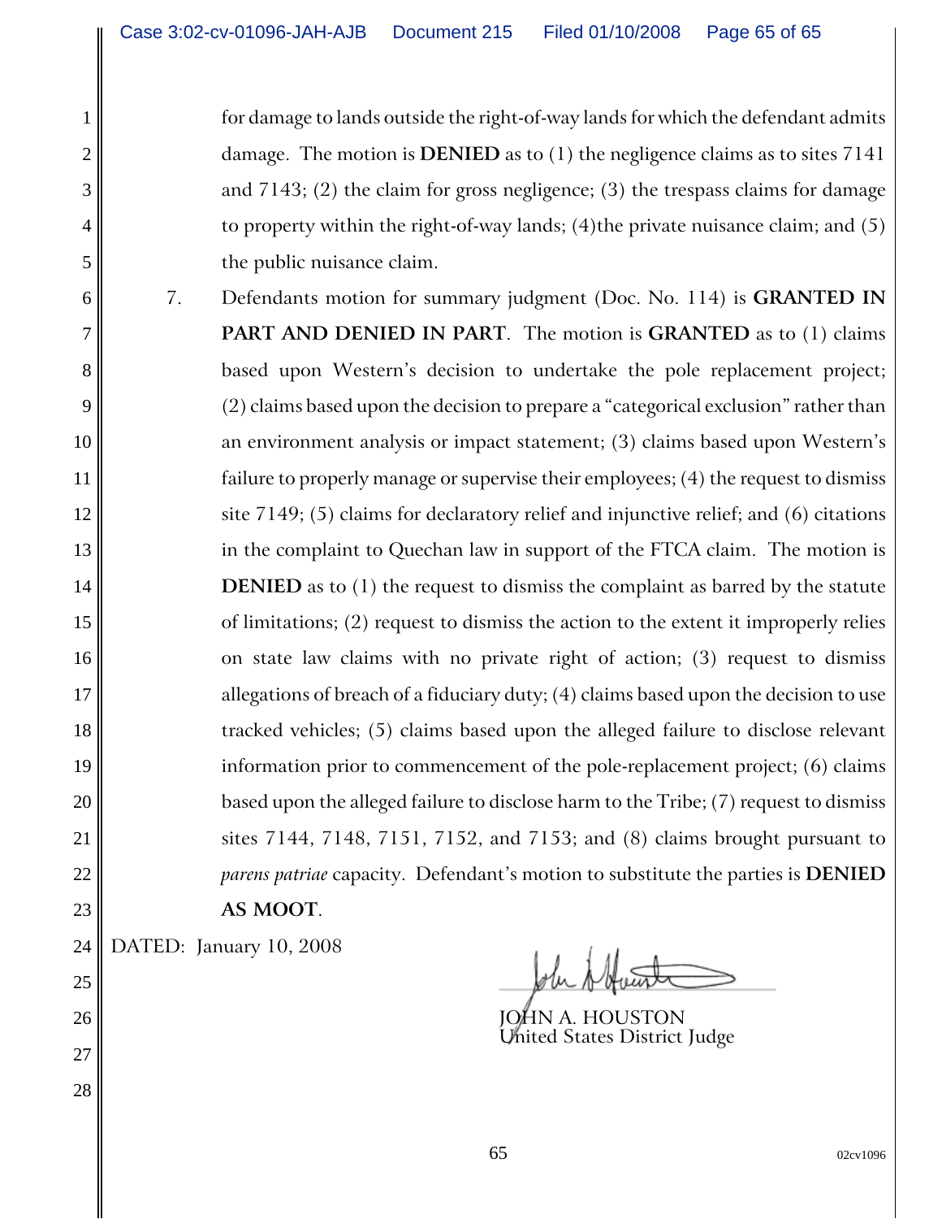for damage to lands outside the right-of-way lands for which the defendant admits damage. The motion is **DENIED** as to (1) the negligence claims as to sites 7141 and 7143; (2) the claim for gross negligence; (3) the trespass claims for damage to property within the right-of-way lands; (4)the private nuisance claim; and (5) the public nuisance claim.

7. Defendants motion for summary judgment (Doc. No. 114) is **GRANTED IN PART AND DENIED IN PART**. The motion is **GRANTED** as to (1) claims based upon Western's decision to undertake the pole replacement project; (2) claims based upon the decision to prepare a "categorical exclusion" rather than an environment analysis or impact statement; (3) claims based upon Western's failure to properly manage or supervise their employees; (4) the request to dismiss site 7149; (5) claims for declaratory relief and injunctive relief; and (6) citations in the complaint to Quechan law in support of the FTCA claim. The motion is **DENIED** as to (1) the request to dismiss the complaint as barred by the statute of limitations; (2) request to dismiss the action to the extent it improperly relies on state law claims with no private right of action; (3) request to dismiss allegations of breach of a fiduciary duty; (4) claims based upon the decision to use tracked vehicles; (5) claims based upon the alleged failure to disclose relevant information prior to commencement of the pole-replacement project; (6) claims based upon the alleged failure to disclose harm to the Tribe; (7) request to dismiss sites 7144, 7148, 7151, 7152, and 7153; and (8) claims brought pursuant to *parens patriae* capacity. Defendant's motion to substitute the parties is **DENIED AS MOOT**.

DATED: January 10, 2008

JOHN A. HOUSTON
United States District Judge